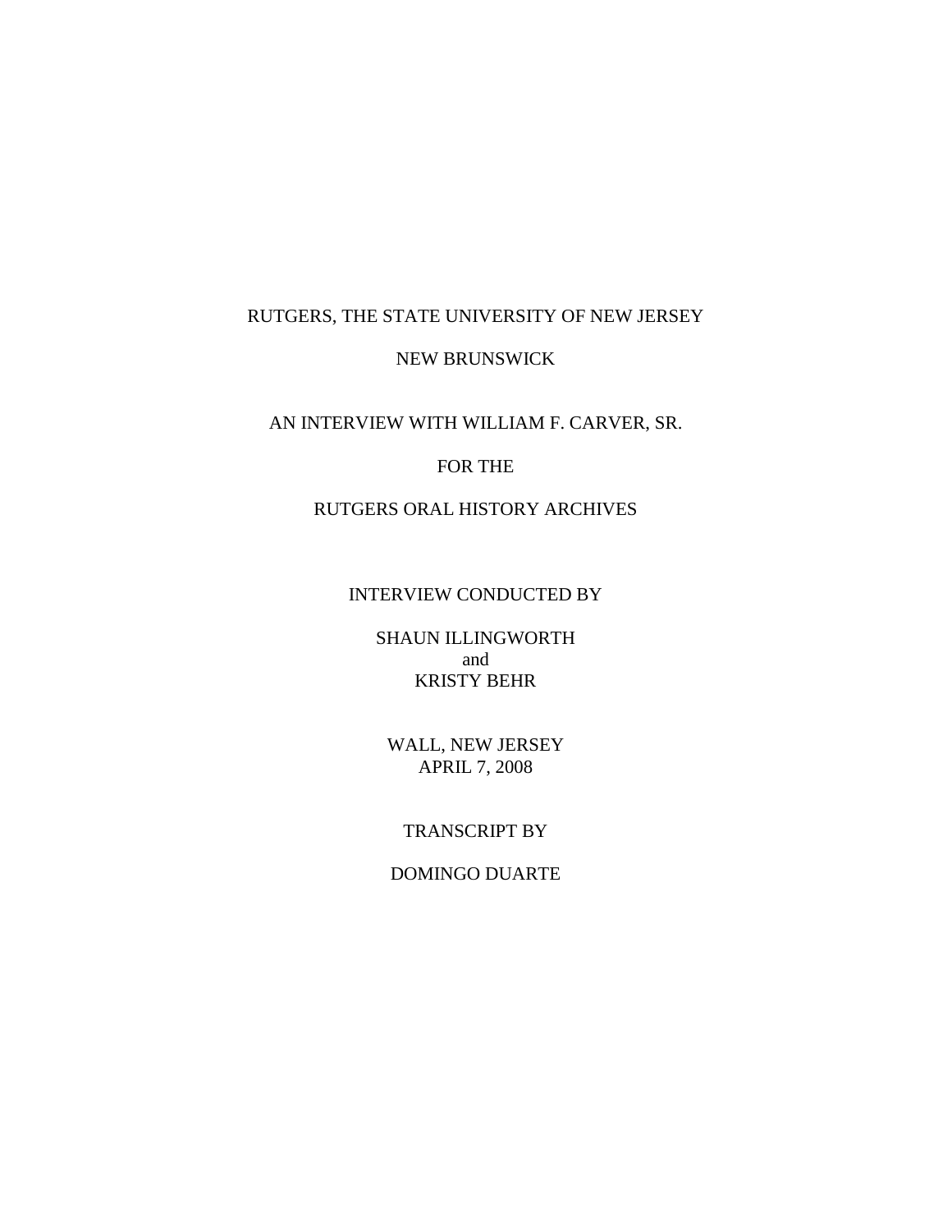RUTGERS, THE STATE UNIVERSITY OF NEW JERSEY

NEW BRUNSWICK

AN INTERVIEW WITH WILLIAM F. CARVER, SR.

FOR THE

RUTGERS ORAL HISTORY ARCHIVES

INTERVIEW CONDUCTED BY

SHAUN ILLINGWORTH
and
KRISTY BEHR

WALL, NEW JERSEY
APRIL 7, 2008

TRANSCRIPT BY

DOMINGO DUARTE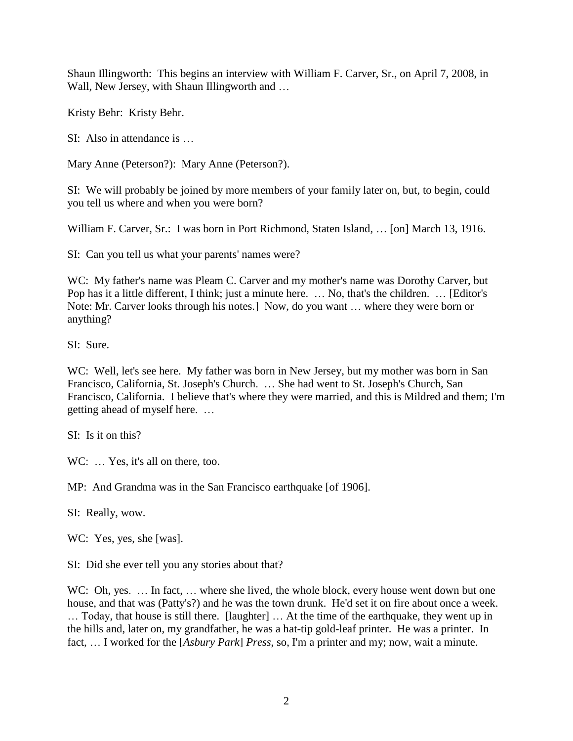Shaun Illingworth: This begins an interview with William F. Carver, Sr., on April 7, 2008, in Wall, New Jersey, with Shaun Illingworth and …

Kristy Behr: Kristy Behr.

SI: Also in attendance is …

Mary Anne (Peterson?): Mary Anne (Peterson?).

SI: We will probably be joined by more members of your family later on, but, to begin, could you tell us where and when you were born?

William F. Carver, Sr.: I was born in Port Richmond, Staten Island, … [on] March 13, 1916.

SI: Can you tell us what your parents' names were?

WC: My father's name was Pleam C. Carver and my mother's name was Dorothy Carver, but Pop has it a little different, I think; just a minute here. … No, that's the children. … [Editor's Note: Mr. Carver looks through his notes.] Now, do you want … where they were born or anything?

SI: Sure.

WC: Well, let's see here. My father was born in New Jersey, but my mother was born in San Francisco, California, St. Joseph's Church. … She had went to St. Joseph's Church, San Francisco, California. I believe that's where they were married, and this is Mildred and them; I'm getting ahead of myself here. …

SI: Is it on this?

WC: … Yes, it's all on there, too.

MP: And Grandma was in the San Francisco earthquake [of 1906].

SI: Really, wow.

WC: Yes, yes, she [was].

SI: Did she ever tell you any stories about that?

WC: Oh, yes. … In fact, … where she lived, the whole block, every house went down but one house, and that was (Patty's?) and he was the town drunk. He'd set it on fire about once a week. … Today, that house is still there. [laughter] … At the time of the earthquake, they went up in the hills and, later on, my grandfather, he was a hat-tip gold-leaf printer. He was a printer. In fact, … I worked for the [*Asbury Park*] *Press*, so, I'm a printer and my; now, wait a minute.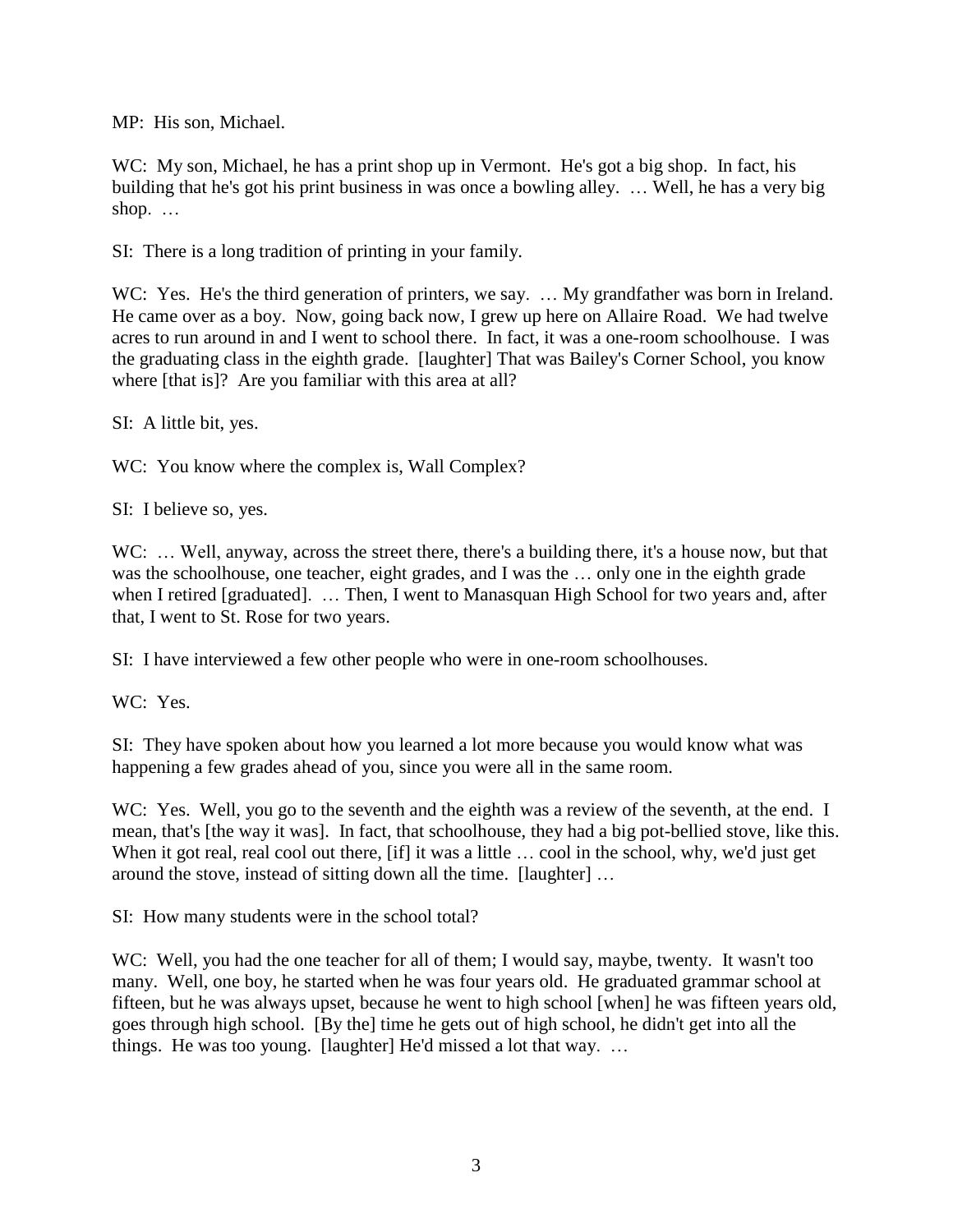MP: His son, Michael.

WC: My son, Michael, he has a print shop up in Vermont. He's got a big shop. In fact, his building that he's got his print business in was once a bowling alley. … Well, he has a very big shop. …

SI: There is a long tradition of printing in your family.

WC: Yes. He's the third generation of printers, we say. … My grandfather was born in Ireland. He came over as a boy. Now, going back now, I grew up here on Allaire Road. We had twelve acres to run around in and I went to school there. In fact, it was a one-room schoolhouse. I was the graduating class in the eighth grade. [laughter] That was Bailey's Corner School, you know where [that is]? Are you familiar with this area at all?

SI: A little bit, yes.

WC: You know where the complex is, Wall Complex?

SI: I believe so, yes.

WC: … Well, anyway, across the street there, there's a building there, it's a house now, but that was the schoolhouse, one teacher, eight grades, and I was the … only one in the eighth grade when I retired [graduated]. … Then, I went to Manasquan High School for two years and, after that, I went to St. Rose for two years.

SI: I have interviewed a few other people who were in one-room schoolhouses.

WC: Yes.

SI: They have spoken about how you learned a lot more because you would know what was happening a few grades ahead of you, since you were all in the same room.

WC: Yes. Well, you go to the seventh and the eighth was a review of the seventh, at the end. I mean, that's [the way it was]. In fact, that schoolhouse, they had a big pot-bellied stove, like this. When it got real, real cool out there, [if] it was a little … cool in the school, why, we'd just get around the stove, instead of sitting down all the time. [laughter] …

SI: How many students were in the school total?

WC: Well, you had the one teacher for all of them; I would say, maybe, twenty. It wasn't too many. Well, one boy, he started when he was four years old. He graduated grammar school at fifteen, but he was always upset, because he went to high school [when] he was fifteen years old, goes through high school. [By the] time he gets out of high school, he didn't get into all the things. He was too young. [laughter] He'd missed a lot that way. …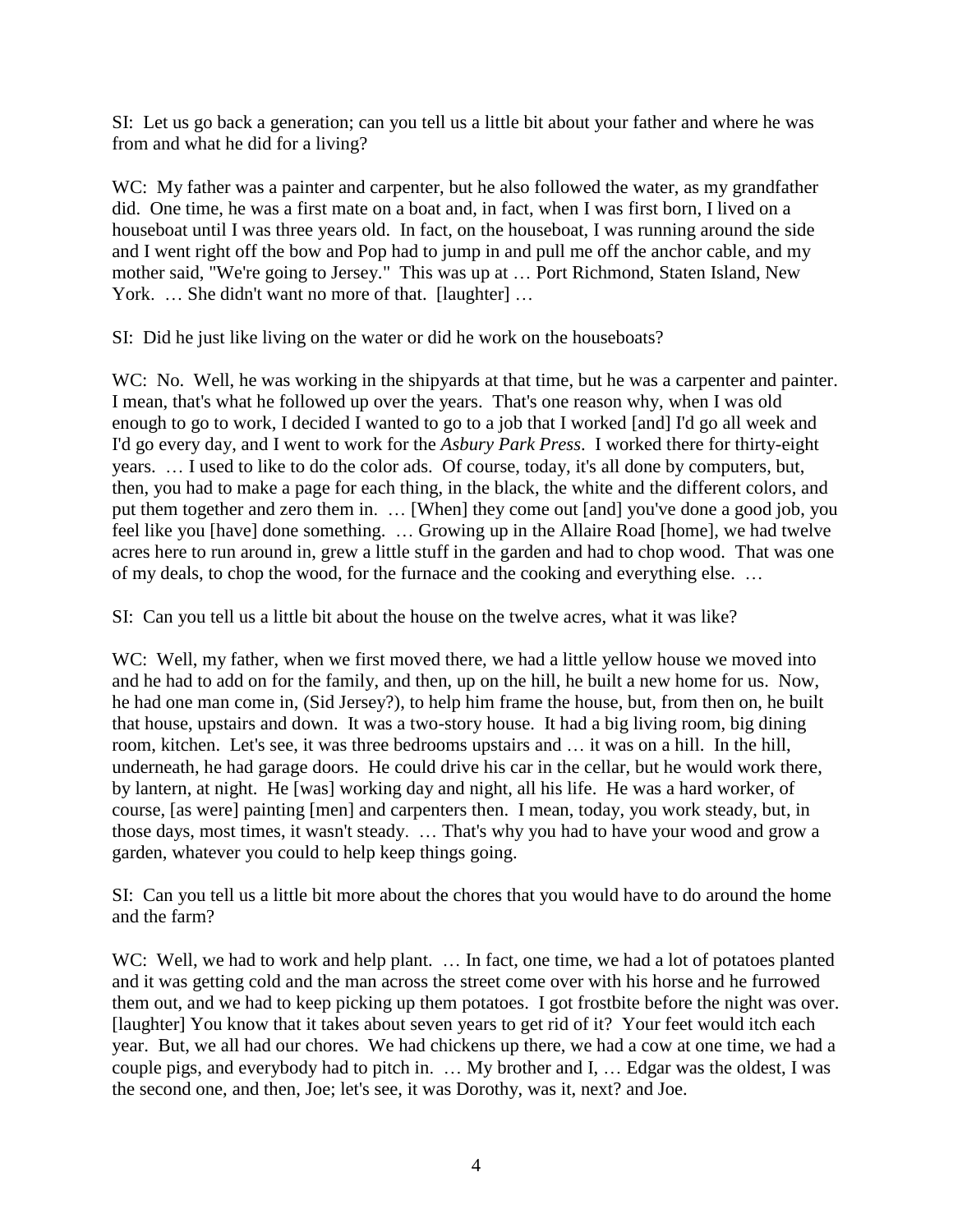SI: Let us go back a generation; can you tell us a little bit about your father and where he was from and what he did for a living?

WC: My father was a painter and carpenter, but he also followed the water, as my grandfather did. One time, he was a first mate on a boat and, in fact, when I was first born, I lived on a houseboat until I was three years old. In fact, on the houseboat, I was running around the side and I went right off the bow and Pop had to jump in and pull me off the anchor cable, and my mother said, "We're going to Jersey." This was up at … Port Richmond, Staten Island, New York. … She didn't want no more of that. [laughter] …

SI: Did he just like living on the water or did he work on the houseboats?

WC: No. Well, he was working in the shipyards at that time, but he was a carpenter and painter. I mean, that's what he followed up over the years. That's one reason why, when I was old enough to go to work, I decided I wanted to go to a job that I worked [and] I'd go all week and I'd go every day, and I went to work for the *Asbury Park Press*. I worked there for thirty-eight years. … I used to like to do the color ads. Of course, today, it's all done by computers, but, then, you had to make a page for each thing, in the black, the white and the different colors, and put them together and zero them in. … [When] they come out [and] you've done a good job, you feel like you [have] done something. … Growing up in the Allaire Road [home], we had twelve acres here to run around in, grew a little stuff in the garden and had to chop wood. That was one of my deals, to chop the wood, for the furnace and the cooking and everything else. …

SI: Can you tell us a little bit about the house on the twelve acres, what it was like?

WC: Well, my father, when we first moved there, we had a little yellow house we moved into and he had to add on for the family, and then, up on the hill, he built a new home for us. Now, he had one man come in, (Sid Jersey?), to help him frame the house, but, from then on, he built that house, upstairs and down. It was a two-story house. It had a big living room, big dining room, kitchen. Let's see, it was three bedrooms upstairs and … it was on a hill. In the hill, underneath, he had garage doors. He could drive his car in the cellar, but he would work there, by lantern, at night. He [was] working day and night, all his life. He was a hard worker, of course, [as were] painting [men] and carpenters then. I mean, today, you work steady, but, in those days, most times, it wasn't steady. … That's why you had to have your wood and grow a garden, whatever you could to help keep things going.

SI: Can you tell us a little bit more about the chores that you would have to do around the home and the farm?

WC: Well, we had to work and help plant. … In fact, one time, we had a lot of potatoes planted and it was getting cold and the man across the street come over with his horse and he furrowed them out, and we had to keep picking up them potatoes. I got frostbite before the night was over. [laughter] You know that it takes about seven years to get rid of it? Your feet would itch each year. But, we all had our chores. We had chickens up there, we had a cow at one time, we had a couple pigs, and everybody had to pitch in. … My brother and I, … Edgar was the oldest, I was the second one, and then, Joe; let's see, it was Dorothy, was it, next? and Joe.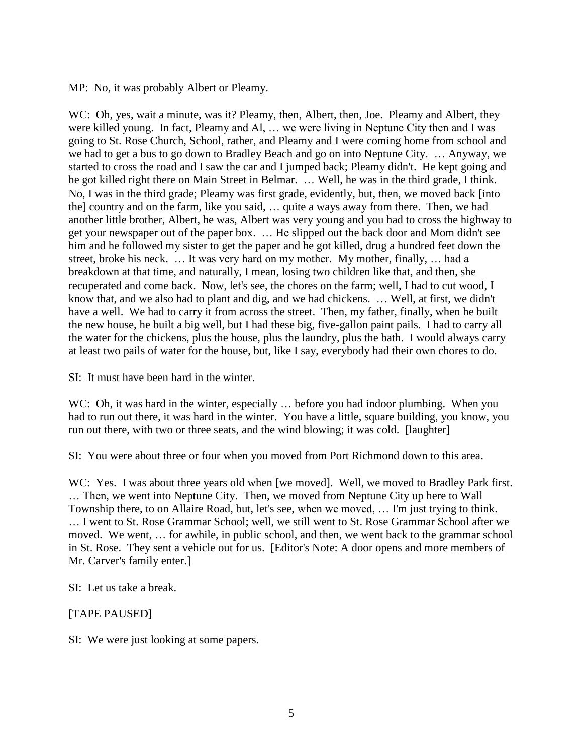MP: No, it was probably Albert or Pleamy.

WC: Oh, yes, wait a minute, was it? Pleamy, then, Albert, then, Joe. Pleamy and Albert, they were killed young. In fact, Pleamy and Al, … we were living in Neptune City then and I was going to St. Rose Church, School, rather, and Pleamy and I were coming home from school and we had to get a bus to go down to Bradley Beach and go on into Neptune City. … Anyway, we started to cross the road and I saw the car and I jumped back; Pleamy didn't. He kept going and he got killed right there on Main Street in Belmar. … Well, he was in the third grade, I think. No, I was in the third grade; Pleamy was first grade, evidently, but, then, we moved back [into the] country and on the farm, like you said, … quite a ways away from there. Then, we had another little brother, Albert, he was, Albert was very young and you had to cross the highway to get your newspaper out of the paper box. … He slipped out the back door and Mom didn't see him and he followed my sister to get the paper and he got killed, drug a hundred feet down the street, broke his neck. … It was very hard on my mother. My mother, finally, … had a breakdown at that time, and naturally, I mean, losing two children like that, and then, she recuperated and come back. Now, let's see, the chores on the farm; well, I had to cut wood, I know that, and we also had to plant and dig, and we had chickens. … Well, at first, we didn't have a well. We had to carry it from across the street. Then, my father, finally, when he built the new house, he built a big well, but I had these big, five-gallon paint pails. I had to carry all the water for the chickens, plus the house, plus the laundry, plus the bath. I would always carry at least two pails of water for the house, but, like I say, everybody had their own chores to do.

SI: It must have been hard in the winter.

WC: Oh, it was hard in the winter, especially … before you had indoor plumbing. When you had to run out there, it was hard in the winter. You have a little, square building, you know, you run out there, with two or three seats, and the wind blowing; it was cold. [laughter]

SI: You were about three or four when you moved from Port Richmond down to this area.

WC: Yes. I was about three years old when [we moved]. Well, we moved to Bradley Park first. … Then, we went into Neptune City. Then, we moved from Neptune City up here to Wall Township there, to on Allaire Road, but, let's see, when we moved, … I'm just trying to think. … I went to St. Rose Grammar School; well, we still went to St. Rose Grammar School after we moved. We went, … for awhile, in public school, and then, we went back to the grammar school in St. Rose. They sent a vehicle out for us. [Editor's Note: A door opens and more members of Mr. Carver's family enter.]

SI: Let us take a break.

[TAPE PAUSED]

SI: We were just looking at some papers.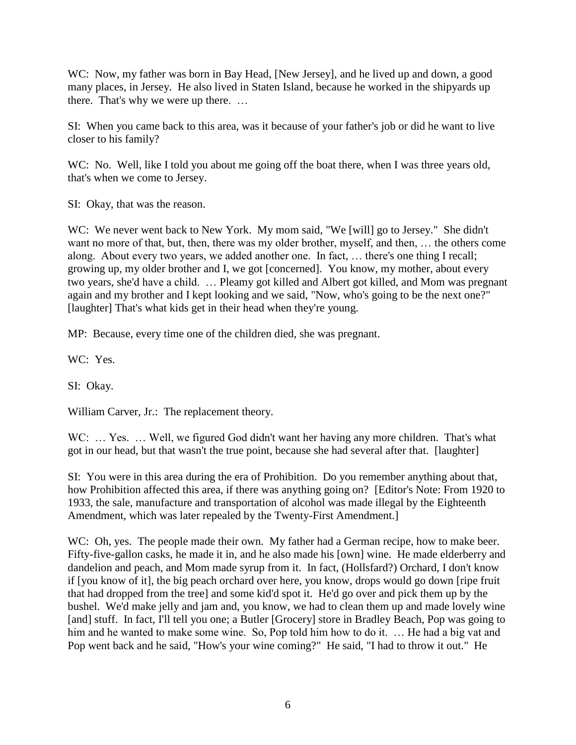WC: Now, my father was born in Bay Head, [New Jersey], and he lived up and down, a good many places, in Jersey. He also lived in Staten Island, because he worked in the shipyards up there. That's why we were up there. …

SI: When you came back to this area, was it because of your father's job or did he want to live closer to his family?

WC: No. Well, like I told you about me going off the boat there, when I was three years old, that's when we come to Jersey.

SI: Okay, that was the reason.

WC: We never went back to New York. My mom said, "We [will] go to Jersey." She didn't want no more of that, but, then, there was my older brother, myself, and then, … the others come along. About every two years, we added another one. In fact, … there's one thing I recall; growing up, my older brother and I, we got [concerned]. You know, my mother, about every two years, she'd have a child. … Pleamy got killed and Albert got killed, and Mom was pregnant again and my brother and I kept looking and we said, "Now, who's going to be the next one?" [laughter] That's what kids get in their head when they're young.

MP: Because, every time one of the children died, she was pregnant.

WC: Yes.

SI: Okay.

William Carver, Jr.: The replacement theory.

WC: … Yes. … Well, we figured God didn't want her having any more children. That's what got in our head, but that wasn't the true point, because she had several after that. [laughter]

SI: You were in this area during the era of Prohibition. Do you remember anything about that, how Prohibition affected this area, if there was anything going on? [Editor's Note: From 1920 to 1933, the sale, manufacture and transportation of alcohol was made illegal by the Eighteenth Amendment, which was later repealed by the Twenty-First Amendment.]

WC: Oh, yes. The people made their own. My father had a German recipe, how to make beer. Fifty-five-gallon casks, he made it in, and he also made his [own] wine. He made elderberry and dandelion and peach, and Mom made syrup from it. In fact, (Hollsfard?) Orchard, I don't know if [you know of it], the big peach orchard over here, you know, drops would go down [ripe fruit that had dropped from the tree] and some kid'd spot it. He'd go over and pick them up by the bushel. We'd make jelly and jam and, you know, we had to clean them up and made lovely wine [and] stuff. In fact, I'll tell you one; a Butler [Grocery] store in Bradley Beach, Pop was going to him and he wanted to make some wine. So, Pop told him how to do it. … He had a big vat and Pop went back and he said, "How's your wine coming?" He said, "I had to throw it out." He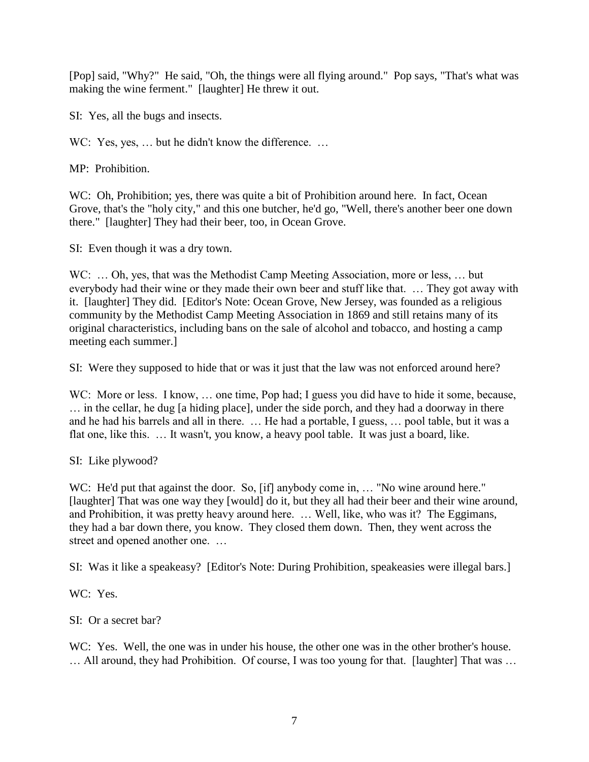[Pop] said, "Why?" He said, "Oh, the things were all flying around." Pop says, "That's what was making the wine ferment." [laughter] He threw it out.

SI: Yes, all the bugs and insects.

WC: Yes, yes, … but he didn't know the difference. …

MP: Prohibition.

WC: Oh, Prohibition; yes, there was quite a bit of Prohibition around here. In fact, Ocean Grove, that's the "holy city," and this one butcher, he'd go, "Well, there's another beer one down there." [laughter] They had their beer, too, in Ocean Grove.

SI: Even though it was a dry town.

WC: … Oh, yes, that was the Methodist Camp Meeting Association, more or less, … but everybody had their wine or they made their own beer and stuff like that. … They got away with it. [laughter] They did. [Editor's Note: Ocean Grove, New Jersey, was founded as a religious community by the Methodist Camp Meeting Association in 1869 and still retains many of its original characteristics, including bans on the sale of alcohol and tobacco, and hosting a camp meeting each summer.]

SI: Were they supposed to hide that or was it just that the law was not enforced around here?

WC: More or less. I know, … one time, Pop had; I guess you did have to hide it some, because, … in the cellar, he dug [a hiding place], under the side porch, and they had a doorway in there and he had his barrels and all in there. … He had a portable, I guess, … pool table, but it was a flat one, like this. … It wasn't, you know, a heavy pool table. It was just a board, like.

SI: Like plywood?

WC: He'd put that against the door. So, [if] anybody come in, … "No wine around here." [laughter] That was one way they [would] do it, but they all had their beer and their wine around, and Prohibition, it was pretty heavy around here. … Well, like, who was it? The Eggimans, they had a bar down there, you know. They closed them down. Then, they went across the street and opened another one. …

SI: Was it like a speakeasy? [Editor's Note: During Prohibition, speakeasies were illegal bars.]

WC: Yes.

SI: Or a secret bar?

WC: Yes. Well, the one was in under his house, the other one was in the other brother's house. … All around, they had Prohibition. Of course, I was too young for that. [laughter] That was …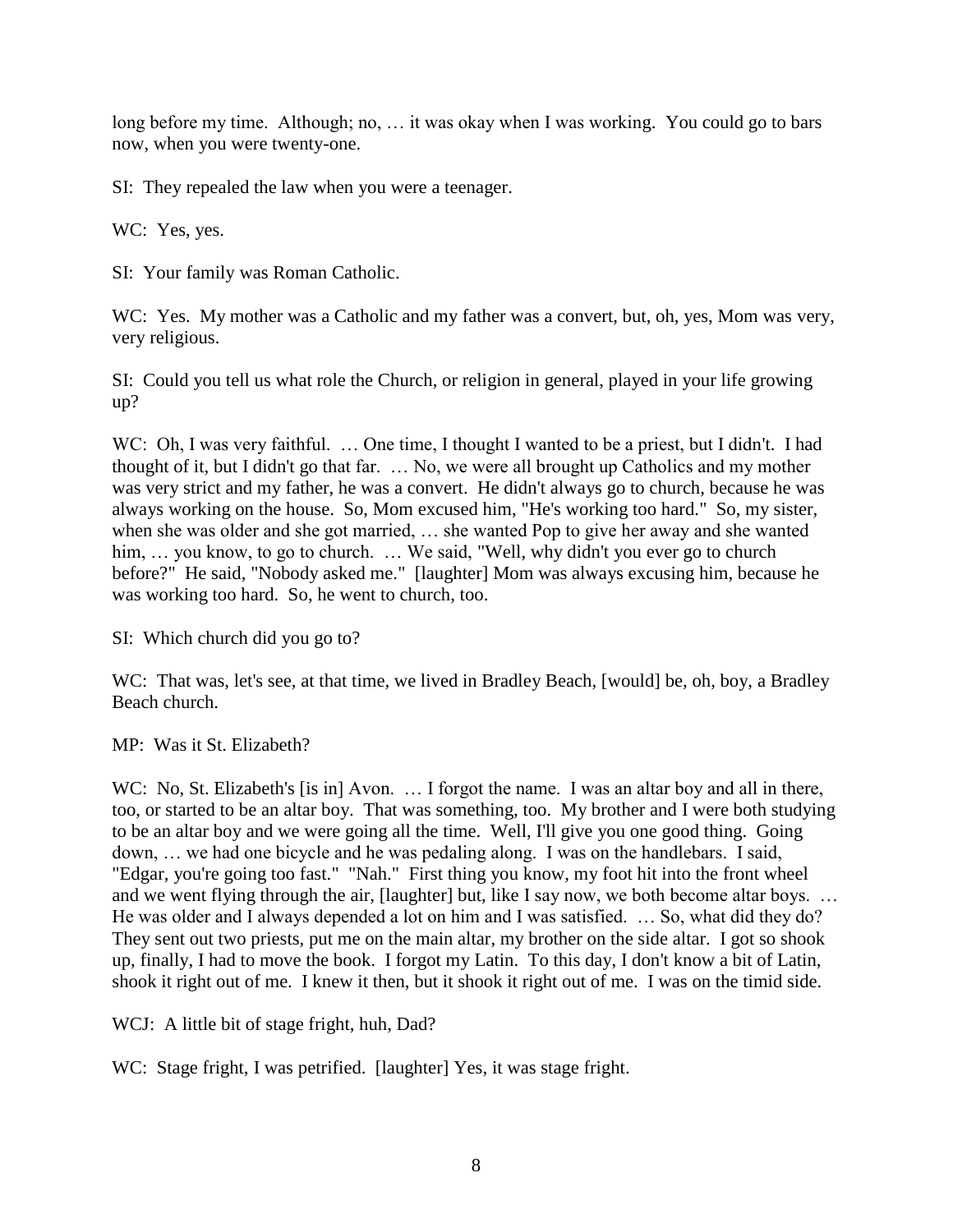long before my time. Although; no, … it was okay when I was working. You could go to bars now, when you were twenty-one.

SI: They repealed the law when you were a teenager.

WC: Yes, yes.

SI: Your family was Roman Catholic.

WC: Yes. My mother was a Catholic and my father was a convert, but, oh, yes, Mom was very, very religious.

SI: Could you tell us what role the Church, or religion in general, played in your life growing up?

WC: Oh, I was very faithful. … One time, I thought I wanted to be a priest, but I didn't. I had thought of it, but I didn't go that far. … No, we were all brought up Catholics and my mother was very strict and my father, he was a convert. He didn't always go to church, because he was always working on the house. So, Mom excused him, "He's working too hard." So, my sister, when she was older and she got married, … she wanted Pop to give her away and she wanted him, … you know, to go to church. … We said, "Well, why didn't you ever go to church before?" He said, "Nobody asked me." [laughter] Mom was always excusing him, because he was working too hard. So, he went to church, too.

SI: Which church did you go to?

WC: That was, let's see, at that time, we lived in Bradley Beach, [would] be, oh, boy, a Bradley Beach church.

MP: Was it St. Elizabeth?

WC: No, St. Elizabeth's [is in] Avon. … I forgot the name. I was an altar boy and all in there, too, or started to be an altar boy. That was something, too. My brother and I were both studying to be an altar boy and we were going all the time. Well, I'll give you one good thing. Going down, … we had one bicycle and he was pedaling along. I was on the handlebars. I said, "Edgar, you're going too fast." "Nah." First thing you know, my foot hit into the front wheel and we went flying through the air, [laughter] but, like I say now, we both become altar boys. … He was older and I always depended a lot on him and I was satisfied. … So, what did they do? They sent out two priests, put me on the main altar, my brother on the side altar. I got so shook up, finally, I had to move the book. I forgot my Latin. To this day, I don't know a bit of Latin, shook it right out of me. I knew it then, but it shook it right out of me. I was on the timid side.

WCJ: A little bit of stage fright, huh, Dad?

WC: Stage fright, I was petrified. [laughter] Yes, it was stage fright.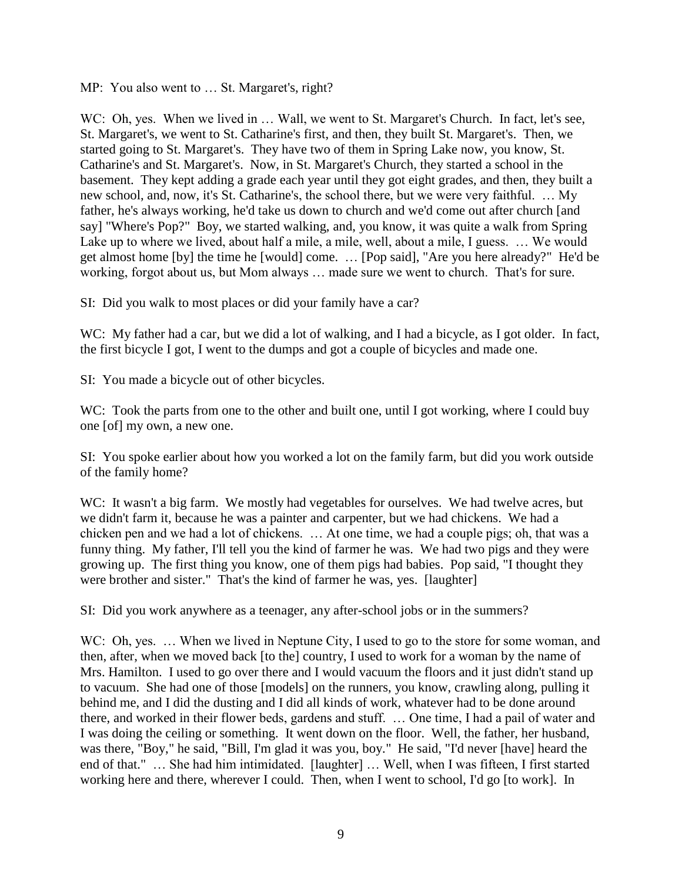MP: You also went to … St. Margaret's, right?

WC: Oh, yes. When we lived in … Wall, we went to St. Margaret's Church. In fact, let's see, St. Margaret's, we went to St. Catharine's first, and then, they built St. Margaret's. Then, we started going to St. Margaret's. They have two of them in Spring Lake now, you know, St. Catharine's and St. Margaret's. Now, in St. Margaret's Church, they started a school in the basement. They kept adding a grade each year until they got eight grades, and then, they built a new school, and, now, it's St. Catharine's, the school there, but we were very faithful. … My father, he's always working, he'd take us down to church and we'd come out after church [and say] "Where's Pop?" Boy, we started walking, and, you know, it was quite a walk from Spring Lake up to where we lived, about half a mile, a mile, well, about a mile, I guess. … We would get almost home [by] the time he [would] come. … [Pop said], "Are you here already?" He'd be working, forgot about us, but Mom always … made sure we went to church. That's for sure.

SI: Did you walk to most places or did your family have a car?

WC: My father had a car, but we did a lot of walking, and I had a bicycle, as I got older. In fact, the first bicycle I got, I went to the dumps and got a couple of bicycles and made one.

SI: You made a bicycle out of other bicycles.

WC: Took the parts from one to the other and built one, until I got working, where I could buy one [of] my own, a new one.

SI: You spoke earlier about how you worked a lot on the family farm, but did you work outside of the family home?

WC: It wasn't a big farm. We mostly had vegetables for ourselves. We had twelve acres, but we didn't farm it, because he was a painter and carpenter, but we had chickens. We had a chicken pen and we had a lot of chickens. … At one time, we had a couple pigs; oh, that was a funny thing. My father, I'll tell you the kind of farmer he was. We had two pigs and they were growing up. The first thing you know, one of them pigs had babies. Pop said, "I thought they were brother and sister." That's the kind of farmer he was, yes. [laughter]

SI: Did you work anywhere as a teenager, any after-school jobs or in the summers?

WC: Oh, yes. … When we lived in Neptune City, I used to go to the store for some woman, and then, after, when we moved back [to the] country, I used to work for a woman by the name of Mrs. Hamilton. I used to go over there and I would vacuum the floors and it just didn't stand up to vacuum. She had one of those [models] on the runners, you know, crawling along, pulling it behind me, and I did the dusting and I did all kinds of work, whatever had to be done around there, and worked in their flower beds, gardens and stuff. … One time, I had a pail of water and I was doing the ceiling or something. It went down on the floor. Well, the father, her husband, was there, "Boy," he said, "Bill, I'm glad it was you, boy." He said, "I'd never [have] heard the end of that." … She had him intimidated. [laughter] … Well, when I was fifteen, I first started working here and there, wherever I could. Then, when I went to school, I'd go [to work]. In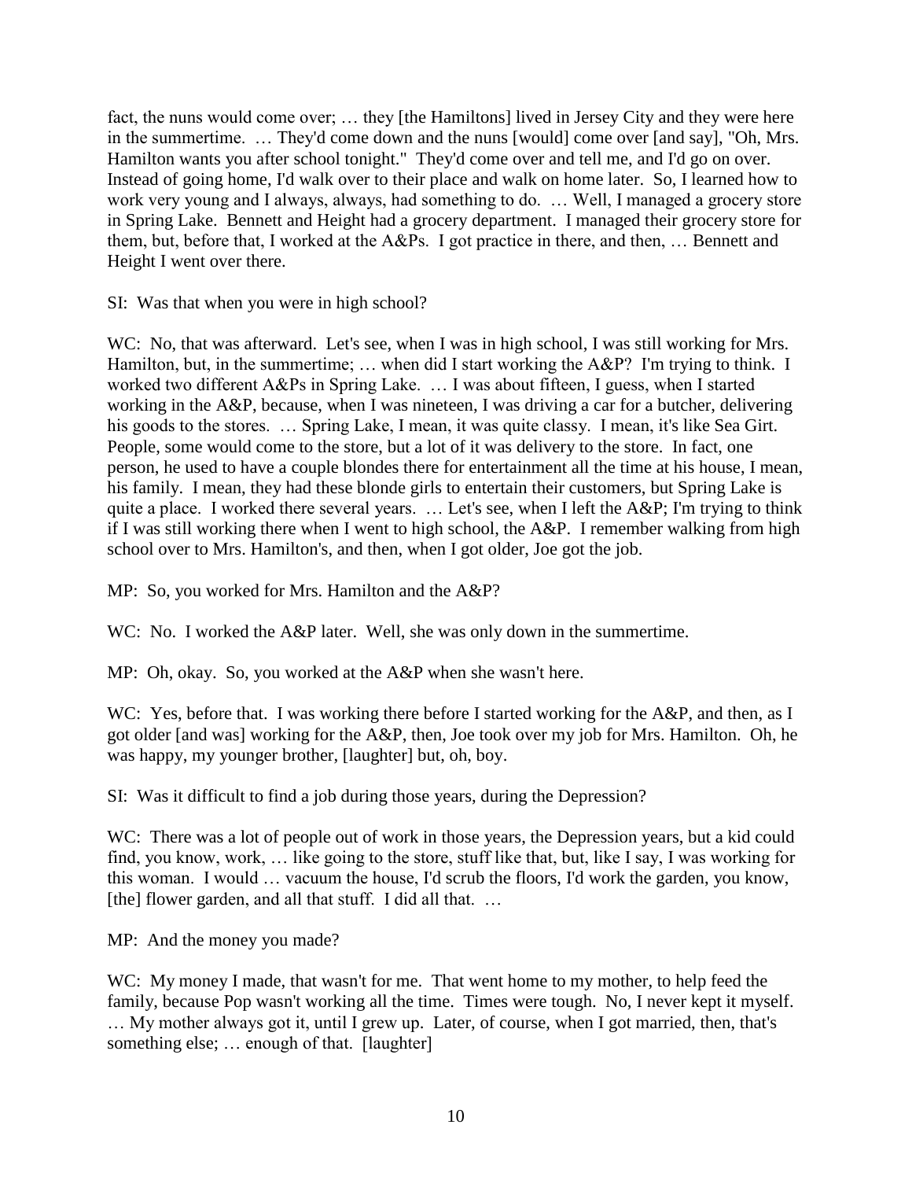fact, the nuns would come over; … they [the Hamiltons] lived in Jersey City and they were here in the summertime. … They'd come down and the nuns [would] come over [and say], "Oh, Mrs. Hamilton wants you after school tonight." They'd come over and tell me, and I'd go on over. Instead of going home, I'd walk over to their place and walk on home later. So, I learned how to work very young and I always, always, had something to do. … Well, I managed a grocery store in Spring Lake. Bennett and Height had a grocery department. I managed their grocery store for them, but, before that, I worked at the A&Ps. I got practice in there, and then, … Bennett and Height I went over there.

SI: Was that when you were in high school?

WC: No, that was afterward. Let's see, when I was in high school, I was still working for Mrs. Hamilton, but, in the summertime; … when did I start working the A&P? I'm trying to think. I worked two different A&Ps in Spring Lake. … I was about fifteen, I guess, when I started working in the A&P, because, when I was nineteen, I was driving a car for a butcher, delivering his goods to the stores. … Spring Lake, I mean, it was quite classy. I mean, it's like Sea Girt. People, some would come to the store, but a lot of it was delivery to the store. In fact, one person, he used to have a couple blondes there for entertainment all the time at his house, I mean, his family. I mean, they had these blonde girls to entertain their customers, but Spring Lake is quite a place. I worked there several years. … Let's see, when I left the A&P; I'm trying to think if I was still working there when I went to high school, the A&P. I remember walking from high school over to Mrs. Hamilton's, and then, when I got older, Joe got the job.

MP: So, you worked for Mrs. Hamilton and the A&P?

WC: No. I worked the A&P later. Well, she was only down in the summertime.

MP: Oh, okay. So, you worked at the A&P when she wasn't here.

WC: Yes, before that. I was working there before I started working for the A&P, and then, as I got older [and was] working for the A&P, then, Joe took over my job for Mrs. Hamilton. Oh, he was happy, my younger brother, [laughter] but, oh, boy.

SI: Was it difficult to find a job during those years, during the Depression?

WC: There was a lot of people out of work in those years, the Depression years, but a kid could find, you know, work, … like going to the store, stuff like that, but, like I say, I was working for this woman. I would … vacuum the house, I'd scrub the floors, I'd work the garden, you know, [the] flower garden, and all that stuff. I did all that. …

MP: And the money you made?

WC: My money I made, that wasn't for me. That went home to my mother, to help feed the family, because Pop wasn't working all the time. Times were tough. No, I never kept it myself. … My mother always got it, until I grew up. Later, of course, when I got married, then, that's something else; … enough of that. [laughter]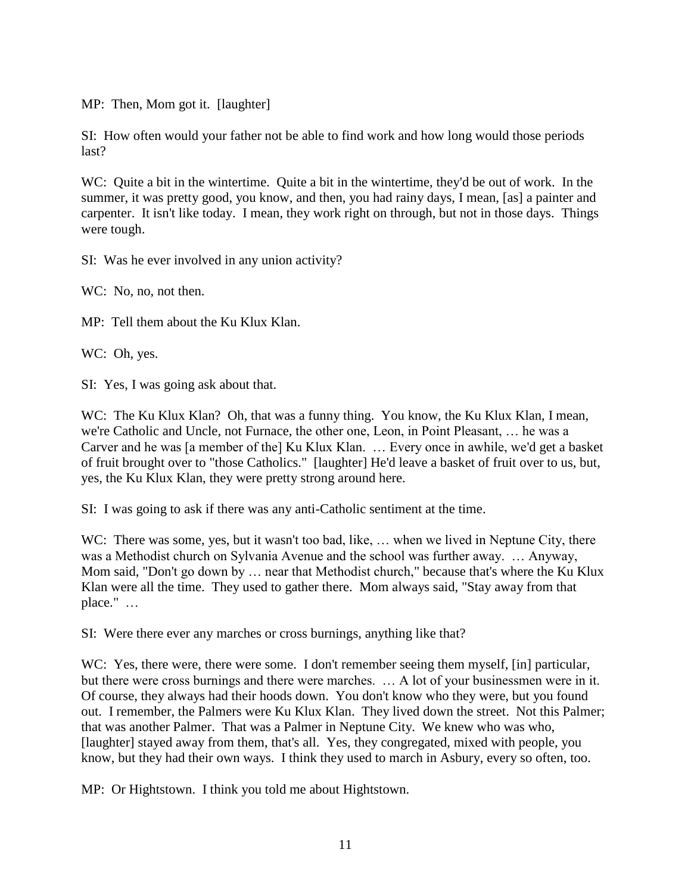MP: Then, Mom got it. [laughter]

SI: How often would your father not be able to find work and how long would those periods last?

WC: Quite a bit in the wintertime. Quite a bit in the wintertime, they'd be out of work. In the summer, it was pretty good, you know, and then, you had rainy days, I mean, [as] a painter and carpenter. It isn't like today. I mean, they work right on through, but not in those days. Things were tough.

SI: Was he ever involved in any union activity?

WC: No, no, not then.

MP: Tell them about the Ku Klux Klan.

WC: Oh, yes.

SI: Yes, I was going ask about that.

WC: The Ku Klux Klan? Oh, that was a funny thing. You know, the Ku Klux Klan, I mean, we're Catholic and Uncle, not Furnace, the other one, Leon, in Point Pleasant, … he was a Carver and he was [a member of the] Ku Klux Klan. … Every once in awhile, we'd get a basket of fruit brought over to "those Catholics." [laughter] He'd leave a basket of fruit over to us, but, yes, the Ku Klux Klan, they were pretty strong around here.

SI: I was going to ask if there was any anti-Catholic sentiment at the time.

WC: There was some, yes, but it wasn't too bad, like, … when we lived in Neptune City, there was a Methodist church on Sylvania Avenue and the school was further away. … Anyway, Mom said, "Don't go down by … near that Methodist church," because that's where the Ku Klux Klan were all the time. They used to gather there. Mom always said, "Stay away from that place." …

SI: Were there ever any marches or cross burnings, anything like that?

WC: Yes, there were, there were some. I don't remember seeing them myself, [in] particular, but there were cross burnings and there were marches. … A lot of your businessmen were in it. Of course, they always had their hoods down. You don't know who they were, but you found out. I remember, the Palmers were Ku Klux Klan. They lived down the street. Not this Palmer; that was another Palmer. That was a Palmer in Neptune City. We knew who was who, [laughter] stayed away from them, that's all. Yes, they congregated, mixed with people, you know, but they had their own ways. I think they used to march in Asbury, every so often, too.

MP: Or Hightstown. I think you told me about Hightstown.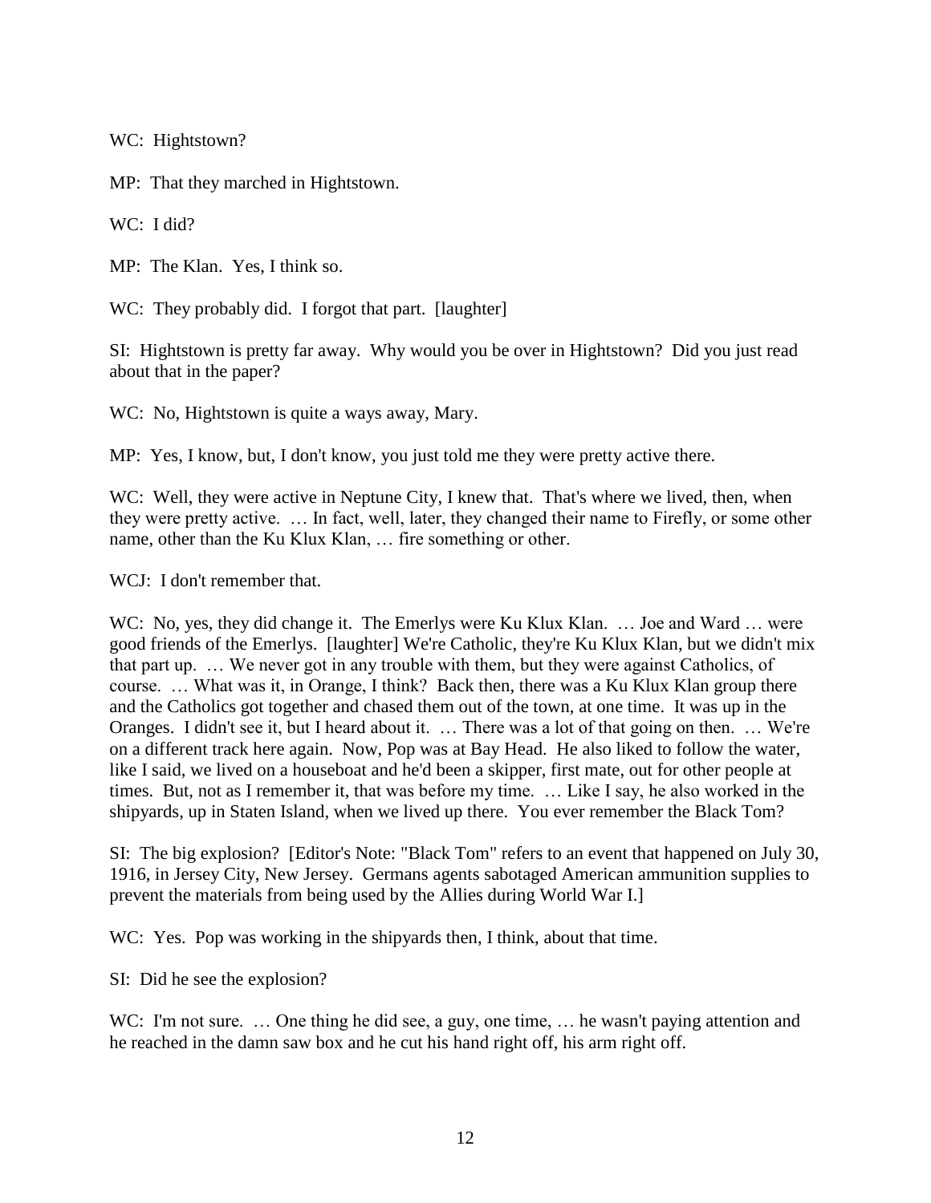WC: Hightstown?

MP: That they marched in Hightstown.

WC: I did?

MP: The Klan. Yes, I think so.

WC: They probably did. I forgot that part. [laughter]

SI: Hightstown is pretty far away. Why would you be over in Hightstown? Did you just read about that in the paper?

WC: No, Hightstown is quite a ways away, Mary.

MP: Yes, I know, but, I don't know, you just told me they were pretty active there.

WC: Well, they were active in Neptune City, I knew that. That's where we lived, then, when they were pretty active. … In fact, well, later, they changed their name to Firefly, or some other name, other than the Ku Klux Klan, … fire something or other.

WCJ: I don't remember that.

WC: No, yes, they did change it. The Emerlys were Ku Klux Klan. … Joe and Ward … were good friends of the Emerlys. [laughter] We're Catholic, they're Ku Klux Klan, but we didn't mix that part up. … We never got in any trouble with them, but they were against Catholics, of course. … What was it, in Orange, I think? Back then, there was a Ku Klux Klan group there and the Catholics got together and chased them out of the town, at one time. It was up in the Oranges. I didn't see it, but I heard about it. … There was a lot of that going on then. … We're on a different track here again. Now, Pop was at Bay Head. He also liked to follow the water, like I said, we lived on a houseboat and he'd been a skipper, first mate, out for other people at times. But, not as I remember it, that was before my time. … Like I say, he also worked in the shipyards, up in Staten Island, when we lived up there. You ever remember the Black Tom?

SI: The big explosion? [Editor's Note: "Black Tom" refers to an event that happened on July 30, 1916, in Jersey City, New Jersey. Germans agents sabotaged American ammunition supplies to prevent the materials from being used by the Allies during World War I.]

WC: Yes. Pop was working in the shipyards then, I think, about that time.

SI: Did he see the explosion?

WC: I'm not sure. … One thing he did see, a guy, one time, … he wasn't paying attention and he reached in the damn saw box and he cut his hand right off, his arm right off.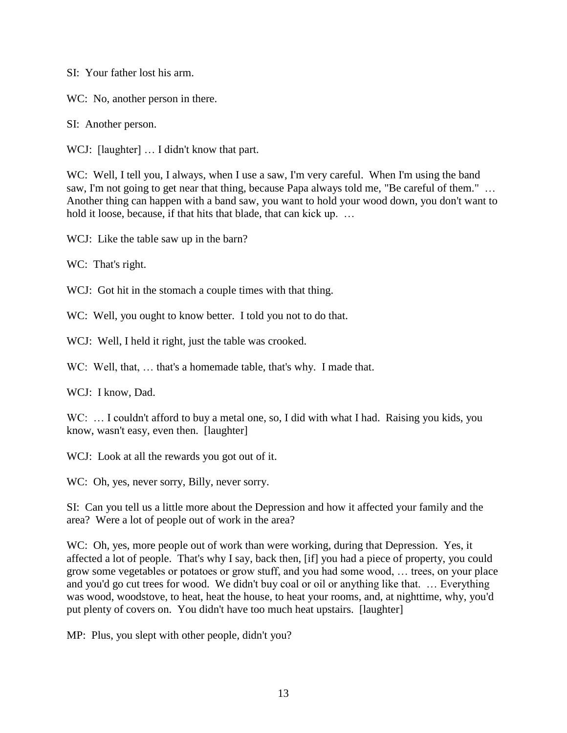SI: Your father lost his arm.

WC: No, another person in there.

SI: Another person.

WCJ: [laughter] … I didn't know that part.

WC: Well, I tell you, I always, when I use a saw, I'm very careful. When I'm using the band saw, I'm not going to get near that thing, because Papa always told me, "Be careful of them." … Another thing can happen with a band saw, you want to hold your wood down, you don't want to hold it loose, because, if that hits that blade, that can kick up. …

WCJ: Like the table saw up in the barn?

WC: That's right.

WCJ: Got hit in the stomach a couple times with that thing.

WC: Well, you ought to know better. I told you not to do that.

WCJ: Well, I held it right, just the table was crooked.

WC: Well, that, … that's a homemade table, that's why. I made that.

WCJ: I know, Dad.

WC: … I couldn't afford to buy a metal one, so, I did with what I had. Raising you kids, you know, wasn't easy, even then. [laughter]

WCJ: Look at all the rewards you got out of it.

WC: Oh, yes, never sorry, Billy, never sorry.

SI: Can you tell us a little more about the Depression and how it affected your family and the area? Were a lot of people out of work in the area?

WC: Oh, yes, more people out of work than were working, during that Depression. Yes, it affected a lot of people. That's why I say, back then, [if] you had a piece of property, you could grow some vegetables or potatoes or grow stuff, and you had some wood, … trees, on your place and you'd go cut trees for wood. We didn't buy coal or oil or anything like that. … Everything was wood, woodstove, to heat, heat the house, to heat your rooms, and, at nighttime, why, you'd put plenty of covers on. You didn't have too much heat upstairs. [laughter]

MP: Plus, you slept with other people, didn't you?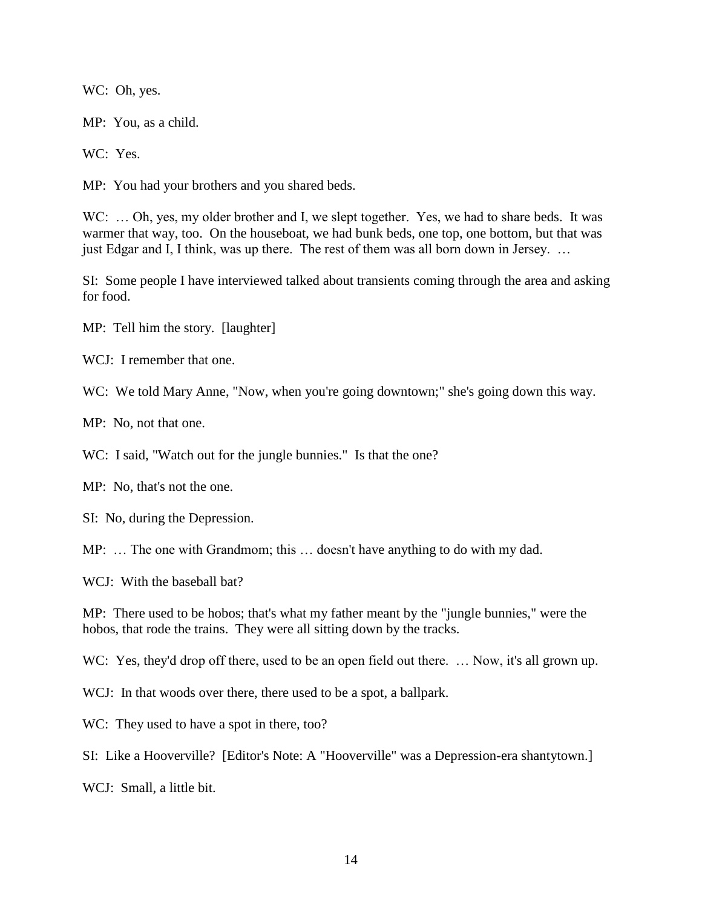WC: Oh, yes.

MP: You, as a child.

WC: Yes.

MP: You had your brothers and you shared beds.

WC: … Oh, yes, my older brother and I, we slept together. Yes, we had to share beds. It was warmer that way, too. On the houseboat, we had bunk beds, one top, one bottom, but that was just Edgar and I, I think, was up there. The rest of them was all born down in Jersey. …

SI: Some people I have interviewed talked about transients coming through the area and asking for food.

MP: Tell him the story. [laughter]

WCJ: I remember that one.

WC: We told Mary Anne, "Now, when you're going downtown;" she's going down this way.

MP: No, not that one.

WC: I said, "Watch out for the jungle bunnies." Is that the one?

MP: No, that's not the one.

SI: No, during the Depression.

MP: … The one with Grandmom; this … doesn't have anything to do with my dad.

WCJ: With the baseball bat?

MP: There used to be hobos; that's what my father meant by the "jungle bunnies," were the hobos, that rode the trains. They were all sitting down by the tracks.

WC: Yes, they'd drop off there, used to be an open field out there. … Now, it's all grown up.

WCJ: In that woods over there, there used to be a spot, a ballpark.

WC: They used to have a spot in there, too?

SI: Like a Hooverville? [Editor's Note: A "Hooverville" was a Depression-era shantytown.]

WCJ: Small, a little bit.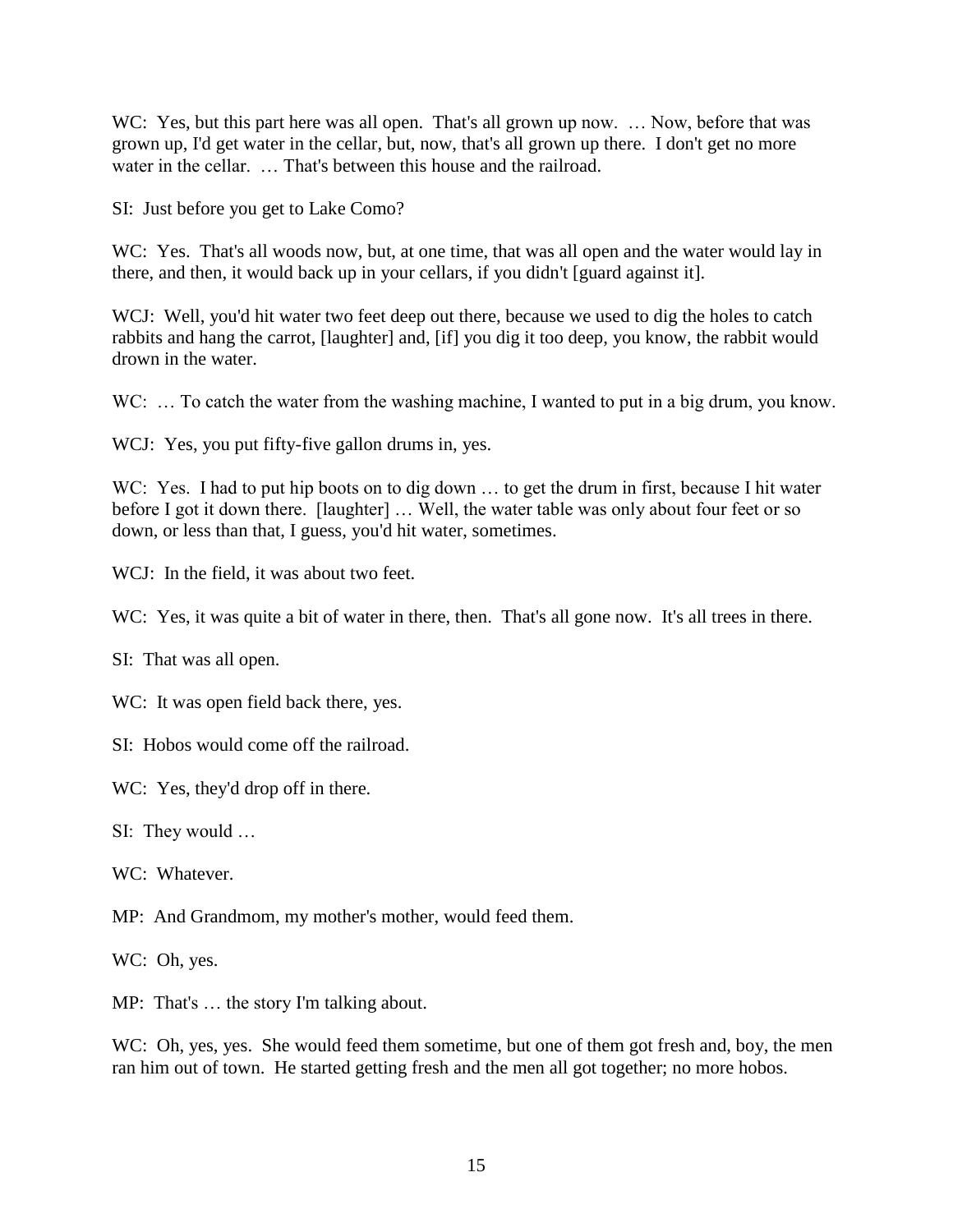WC: Yes, but this part here was all open. That's all grown up now. … Now, before that was grown up, I'd get water in the cellar, but, now, that's all grown up there. I don't get no more water in the cellar. … That's between this house and the railroad.

SI: Just before you get to Lake Como?

WC: Yes. That's all woods now, but, at one time, that was all open and the water would lay in there, and then, it would back up in your cellars, if you didn't [guard against it].

WCJ: Well, you'd hit water two feet deep out there, because we used to dig the holes to catch rabbits and hang the carrot, [laughter] and, [if] you dig it too deep, you know, the rabbit would drown in the water.

WC: … To catch the water from the washing machine, I wanted to put in a big drum, you know.

WCJ: Yes, you put fifty-five gallon drums in, yes.

WC: Yes. I had to put hip boots on to dig down … to get the drum in first, because I hit water before I got it down there. [laughter] … Well, the water table was only about four feet or so down, or less than that, I guess, you'd hit water, sometimes.

WCJ: In the field, it was about two feet.

WC: Yes, it was quite a bit of water in there, then. That's all gone now. It's all trees in there.

SI: That was all open.

WC: It was open field back there, yes.

SI: Hobos would come off the railroad.

WC: Yes, they'd drop off in there.

SI: They would …

WC: Whatever.

MP: And Grandmom, my mother's mother, would feed them.

WC: Oh, yes.

MP: That's … the story I'm talking about.

WC: Oh, yes, yes. She would feed them sometime, but one of them got fresh and, boy, the men ran him out of town. He started getting fresh and the men all got together; no more hobos.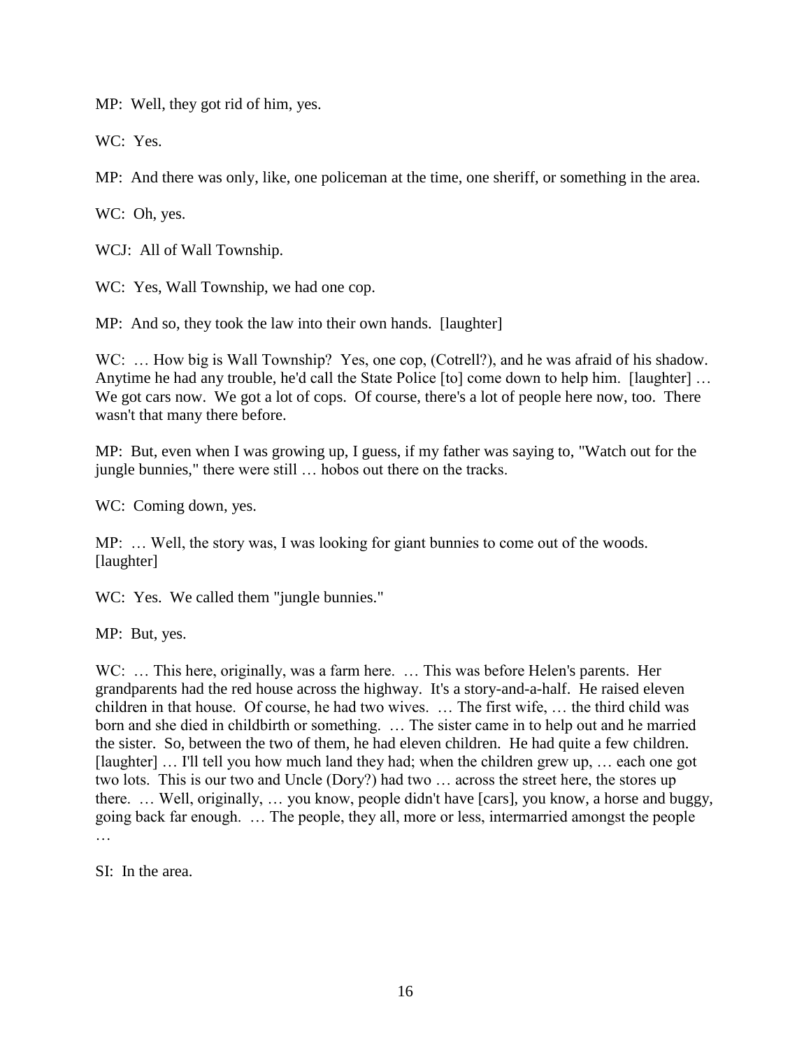MP: Well, they got rid of him, yes.

WC: Yes.

MP: And there was only, like, one policeman at the time, one sheriff, or something in the area.

WC: Oh, yes.

WCJ: All of Wall Township.

WC: Yes, Wall Township, we had one cop.

MP: And so, they took the law into their own hands. [laughter]

WC: … How big is Wall Township? Yes, one cop, (Cotrell?), and he was afraid of his shadow. Anytime he had any trouble, he'd call the State Police [to] come down to help him. [laughter] … We got cars now. We got a lot of cops. Of course, there's a lot of people here now, too. There wasn't that many there before.

MP: But, even when I was growing up, I guess, if my father was saying to, "Watch out for the jungle bunnies," there were still … hobos out there on the tracks.

WC: Coming down, yes.

MP: … Well, the story was, I was looking for giant bunnies to come out of the woods. [laughter]

WC: Yes. We called them "jungle bunnies."

MP: But, yes.

WC: … This here, originally, was a farm here. … This was before Helen's parents. Her grandparents had the red house across the highway. It's a story-and-a-half. He raised eleven children in that house. Of course, he had two wives. … The first wife, … the third child was born and she died in childbirth or something. … The sister came in to help out and he married the sister. So, between the two of them, he had eleven children. He had quite a few children. [laughter] … I'll tell you how much land they had; when the children grew up, … each one got two lots. This is our two and Uncle (Dory?) had two … across the street here, the stores up there. … Well, originally, … you know, people didn't have [cars], you know, a horse and buggy, going back far enough. … The people, they all, more or less, intermarried amongst the people …

SI: In the area.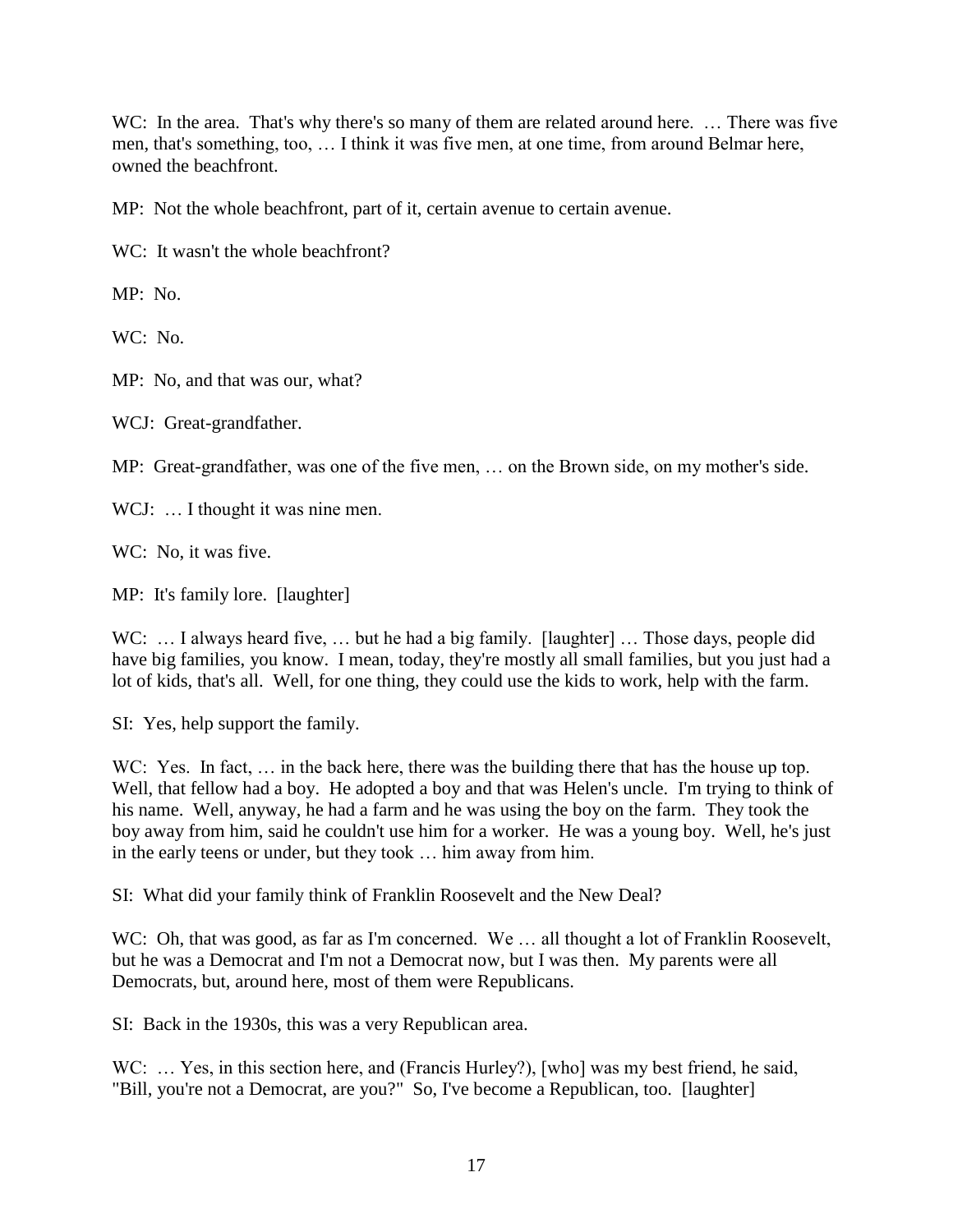WC: In the area. That's why there's so many of them are related around here. … There was five men, that's something, too, … I think it was five men, at one time, from around Belmar here, owned the beachfront.

MP: Not the whole beachfront, part of it, certain avenue to certain avenue.

WC: It wasn't the whole beachfront?

MP: No.

WC: No.

MP: No, and that was our, what?

WCJ: Great-grandfather.

MP: Great-grandfather, was one of the five men, … on the Brown side, on my mother's side.

WCJ: … I thought it was nine men.

WC: No, it was five.

MP: It's family lore. [laughter]

WC: … I always heard five, … but he had a big family. [laughter] … Those days, people did have big families, you know. I mean, today, they're mostly all small families, but you just had a lot of kids, that's all. Well, for one thing, they could use the kids to work, help with the farm.

SI: Yes, help support the family.

WC: Yes. In fact, … in the back here, there was the building there that has the house up top. Well, that fellow had a boy. He adopted a boy and that was Helen's uncle. I'm trying to think of his name. Well, anyway, he had a farm and he was using the boy on the farm. They took the boy away from him, said he couldn't use him for a worker. He was a young boy. Well, he's just in the early teens or under, but they took … him away from him.

SI: What did your family think of Franklin Roosevelt and the New Deal?

WC: Oh, that was good, as far as I'm concerned. We … all thought a lot of Franklin Roosevelt, but he was a Democrat and I'm not a Democrat now, but I was then. My parents were all Democrats, but, around here, most of them were Republicans.

SI: Back in the 1930s, this was a very Republican area.

WC: … Yes, in this section here, and (Francis Hurley?), [who] was my best friend, he said, "Bill, you're not a Democrat, are you?" So, I've become a Republican, too. [laughter]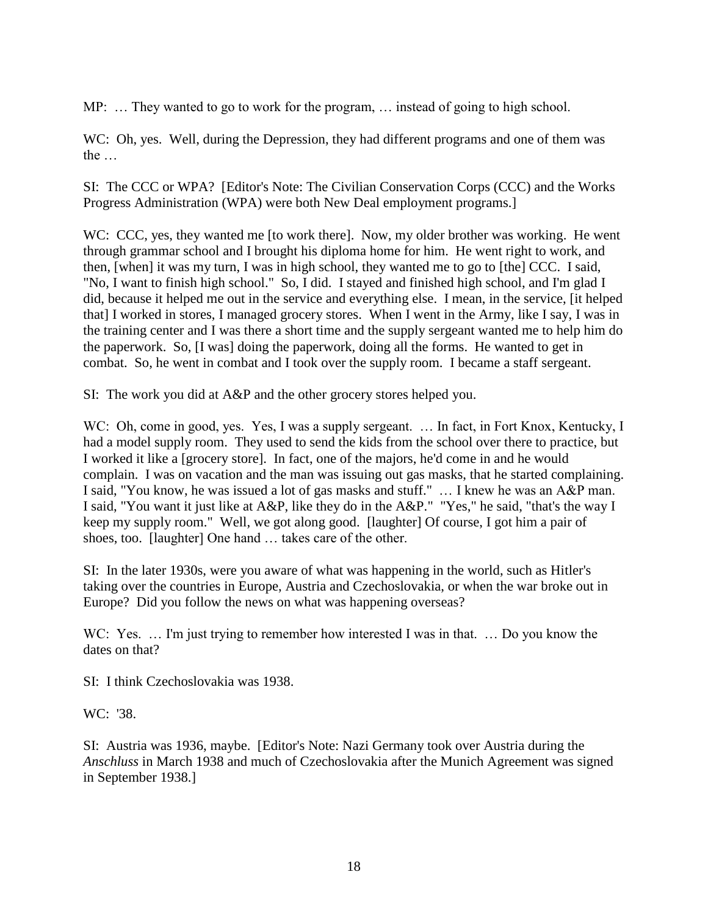MP: … They wanted to go to work for the program, … instead of going to high school.

WC: Oh, yes. Well, during the Depression, they had different programs and one of them was the …

SI: The CCC or WPA? [Editor's Note: The Civilian Conservation Corps (CCC) and the Works Progress Administration (WPA) were both New Deal employment programs.]

WC: CCC, yes, they wanted me [to work there]. Now, my older brother was working. He went through grammar school and I brought his diploma home for him. He went right to work, and then, [when] it was my turn, I was in high school, they wanted me to go to [the] CCC. I said, "No, I want to finish high school." So, I did. I stayed and finished high school, and I'm glad I did, because it helped me out in the service and everything else. I mean, in the service, [it helped that] I worked in stores, I managed grocery stores. When I went in the Army, like I say, I was in the training center and I was there a short time and the supply sergeant wanted me to help him do the paperwork. So, [I was] doing the paperwork, doing all the forms. He wanted to get in combat. So, he went in combat and I took over the supply room. I became a staff sergeant.

SI: The work you did at A&P and the other grocery stores helped you.

WC: Oh, come in good, yes. Yes, I was a supply sergeant. … In fact, in Fort Knox, Kentucky, I had a model supply room. They used to send the kids from the school over there to practice, but I worked it like a [grocery store]. In fact, one of the majors, he'd come in and he would complain. I was on vacation and the man was issuing out gas masks, that he started complaining. I said, "You know, he was issued a lot of gas masks and stuff." … I knew he was an A&P man. I said, "You want it just like at A&P, like they do in the A&P." "Yes," he said, "that's the way I keep my supply room." Well, we got along good. [laughter] Of course, I got him a pair of shoes, too. [laughter] One hand … takes care of the other.

SI: In the later 1930s, were you aware of what was happening in the world, such as Hitler's taking over the countries in Europe, Austria and Czechoslovakia, or when the war broke out in Europe? Did you follow the news on what was happening overseas?

WC: Yes. … I'm just trying to remember how interested I was in that. … Do you know the dates on that?

SI: I think Czechoslovakia was 1938.

WC: '38.

SI: Austria was 1936, maybe. [Editor's Note: Nazi Germany took over Austria during the *Anschluss* in March 1938 and much of Czechoslovakia after the Munich Agreement was signed in September 1938.]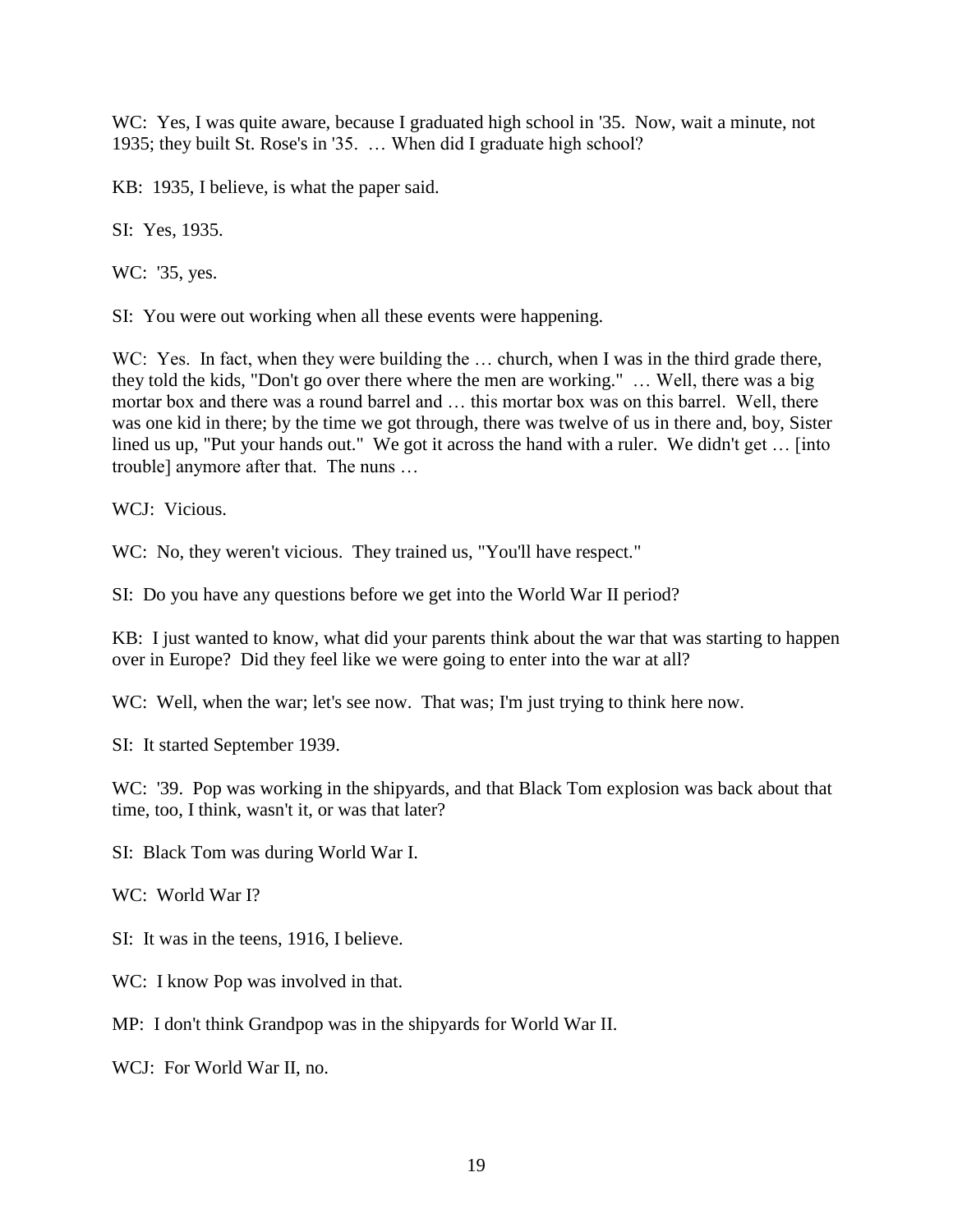WC: Yes, I was quite aware, because I graduated high school in '35. Now, wait a minute, not 1935; they built St. Rose's in '35. … When did I graduate high school?

KB: 1935, I believe, is what the paper said.

SI: Yes, 1935.

WC: '35, yes.

SI: You were out working when all these events were happening.

WC: Yes. In fact, when they were building the … church, when I was in the third grade there, they told the kids, "Don't go over there where the men are working." … Well, there was a big mortar box and there was a round barrel and … this mortar box was on this barrel. Well, there was one kid in there; by the time we got through, there was twelve of us in there and, boy, Sister lined us up, "Put your hands out." We got it across the hand with a ruler. We didn't get … [into trouble] anymore after that. The nuns …

WCJ: Vicious.

WC: No, they weren't vicious. They trained us, "You'll have respect."

SI: Do you have any questions before we get into the World War II period?

KB: I just wanted to know, what did your parents think about the war that was starting to happen over in Europe? Did they feel like we were going to enter into the war at all?

WC: Well, when the war; let's see now. That was; I'm just trying to think here now.

SI: It started September 1939.

WC: '39. Pop was working in the shipyards, and that Black Tom explosion was back about that time, too, I think, wasn't it, or was that later?

SI: Black Tom was during World War I.

WC: World War I?

SI: It was in the teens, 1916, I believe.

WC: I know Pop was involved in that.

MP: I don't think Grandpop was in the shipyards for World War II.

WCJ: For World War II, no.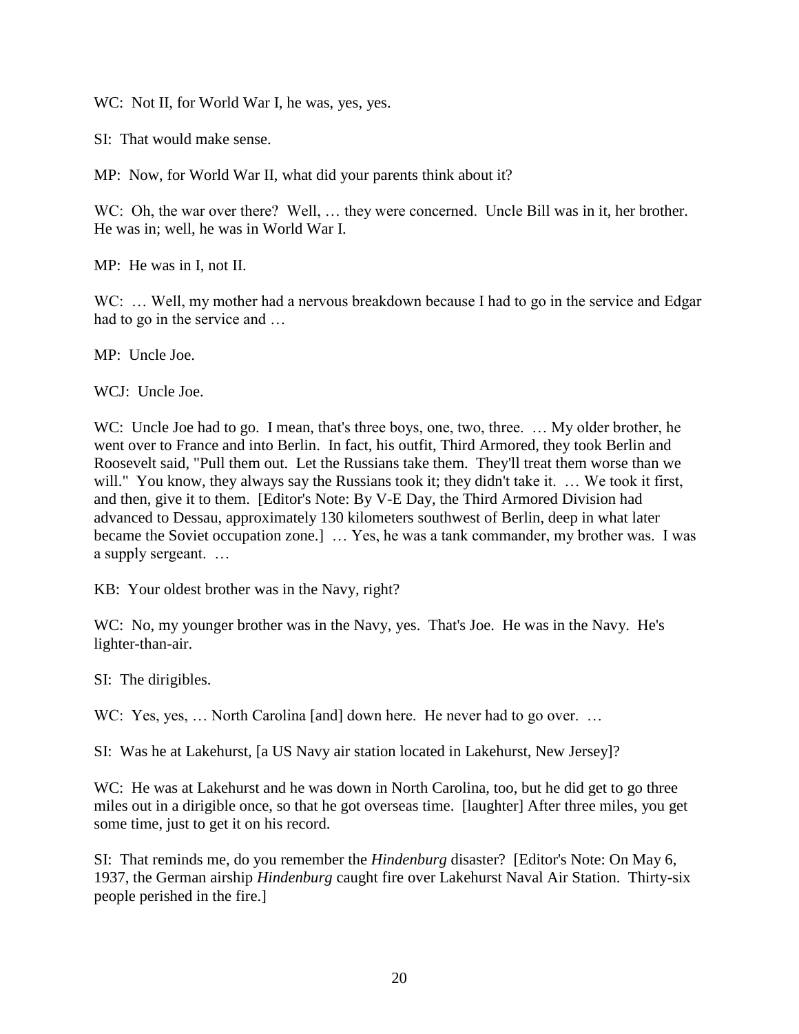WC: Not II, for World War I, he was, yes, yes.

SI: That would make sense.

MP: Now, for World War II, what did your parents think about it?

WC: Oh, the war over there? Well, … they were concerned. Uncle Bill was in it, her brother. He was in; well, he was in World War I.

MP: He was in I, not II.

WC: … Well, my mother had a nervous breakdown because I had to go in the service and Edgar had to go in the service and …

MP: Uncle Joe.

WCJ: Uncle Joe.

WC: Uncle Joe had to go. I mean, that's three boys, one, two, three. … My older brother, he went over to France and into Berlin. In fact, his outfit, Third Armored, they took Berlin and Roosevelt said, "Pull them out. Let the Russians take them. They'll treat them worse than we will." You know, they always say the Russians took it; they didn't take it. … We took it first, and then, give it to them. [Editor's Note: By V-E Day, the Third Armored Division had advanced to Dessau, approximately 130 kilometers southwest of Berlin, deep in what later became the Soviet occupation zone.] … Yes, he was a tank commander, my brother was. I was a supply sergeant. …

KB: Your oldest brother was in the Navy, right?

WC: No, my younger brother was in the Navy, yes. That's Joe. He was in the Navy. He's lighter-than-air.

SI: The dirigibles.

WC: Yes, yes, … North Carolina [and] down here. He never had to go over. …

SI: Was he at Lakehurst, [a US Navy air station located in Lakehurst, New Jersey]?

WC: He was at Lakehurst and he was down in North Carolina, too, but he did get to go three miles out in a dirigible once, so that he got overseas time. [laughter] After three miles, you get some time, just to get it on his record.

SI: That reminds me, do you remember the *Hindenburg* disaster? [Editor's Note: On May 6, 1937, the German airship *Hindenburg* caught fire over Lakehurst Naval Air Station. Thirty-six people perished in the fire.]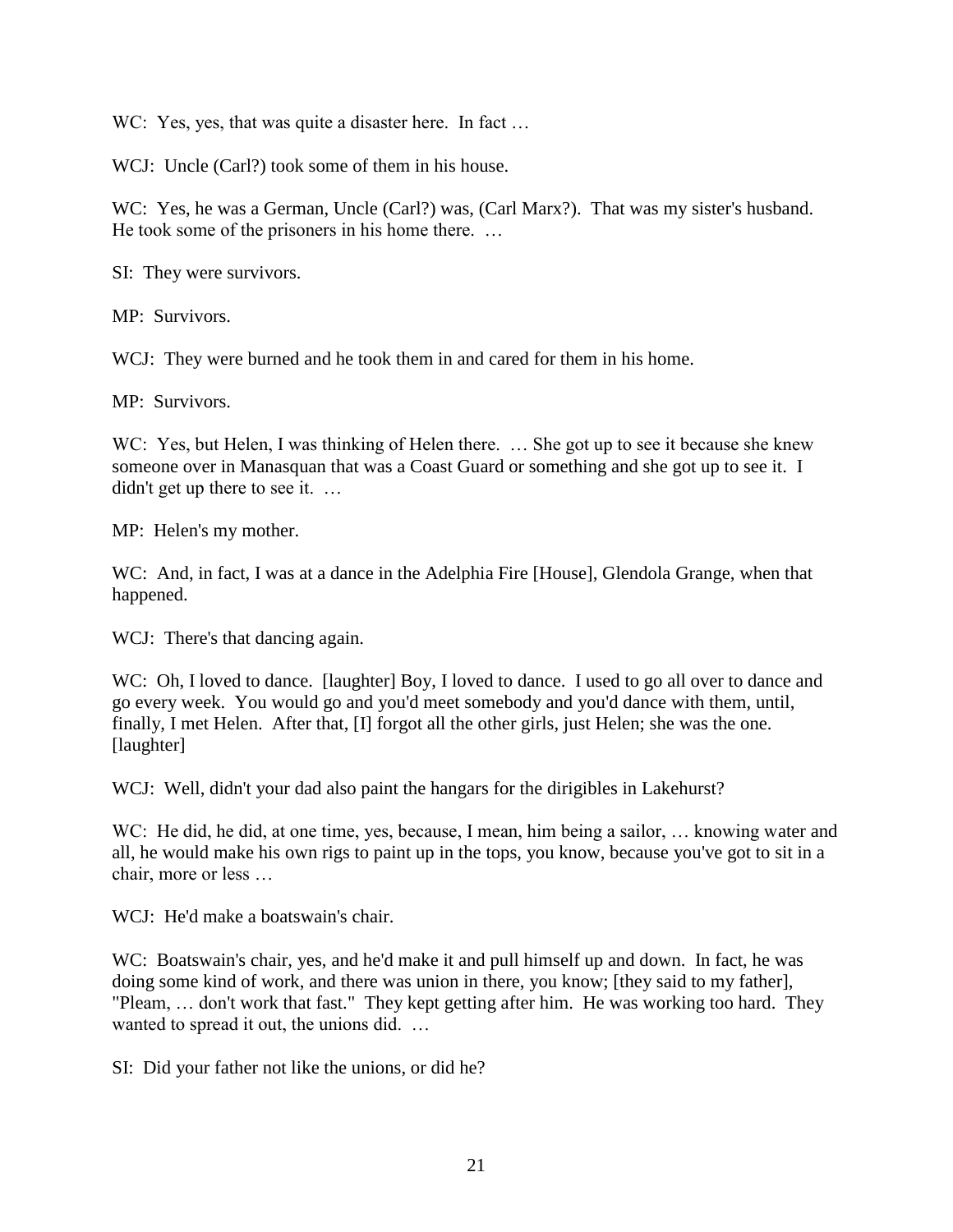WC: Yes, yes, that was quite a disaster here. In fact …

WCJ: Uncle (Carl?) took some of them in his house.

WC: Yes, he was a German, Uncle (Carl?) was, (Carl Marx?). That was my sister's husband. He took some of the prisoners in his home there. …

SI: They were survivors.

MP: Survivors.

WCJ: They were burned and he took them in and cared for them in his home.

MP: Survivors.

WC: Yes, but Helen, I was thinking of Helen there. … She got up to see it because she knew someone over in Manasquan that was a Coast Guard or something and she got up to see it. I didn't get up there to see it. …

MP: Helen's my mother.

WC: And, in fact, I was at a dance in the Adelphia Fire [House], Glendola Grange, when that happened.

WCJ: There's that dancing again.

WC: Oh, I loved to dance. [laughter] Boy, I loved to dance. I used to go all over to dance and go every week. You would go and you'd meet somebody and you'd dance with them, until, finally, I met Helen. After that, [I] forgot all the other girls, just Helen; she was the one. [laughter]

WCJ: Well, didn't your dad also paint the hangars for the dirigibles in Lakehurst?

WC: He did, he did, at one time, yes, because, I mean, him being a sailor, … knowing water and all, he would make his own rigs to paint up in the tops, you know, because you've got to sit in a chair, more or less …

WCJ: He'd make a boatswain's chair.

WC: Boatswain's chair, yes, and he'd make it and pull himself up and down. In fact, he was doing some kind of work, and there was union in there, you know; [they said to my father], "Pleam, … don't work that fast." They kept getting after him. He was working too hard. They wanted to spread it out, the unions did. …

SI: Did your father not like the unions, or did he?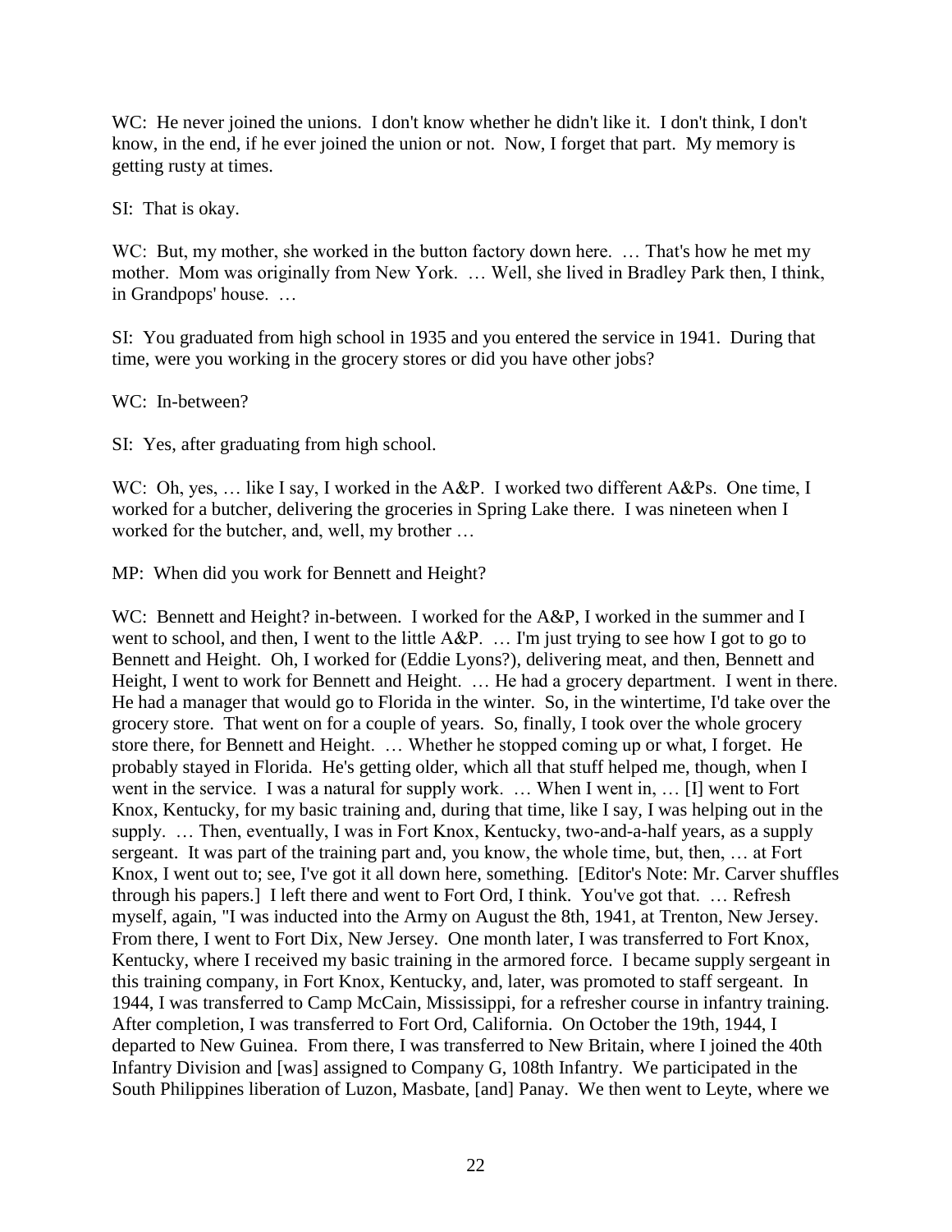WC: He never joined the unions. I don't know whether he didn't like it. I don't think, I don't know, in the end, if he ever joined the union or not. Now, I forget that part. My memory is getting rusty at times.

SI: That is okay.

WC: But, my mother, she worked in the button factory down here. … That's how he met my mother. Mom was originally from New York. … Well, she lived in Bradley Park then, I think, in Grandpops' house. …

SI: You graduated from high school in 1935 and you entered the service in 1941. During that time, were you working in the grocery stores or did you have other jobs?

WC: In-between?

SI: Yes, after graduating from high school.

WC: Oh, yes, … like I say, I worked in the A&P. I worked two different A&Ps. One time, I worked for a butcher, delivering the groceries in Spring Lake there. I was nineteen when I worked for the butcher, and, well, my brother …

MP: When did you work for Bennett and Height?

WC: Bennett and Height? in-between. I worked for the A&P, I worked in the summer and I went to school, and then, I went to the little A&P. … I'm just trying to see how I got to go to Bennett and Height. Oh, I worked for (Eddie Lyons?), delivering meat, and then, Bennett and Height, I went to work for Bennett and Height. … He had a grocery department. I went in there. He had a manager that would go to Florida in the winter. So, in the wintertime, I'd take over the grocery store. That went on for a couple of years. So, finally, I took over the whole grocery store there, for Bennett and Height. … Whether he stopped coming up or what, I forget. He probably stayed in Florida. He's getting older, which all that stuff helped me, though, when I went in the service. I was a natural for supply work. … When I went in, … [I] went to Fort Knox, Kentucky, for my basic training and, during that time, like I say, I was helping out in the supply. … Then, eventually, I was in Fort Knox, Kentucky, two-and-a-half years, as a supply sergeant. It was part of the training part and, you know, the whole time, but, then, … at Fort Knox, I went out to; see, I've got it all down here, something. [Editor's Note: Mr. Carver shuffles through his papers.] I left there and went to Fort Ord, I think. You've got that. … Refresh myself, again, "I was inducted into the Army on August the 8th, 1941, at Trenton, New Jersey. From there, I went to Fort Dix, New Jersey. One month later, I was transferred to Fort Knox, Kentucky, where I received my basic training in the armored force. I became supply sergeant in this training company, in Fort Knox, Kentucky, and, later, was promoted to staff sergeant. In 1944, I was transferred to Camp McCain, Mississippi, for a refresher course in infantry training. After completion, I was transferred to Fort Ord, California. On October the 19th, 1944, I departed to New Guinea. From there, I was transferred to New Britain, where I joined the 40th Infantry Division and [was] assigned to Company G, 108th Infantry. We participated in the South Philippines liberation of Luzon, Masbate, [and] Panay. We then went to Leyte, where we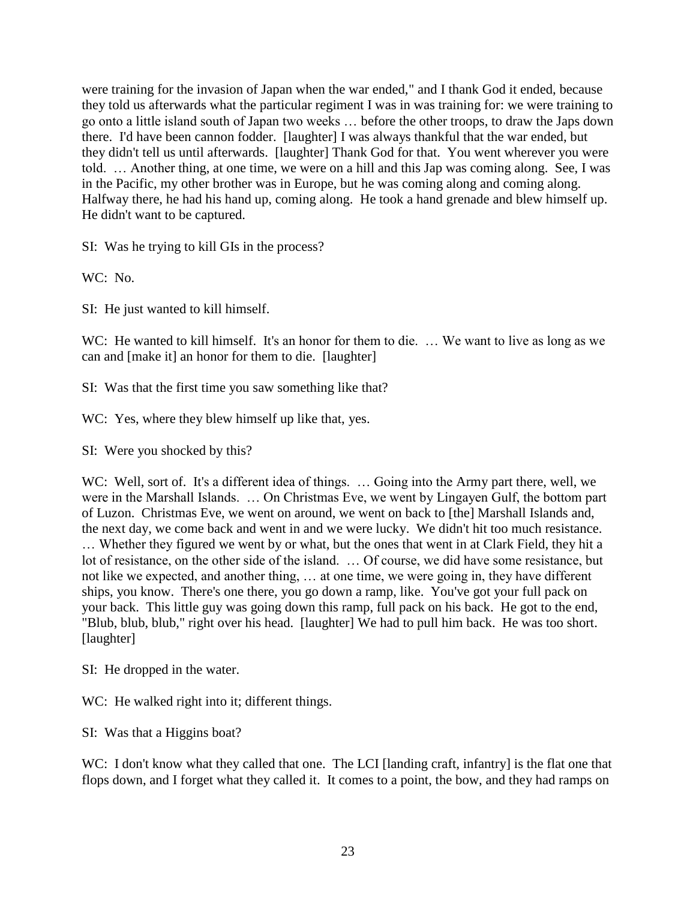were training for the invasion of Japan when the war ended," and I thank God it ended, because they told us afterwards what the particular regiment I was in was training for: we were training to go onto a little island south of Japan two weeks … before the other troops, to draw the Japs down there. I'd have been cannon fodder. [laughter] I was always thankful that the war ended, but they didn't tell us until afterwards. [laughter] Thank God for that. You went wherever you were told. … Another thing, at one time, we were on a hill and this Jap was coming along. See, I was in the Pacific, my other brother was in Europe, but he was coming along and coming along. Halfway there, he had his hand up, coming along. He took a hand grenade and blew himself up. He didn't want to be captured.

SI: Was he trying to kill GIs in the process?

WC: No.

SI: He just wanted to kill himself.

WC: He wanted to kill himself. It's an honor for them to die. … We want to live as long as we can and [make it] an honor for them to die. [laughter]

SI: Was that the first time you saw something like that?

WC: Yes, where they blew himself up like that, yes.

SI: Were you shocked by this?

WC: Well, sort of. It's a different idea of things. … Going into the Army part there, well, we were in the Marshall Islands. … On Christmas Eve, we went by Lingayen Gulf, the bottom part of Luzon. Christmas Eve, we went on around, we went on back to [the] Marshall Islands and, the next day, we come back and went in and we were lucky. We didn't hit too much resistance. … Whether they figured we went by or what, but the ones that went in at Clark Field, they hit a lot of resistance, on the other side of the island. … Of course, we did have some resistance, but not like we expected, and another thing, … at one time, we were going in, they have different ships, you know. There's one there, you go down a ramp, like. You've got your full pack on your back. This little guy was going down this ramp, full pack on his back. He got to the end, "Blub, blub, blub," right over his head. [laughter] We had to pull him back. He was too short. [laughter]

SI: He dropped in the water.

WC: He walked right into it; different things.

SI: Was that a Higgins boat?

WC: I don't know what they called that one. The LCI [landing craft, infantry] is the flat one that flops down, and I forget what they called it. It comes to a point, the bow, and they had ramps on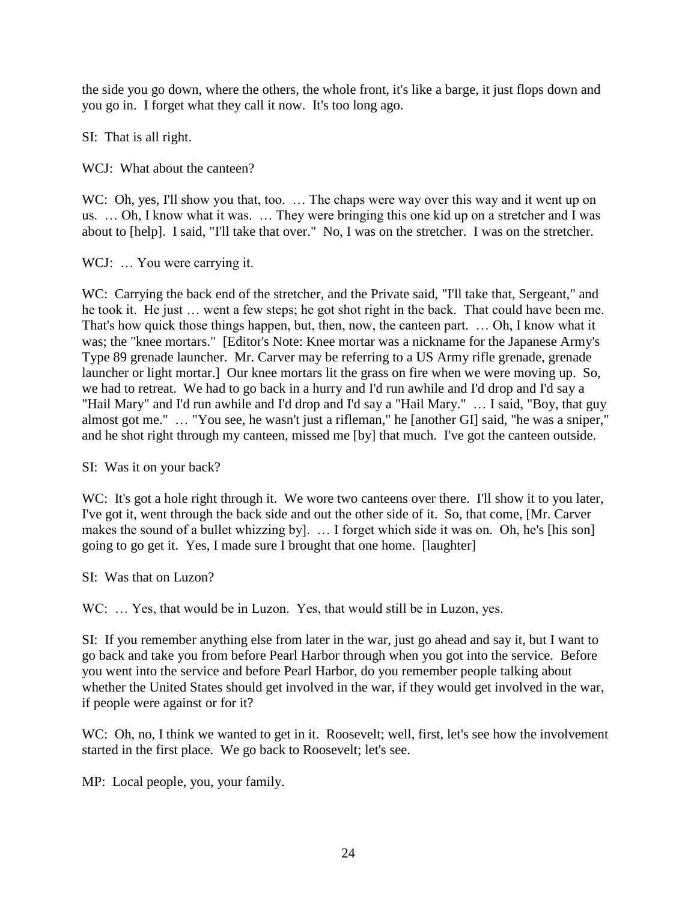the side you go down, where the others, the whole front, it's like a barge, it just flops down and you go in. I forget what they call it now. It's too long ago.

SI: That is all right.

WCJ: What about the canteen?

WC: Oh, yes, I'll show you that, too. … The chaps were way over this way and it went up on us. … Oh, I know what it was. … They were bringing this one kid up on a stretcher and I was about to [help]. I said, "I'll take that over." No, I was on the stretcher. I was on the stretcher.

WCJ: … You were carrying it.

WC: Carrying the back end of the stretcher, and the Private said, "I'll take that, Sergeant," and he took it. He just … went a few steps; he got shot right in the back. That could have been me. That's how quick those things happen, but, then, now, the canteen part. … Oh, I know what it was; the "knee mortars." [Editor's Note: Knee mortar was a nickname for the Japanese Army's Type 89 grenade launcher. Mr. Carver may be referring to a US Army rifle grenade, grenade launcher or light mortar.] Our knee mortars lit the grass on fire when we were moving up. So, we had to retreat. We had to go back in a hurry and I'd run awhile and I'd drop and I'd say a "Hail Mary" and I'd run awhile and I'd drop and I'd say a "Hail Mary." … I said, "Boy, that guy almost got me." … "You see, he wasn't just a rifleman," he [another GI] said, "he was a sniper," and he shot right through my canteen, missed me [by] that much. I've got the canteen outside.

SI: Was it on your back?

WC: It's got a hole right through it. We wore two canteens over there. I'll show it to you later, I've got it, went through the back side and out the other side of it. So, that come, [Mr. Carver makes the sound of a bullet whizzing by]. … I forget which side it was on. Oh, he's [his son] going to go get it. Yes, I made sure I brought that one home. [laughter]

SI: Was that on Luzon?

WC: … Yes, that would be in Luzon. Yes, that would still be in Luzon, yes.

SI: If you remember anything else from later in the war, just go ahead and say it, but I want to go back and take you from before Pearl Harbor through when you got into the service. Before you went into the service and before Pearl Harbor, do you remember people talking about whether the United States should get involved in the war, if they would get involved in the war, if people were against or for it?

WC: Oh, no, I think we wanted to get in it. Roosevelt; well, first, let's see how the involvement started in the first place. We go back to Roosevelt; let's see.

MP: Local people, you, your family.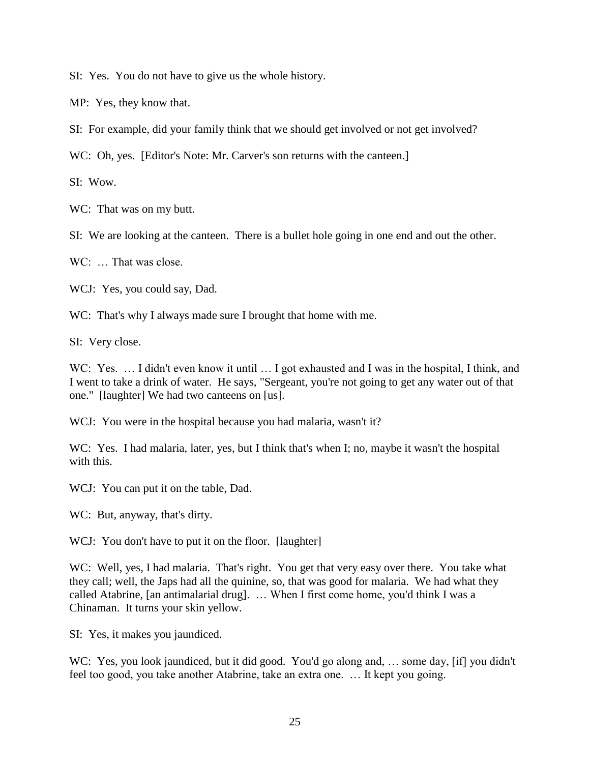SI: Yes. You do not have to give us the whole history.

MP: Yes, they know that.

SI: For example, did your family think that we should get involved or not get involved?

WC: Oh, yes. [Editor's Note: Mr. Carver's son returns with the canteen.]

SI: Wow.

WC: That was on my butt.

SI: We are looking at the canteen. There is a bullet hole going in one end and out the other.

WC: … That was close.

WCJ: Yes, you could say, Dad.

WC: That's why I always made sure I brought that home with me.

SI: Very close.

WC: Yes. … I didn't even know it until … I got exhausted and I was in the hospital, I think, and I went to take a drink of water. He says, "Sergeant, you're not going to get any water out of that one." [laughter] We had two canteens on [us].

WCJ: You were in the hospital because you had malaria, wasn't it?

WC: Yes. I had malaria, later, yes, but I think that's when I; no, maybe it wasn't the hospital with this.

WCJ: You can put it on the table, Dad.

WC: But, anyway, that's dirty.

WCJ: You don't have to put it on the floor. [laughter]

WC: Well, yes, I had malaria. That's right. You get that very easy over there. You take what they call; well, the Japs had all the quinine, so, that was good for malaria. We had what they called Atabrine, [an antimalarial drug]. … When I first come home, you'd think I was a Chinaman. It turns your skin yellow.

SI: Yes, it makes you jaundiced.

WC: Yes, you look jaundiced, but it did good. You'd go along and, … some day, [if] you didn't feel too good, you take another Atabrine, take an extra one. … It kept you going.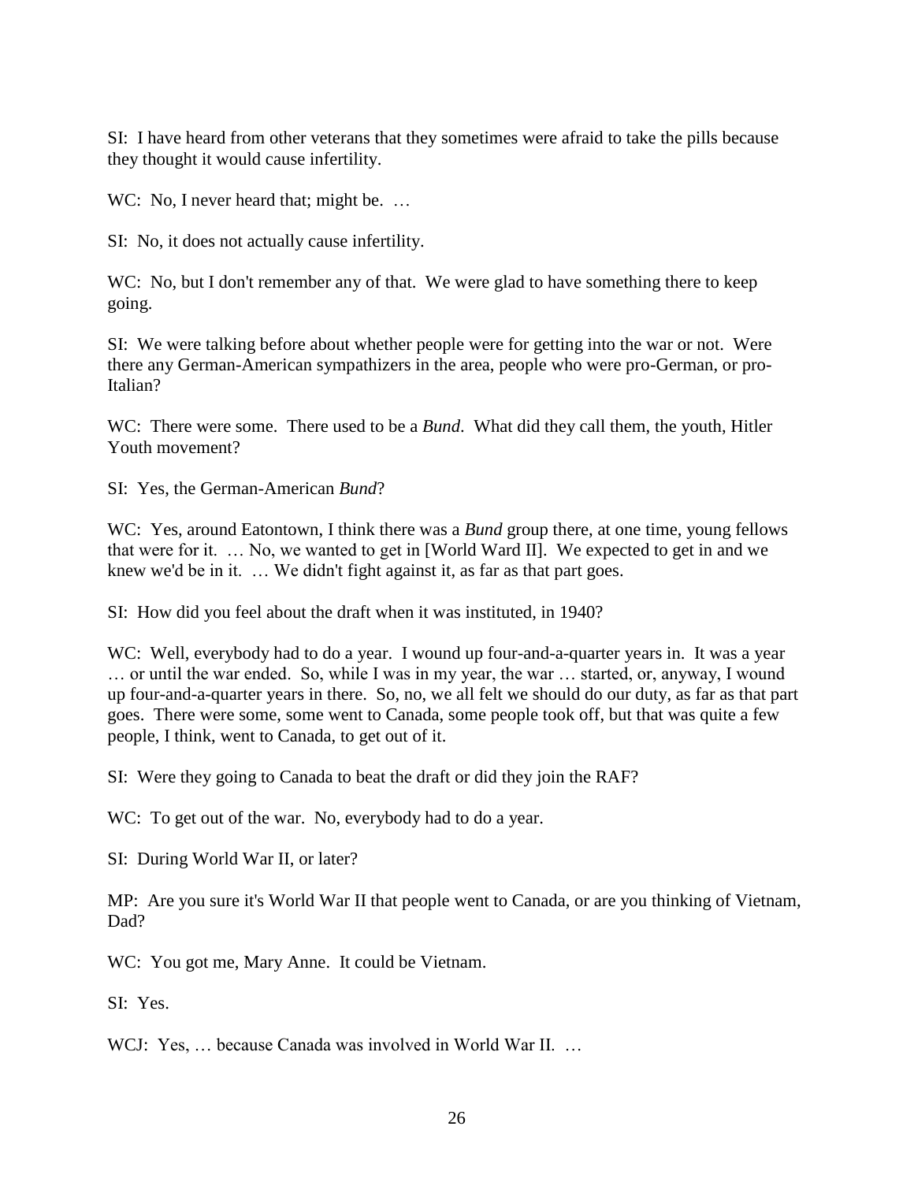SI: I have heard from other veterans that they sometimes were afraid to take the pills because they thought it would cause infertility.

WC: No, I never heard that; might be. …

SI: No, it does not actually cause infertility.

WC: No, but I don't remember any of that. We were glad to have something there to keep going.

SI: We were talking before about whether people were for getting into the war or not. Were there any German-American sympathizers in the area, people who were pro-German, or pro-Italian?

WC: There were some. There used to be a *Bund*. What did they call them, the youth, Hitler Youth movement?

SI: Yes, the German-American *Bund*?

WC: Yes, around Eatontown, I think there was a *Bund* group there, at one time, young fellows that were for it. … No, we wanted to get in [World Ward II]. We expected to get in and we knew we'd be in it. … We didn't fight against it, as far as that part goes.

SI: How did you feel about the draft when it was instituted, in 1940?

WC: Well, everybody had to do a year. I wound up four-and-a-quarter years in. It was a year … or until the war ended. So, while I was in my year, the war … started, or, anyway, I wound up four-and-a-quarter years in there. So, no, we all felt we should do our duty, as far as that part goes. There were some, some went to Canada, some people took off, but that was quite a few people, I think, went to Canada, to get out of it.

SI: Were they going to Canada to beat the draft or did they join the RAF?

WC: To get out of the war. No, everybody had to do a year.

SI: During World War II, or later?

MP: Are you sure it's World War II that people went to Canada, or are you thinking of Vietnam, Dad?

WC: You got me, Mary Anne. It could be Vietnam.

SI: Yes.

WCJ: Yes, … because Canada was involved in World War II. …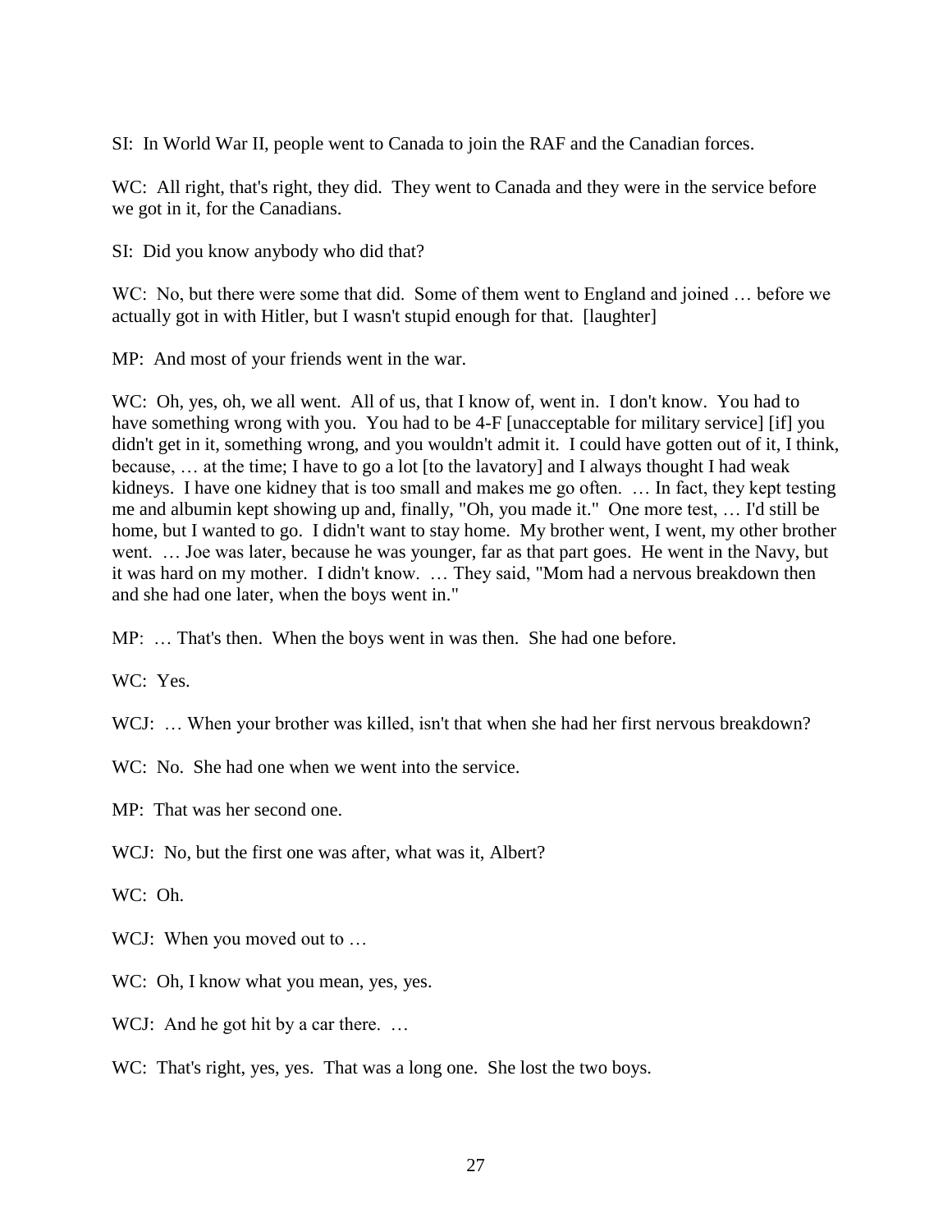SI: In World War II, people went to Canada to join the RAF and the Canadian forces.

WC: All right, that's right, they did. They went to Canada and they were in the service before we got in it, for the Canadians.

SI: Did you know anybody who did that?

WC: No, but there were some that did. Some of them went to England and joined … before we actually got in with Hitler, but I wasn't stupid enough for that. [laughter]

MP: And most of your friends went in the war.

WC: Oh, yes, oh, we all went. All of us, that I know of, went in. I don't know. You had to have something wrong with you. You had to be 4-F [unacceptable for military service] [if] you didn't get in it, something wrong, and you wouldn't admit it. I could have gotten out of it, I think, because, … at the time; I have to go a lot [to the lavatory] and I always thought I had weak kidneys. I have one kidney that is too small and makes me go often. … In fact, they kept testing me and albumin kept showing up and, finally, "Oh, you made it." One more test, … I'd still be home, but I wanted to go. I didn't want to stay home. My brother went, I went, my other brother went. … Joe was later, because he was younger, far as that part goes. He went in the Navy, but it was hard on my mother. I didn't know. … They said, "Mom had a nervous breakdown then and she had one later, when the boys went in."

MP: … That's then. When the boys went in was then. She had one before.

WC: Yes.

WCJ: … When your brother was killed, isn't that when she had her first nervous breakdown?

WC: No. She had one when we went into the service.

MP: That was her second one.

WCJ: No, but the first one was after, what was it, Albert?

WC: Oh.

WCJ: When you moved out to …

WC: Oh, I know what you mean, yes, yes.

WCJ: And he got hit by a car there. …

WC: That's right, yes, yes. That was a long one. She lost the two boys.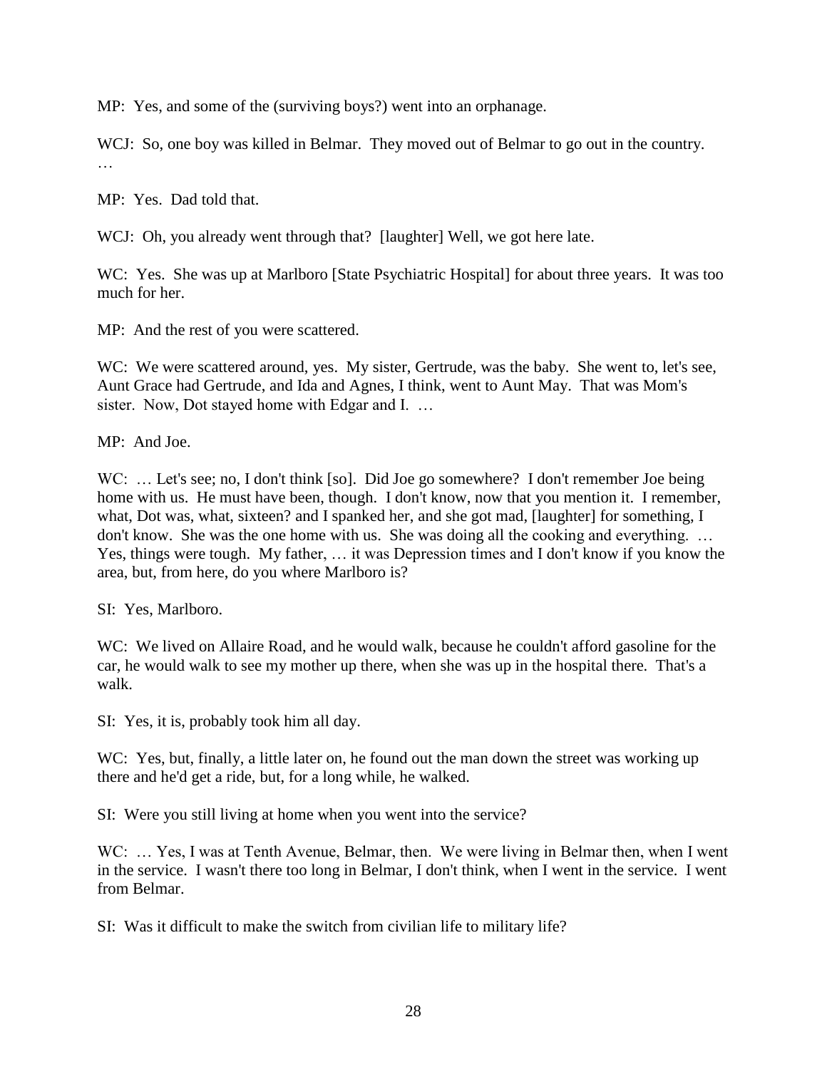MP: Yes, and some of the (surviving boys?) went into an orphanage.

WCJ: So, one boy was killed in Belmar. They moved out of Belmar to go out in the country. …

MP: Yes. Dad told that.

WCJ: Oh, you already went through that? [laughter] Well, we got here late.

WC: Yes. She was up at Marlboro [State Psychiatric Hospital] for about three years. It was too much for her.

MP: And the rest of you were scattered.

WC: We were scattered around, yes. My sister, Gertrude, was the baby. She went to, let's see, Aunt Grace had Gertrude, and Ida and Agnes, I think, went to Aunt May. That was Mom's sister. Now, Dot stayed home with Edgar and I. …

MP: And Joe.

WC: … Let's see; no, I don't think [so]. Did Joe go somewhere? I don't remember Joe being home with us. He must have been, though. I don't know, now that you mention it. I remember, what, Dot was, what, sixteen? and I spanked her, and she got mad, [laughter] for something, I don't know. She was the one home with us. She was doing all the cooking and everything. … Yes, things were tough. My father, … it was Depression times and I don't know if you know the area, but, from here, do you where Marlboro is?

SI: Yes, Marlboro.

WC: We lived on Allaire Road, and he would walk, because he couldn't afford gasoline for the car, he would walk to see my mother up there, when she was up in the hospital there. That's a walk.

SI: Yes, it is, probably took him all day.

WC: Yes, but, finally, a little later on, he found out the man down the street was working up there and he'd get a ride, but, for a long while, he walked.

SI: Were you still living at home when you went into the service?

WC: … Yes, I was at Tenth Avenue, Belmar, then. We were living in Belmar then, when I went in the service. I wasn't there too long in Belmar, I don't think, when I went in the service. I went from Belmar.

SI: Was it difficult to make the switch from civilian life to military life?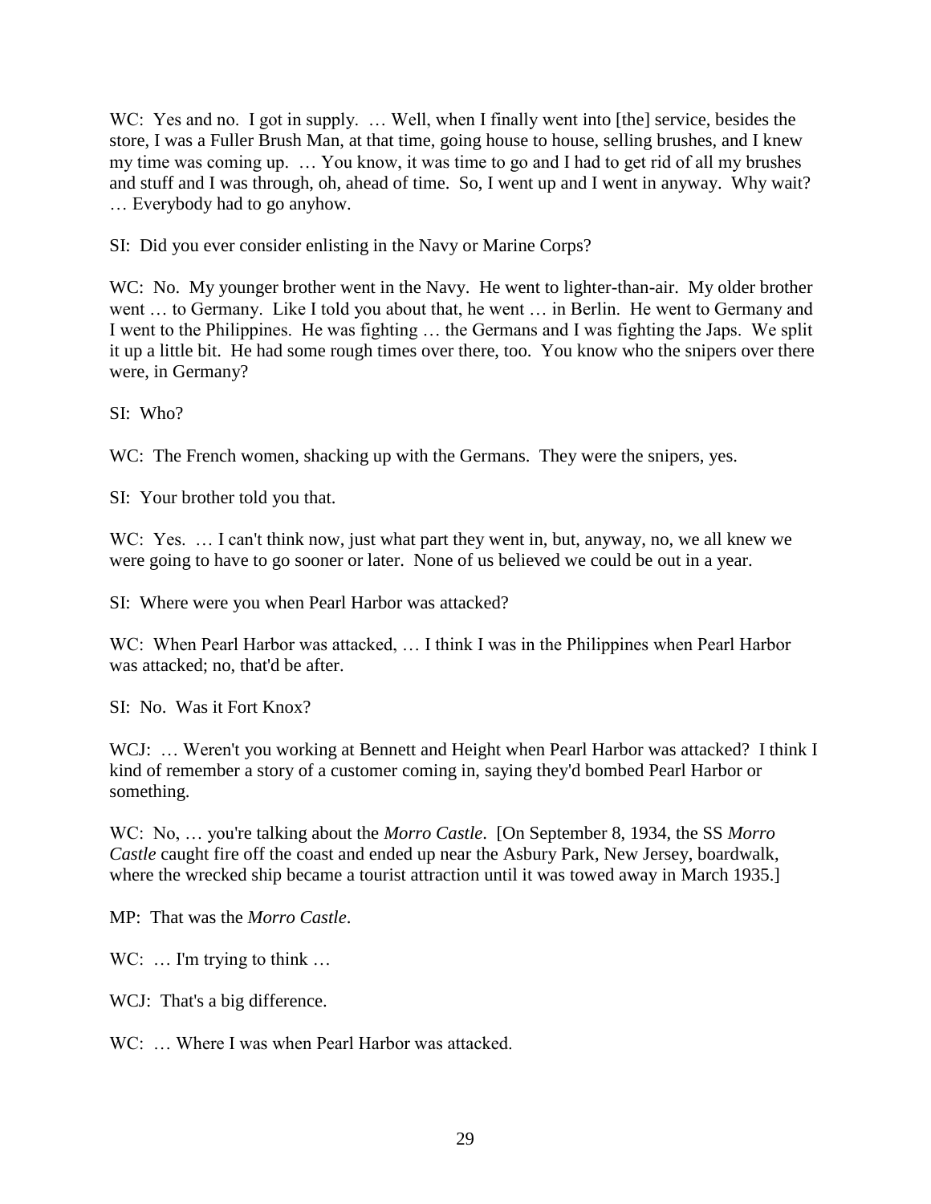WC: Yes and no. I got in supply. … Well, when I finally went into [the] service, besides the store, I was a Fuller Brush Man, at that time, going house to house, selling brushes, and I knew my time was coming up. … You know, it was time to go and I had to get rid of all my brushes and stuff and I was through, oh, ahead of time. So, I went up and I went in anyway. Why wait? … Everybody had to go anyhow.

SI: Did you ever consider enlisting in the Navy or Marine Corps?

WC: No. My younger brother went in the Navy. He went to lighter-than-air. My older brother went … to Germany. Like I told you about that, he went … in Berlin. He went to Germany and I went to the Philippines. He was fighting … the Germans and I was fighting the Japs. We split it up a little bit. He had some rough times over there, too. You know who the snipers over there were, in Germany?

SI: Who?

WC: The French women, shacking up with the Germans. They were the snipers, yes.

SI: Your brother told you that.

WC: Yes. … I can't think now, just what part they went in, but, anyway, no, we all knew we were going to have to go sooner or later. None of us believed we could be out in a year.

SI: Where were you when Pearl Harbor was attacked?

WC: When Pearl Harbor was attacked, … I think I was in the Philippines when Pearl Harbor was attacked; no, that'd be after.

SI: No. Was it Fort Knox?

WCJ: … Weren't you working at Bennett and Height when Pearl Harbor was attacked? I think I kind of remember a story of a customer coming in, saying they'd bombed Pearl Harbor or something.

WC: No, … you're talking about the *Morro Castle*. [On September 8, 1934, the SS *Morro Castle* caught fire off the coast and ended up near the Asbury Park, New Jersey, boardwalk, where the wrecked ship became a tourist attraction until it was towed away in March 1935.]

MP: That was the *Morro Castle*.

WC: … I'm trying to think …

WCJ: That's a big difference.

WC: … Where I was when Pearl Harbor was attacked.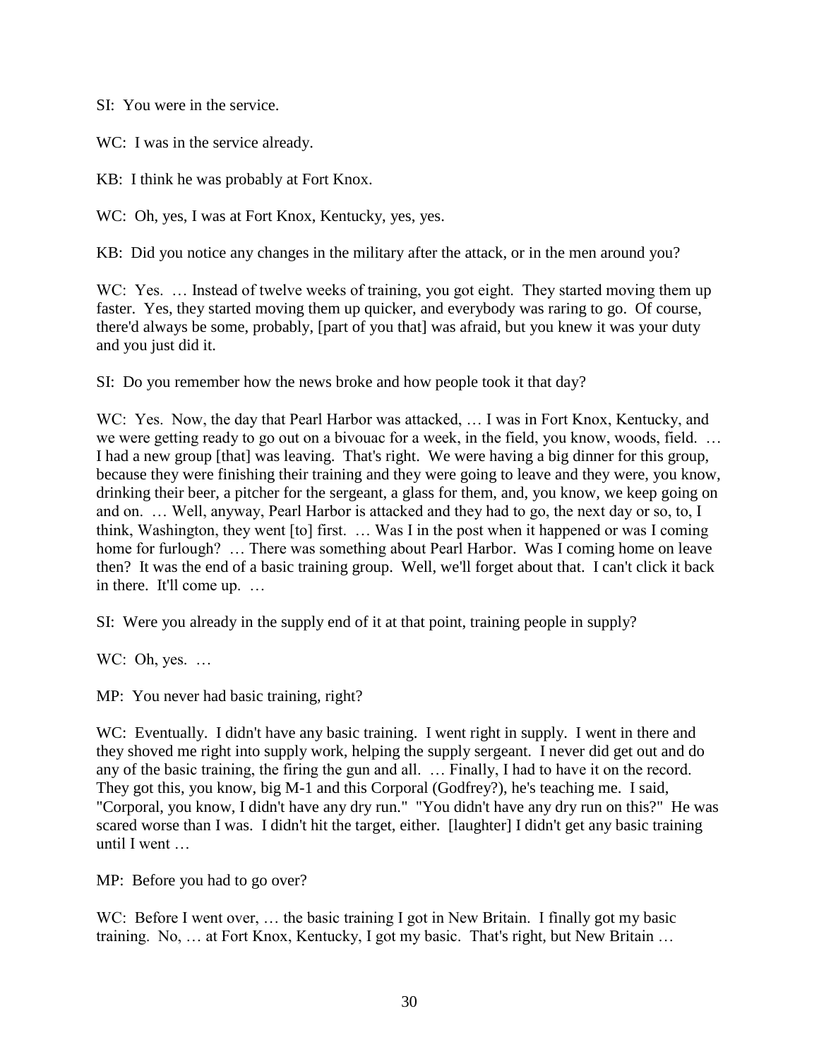SI: You were in the service.

WC: I was in the service already.

KB: I think he was probably at Fort Knox.

WC: Oh, yes, I was at Fort Knox, Kentucky, yes, yes.

KB: Did you notice any changes in the military after the attack, or in the men around you?

WC: Yes. … Instead of twelve weeks of training, you got eight. They started moving them up faster. Yes, they started moving them up quicker, and everybody was raring to go. Of course, there'd always be some, probably, [part of you that] was afraid, but you knew it was your duty and you just did it.

SI: Do you remember how the news broke and how people took it that day?

WC: Yes. Now, the day that Pearl Harbor was attacked, … I was in Fort Knox, Kentucky, and we were getting ready to go out on a bivouac for a week, in the field, you know, woods, field. … I had a new group [that] was leaving. That's right. We were having a big dinner for this group, because they were finishing their training and they were going to leave and they were, you know, drinking their beer, a pitcher for the sergeant, a glass for them, and, you know, we keep going on and on. … Well, anyway, Pearl Harbor is attacked and they had to go, the next day or so, to, I think, Washington, they went [to] first. … Was I in the post when it happened or was I coming home for furlough? … There was something about Pearl Harbor. Was I coming home on leave then? It was the end of a basic training group. Well, we'll forget about that. I can't click it back in there. It'll come up. …

SI: Were you already in the supply end of it at that point, training people in supply?

WC: Oh, yes. …

MP: You never had basic training, right?

WC: Eventually. I didn't have any basic training. I went right in supply. I went in there and they shoved me right into supply work, helping the supply sergeant. I never did get out and do any of the basic training, the firing the gun and all. … Finally, I had to have it on the record. They got this, you know, big M-1 and this Corporal (Godfrey?), he's teaching me. I said, "Corporal, you know, I didn't have any dry run." "You didn't have any dry run on this?" He was scared worse than I was. I didn't hit the target, either. [laughter] I didn't get any basic training until I went …

MP: Before you had to go over?

WC: Before I went over, … the basic training I got in New Britain. I finally got my basic training. No, … at Fort Knox, Kentucky, I got my basic. That's right, but New Britain …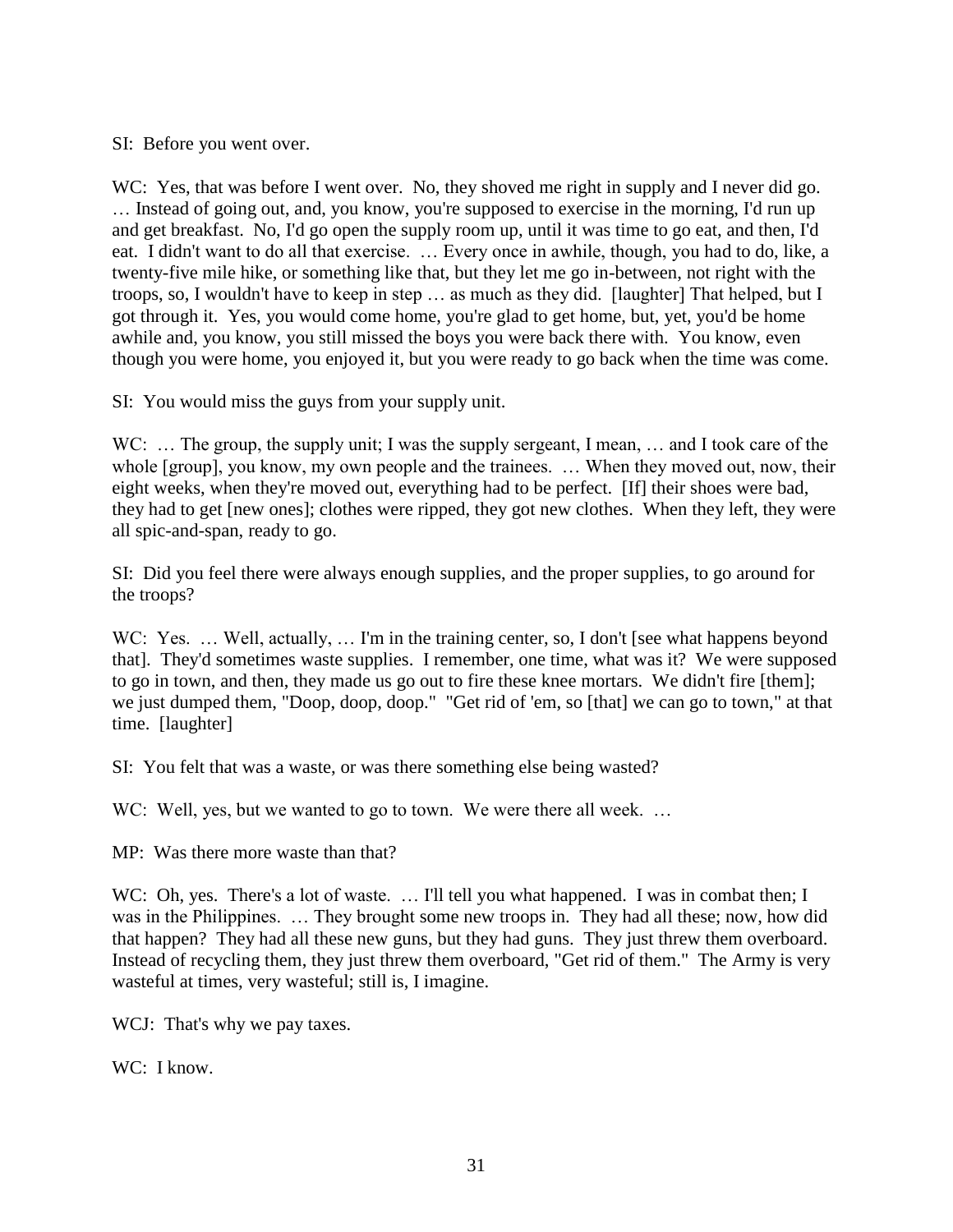SI: Before you went over.

WC: Yes, that was before I went over. No, they shoved me right in supply and I never did go. … Instead of going out, and, you know, you're supposed to exercise in the morning, I'd run up and get breakfast. No, I'd go open the supply room up, until it was time to go eat, and then, I'd eat. I didn't want to do all that exercise. … Every once in awhile, though, you had to do, like, a twenty-five mile hike, or something like that, but they let me go in-between, not right with the troops, so, I wouldn't have to keep in step … as much as they did. [laughter] That helped, but I got through it. Yes, you would come home, you're glad to get home, but, yet, you'd be home awhile and, you know, you still missed the boys you were back there with. You know, even though you were home, you enjoyed it, but you were ready to go back when the time was come.

SI: You would miss the guys from your supply unit.

WC: … The group, the supply unit; I was the supply sergeant, I mean, … and I took care of the whole [group], you know, my own people and the trainees. … When they moved out, now, their eight weeks, when they're moved out, everything had to be perfect. [If] their shoes were bad, they had to get [new ones]; clothes were ripped, they got new clothes. When they left, they were all spic-and-span, ready to go.

SI: Did you feel there were always enough supplies, and the proper supplies, to go around for the troops?

WC: Yes. … Well, actually, … I'm in the training center, so, I don't [see what happens beyond that]. They'd sometimes waste supplies. I remember, one time, what was it? We were supposed to go in town, and then, they made us go out to fire these knee mortars. We didn't fire [them]; we just dumped them, "Doop, doop, doop." "Get rid of 'em, so [that] we can go to town," at that time. [laughter]

SI: You felt that was a waste, or was there something else being wasted?

WC: Well, yes, but we wanted to go to town. We were there all week. …

MP: Was there more waste than that?

WC: Oh, yes. There's a lot of waste. … I'll tell you what happened. I was in combat then; I was in the Philippines. … They brought some new troops in. They had all these; now, how did that happen? They had all these new guns, but they had guns. They just threw them overboard. Instead of recycling them, they just threw them overboard, "Get rid of them." The Army is very wasteful at times, very wasteful; still is, I imagine.

WCJ: That's why we pay taxes.

WC: I know.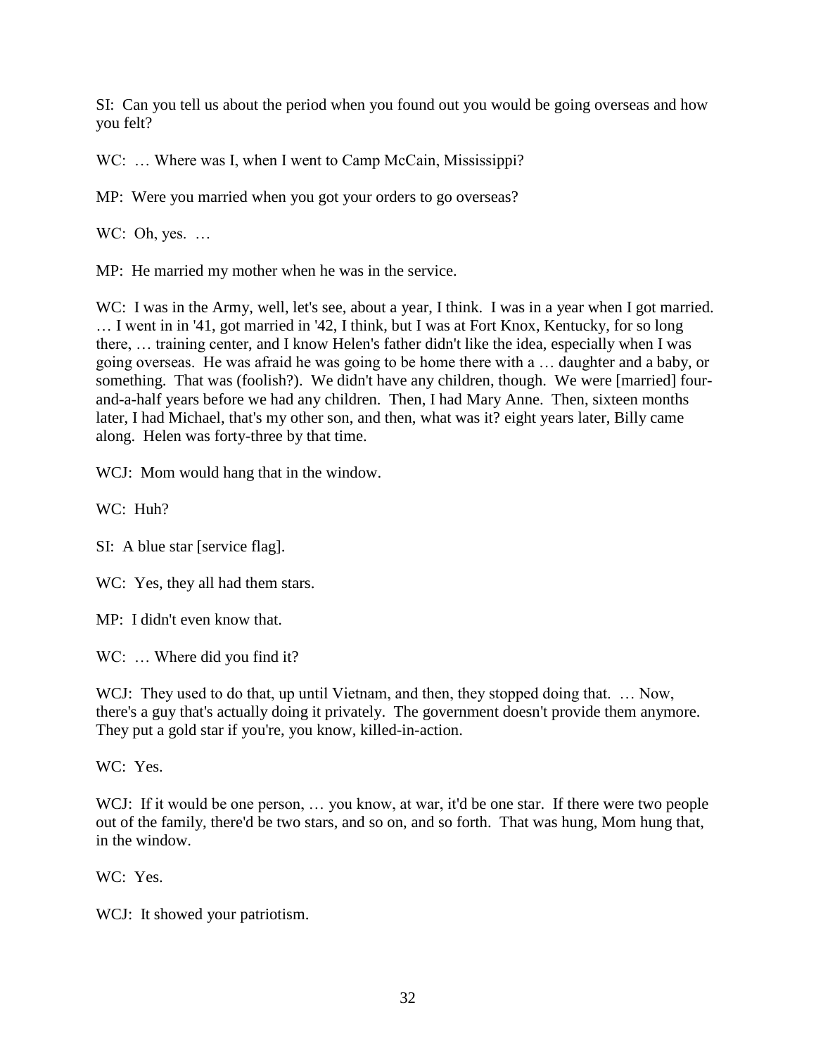SI: Can you tell us about the period when you found out you would be going overseas and how you felt?

WC: … Where was I, when I went to Camp McCain, Mississippi?

MP: Were you married when you got your orders to go overseas?

WC: Oh, yes. …

MP: He married my mother when he was in the service.

WC: I was in the Army, well, let's see, about a year, I think. I was in a year when I got married. … I went in in '41, got married in '42, I think, but I was at Fort Knox, Kentucky, for so long there, … training center, and I know Helen's father didn't like the idea, especially when I was going overseas. He was afraid he was going to be home there with a … daughter and a baby, or something. That was (foolish?). We didn't have any children, though. We were [married] four-and-a-half years before we had any children. Then, I had Mary Anne. Then, sixteen months later, I had Michael, that's my other son, and then, what was it? eight years later, Billy came along. Helen was forty-three by that time.

WCJ: Mom would hang that in the window.

WC: Huh?

SI: A blue star [service flag].

WC: Yes, they all had them stars.

MP: I didn't even know that.

WC: … Where did you find it?

WCJ: They used to do that, up until Vietnam, and then, they stopped doing that. … Now, there's a guy that's actually doing it privately. The government doesn't provide them anymore. They put a gold star if you're, you know, killed-in-action.

WC: Yes.

WCJ: If it would be one person, … you know, at war, it'd be one star. If there were two people out of the family, there'd be two stars, and so on, and so forth. That was hung, Mom hung that, in the window.

WC: Yes.

WCJ: It showed your patriotism.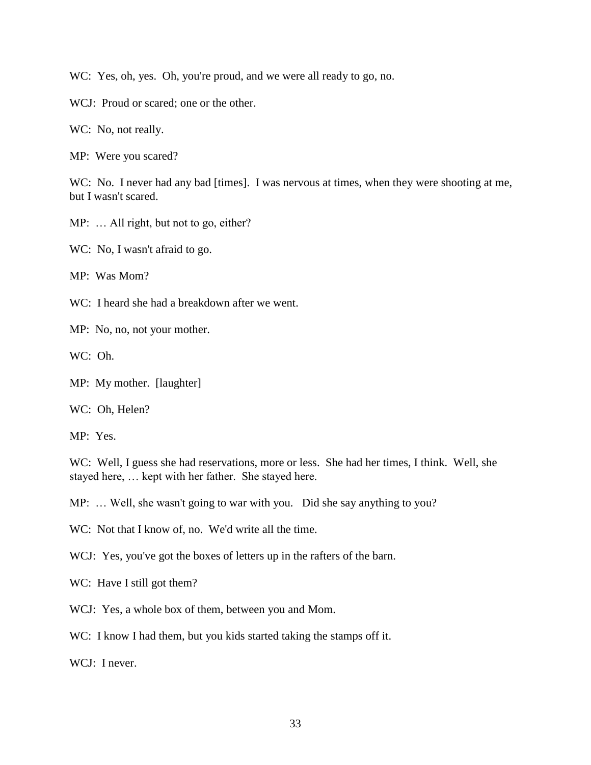WC: Yes, oh, yes. Oh, you're proud, and we were all ready to go, no.

WCJ: Proud or scared; one or the other.

WC: No, not really.

MP: Were you scared?

WC: No. I never had any bad [times]. I was nervous at times, when they were shooting at me, but I wasn't scared.

MP: … All right, but not to go, either?

WC: No, I wasn't afraid to go.

MP: Was Mom?

WC: I heard she had a breakdown after we went.

MP: No, no, not your mother.

WC: Oh.

MP: My mother. [laughter]

WC: Oh, Helen?

MP: Yes.

WC: Well, I guess she had reservations, more or less. She had her times, I think. Well, she stayed here, … kept with her father. She stayed here.

MP: … Well, she wasn't going to war with you. Did she say anything to you?

WC: Not that I know of, no. We'd write all the time.

WCJ: Yes, you've got the boxes of letters up in the rafters of the barn.

WC: Have I still got them?

WCJ: Yes, a whole box of them, between you and Mom.

WC: I know I had them, but you kids started taking the stamps off it.

WCJ: I never.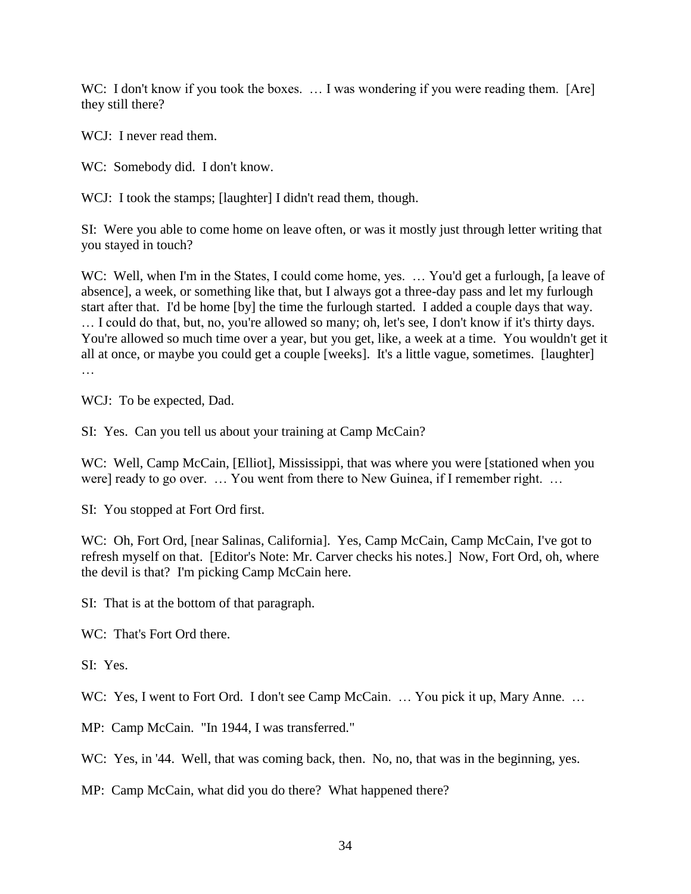WC: I don't know if you took the boxes. … I was wondering if you were reading them. [Are] they still there?

WCJ: I never read them.

WC: Somebody did. I don't know.

WCJ: I took the stamps; [laughter] I didn't read them, though.

SI: Were you able to come home on leave often, or was it mostly just through letter writing that you stayed in touch?

WC: Well, when I'm in the States, I could come home, yes. … You'd get a furlough, [a leave of absence], a week, or something like that, but I always got a three-day pass and let my furlough start after that. I'd be home [by] the time the furlough started. I added a couple days that way. … I could do that, but, no, you're allowed so many; oh, let's see, I don't know if it's thirty days. You're allowed so much time over a year, but you get, like, a week at a time. You wouldn't get it all at once, or maybe you could get a couple [weeks]. It's a little vague, sometimes. [laughter] …

WCJ: To be expected, Dad.

SI: Yes. Can you tell us about your training at Camp McCain?

WC: Well, Camp McCain, [Elliot], Mississippi, that was where you were [stationed when you were] ready to go over. … You went from there to New Guinea, if I remember right. …

SI: You stopped at Fort Ord first.

WC: Oh, Fort Ord, [near Salinas, California]. Yes, Camp McCain, Camp McCain, I've got to refresh myself on that. [Editor's Note: Mr. Carver checks his notes.] Now, Fort Ord, oh, where the devil is that? I'm picking Camp McCain here.

SI: That is at the bottom of that paragraph.

WC: That's Fort Ord there.

SI: Yes.

WC: Yes, I went to Fort Ord. I don't see Camp McCain. … You pick it up, Mary Anne. …

MP: Camp McCain. "In 1944, I was transferred."

WC: Yes, in '44. Well, that was coming back, then. No, no, that was in the beginning, yes.

MP: Camp McCain, what did you do there? What happened there?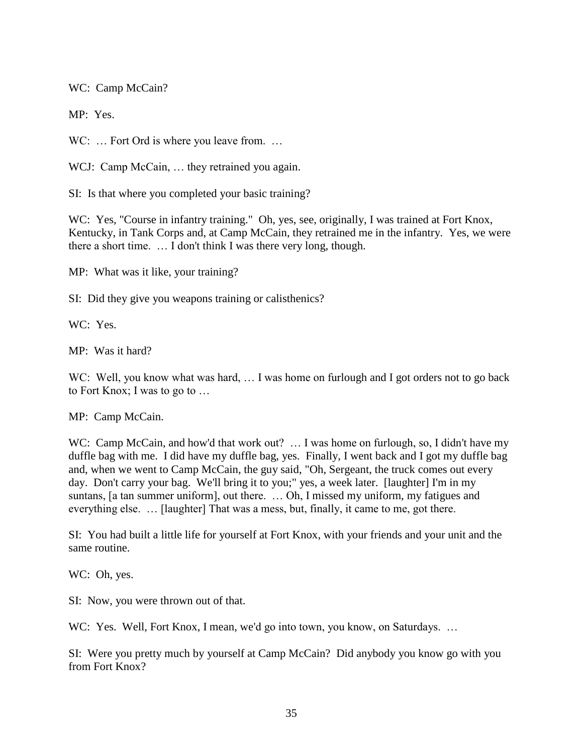WC: Camp McCain?

MP: Yes.

WC: … Fort Ord is where you leave from. …

WCJ: Camp McCain, … they retrained you again.

SI: Is that where you completed your basic training?

WC: Yes, "Course in infantry training." Oh, yes, see, originally, I was trained at Fort Knox, Kentucky, in Tank Corps and, at Camp McCain, they retrained me in the infantry. Yes, we were there a short time. … I don't think I was there very long, though.

MP: What was it like, your training?

SI: Did they give you weapons training or calisthenics?

WC: Yes.

MP: Was it hard?

WC: Well, you know what was hard, … I was home on furlough and I got orders not to go back to Fort Knox; I was to go to …

MP: Camp McCain.

WC: Camp McCain, and how'd that work out? … I was home on furlough, so, I didn't have my duffle bag with me. I did have my duffle bag, yes. Finally, I went back and I got my duffle bag and, when we went to Camp McCain, the guy said, "Oh, Sergeant, the truck comes out every day. Don't carry your bag. We'll bring it to you;" yes, a week later. [laughter] I'm in my suntans, [a tan summer uniform], out there. … Oh, I missed my uniform, my fatigues and everything else. … [laughter] That was a mess, but, finally, it came to me, got there.

SI: You had built a little life for yourself at Fort Knox, with your friends and your unit and the same routine.

WC: Oh, yes.

SI: Now, you were thrown out of that.

WC: Yes. Well, Fort Knox, I mean, we'd go into town, you know, on Saturdays. …

SI: Were you pretty much by yourself at Camp McCain? Did anybody you know go with you from Fort Knox?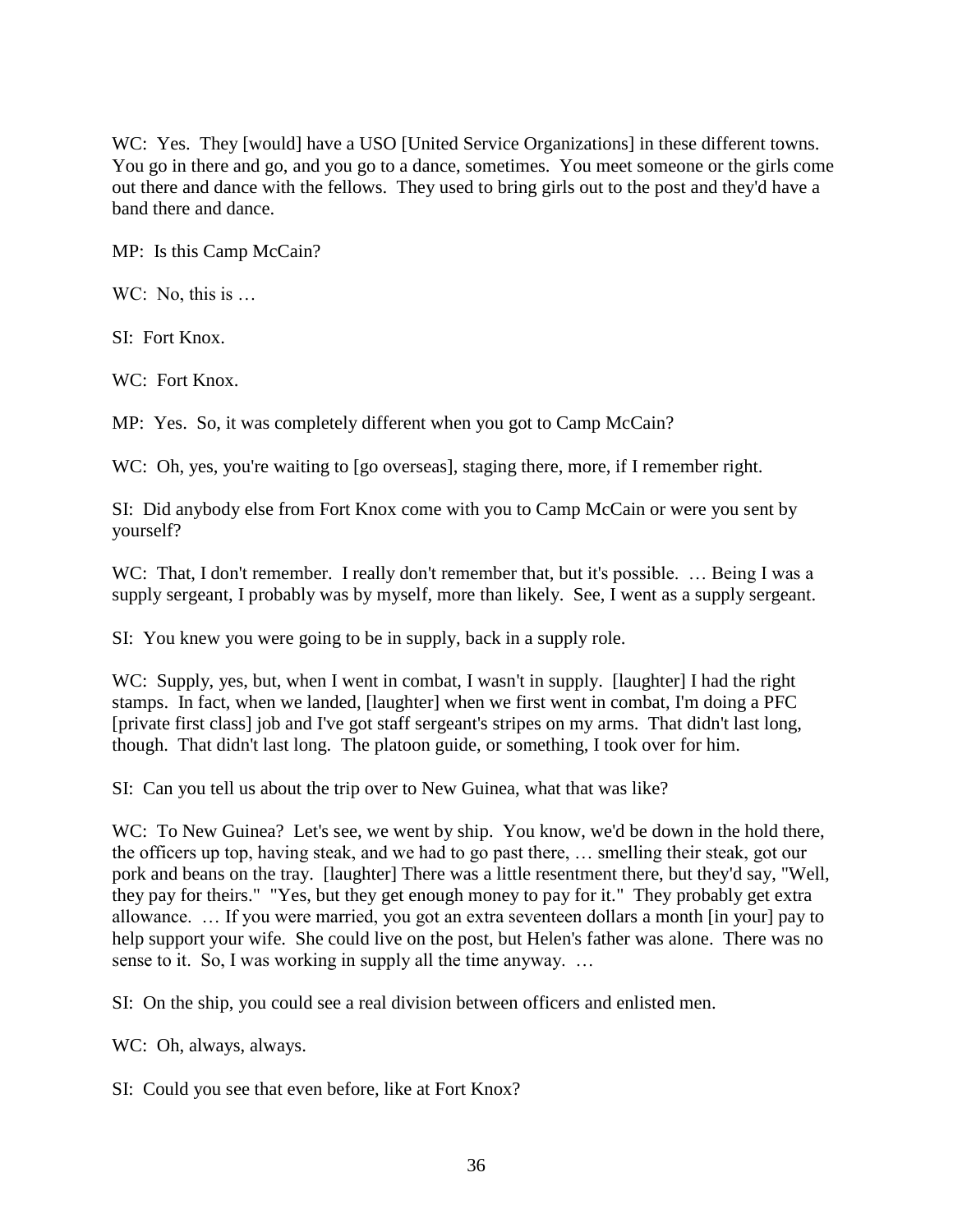WC: Yes. They [would] have a USO [United Service Organizations] in these different towns. You go in there and go, and you go to a dance, sometimes. You meet someone or the girls come out there and dance with the fellows. They used to bring girls out to the post and they'd have a band there and dance.

MP: Is this Camp McCain?

WC: No, this is …

SI: Fort Knox.

WC: Fort Knox.

MP: Yes. So, it was completely different when you got to Camp McCain?

WC: Oh, yes, you're waiting to [go overseas], staging there, more, if I remember right.

SI: Did anybody else from Fort Knox come with you to Camp McCain or were you sent by yourself?

WC: That, I don't remember. I really don't remember that, but it's possible. … Being I was a supply sergeant, I probably was by myself, more than likely. See, I went as a supply sergeant.

SI: You knew you were going to be in supply, back in a supply role.

WC: Supply, yes, but, when I went in combat, I wasn't in supply. [laughter] I had the right stamps. In fact, when we landed, [laughter] when we first went in combat, I'm doing a PFC [private first class] job and I've got staff sergeant's stripes on my arms. That didn't last long, though. That didn't last long. The platoon guide, or something, I took over for him.

SI: Can you tell us about the trip over to New Guinea, what that was like?

WC: To New Guinea? Let's see, we went by ship. You know, we'd be down in the hold there, the officers up top, having steak, and we had to go past there, … smelling their steak, got our pork and beans on the tray. [laughter] There was a little resentment there, but they'd say, "Well, they pay for theirs." "Yes, but they get enough money to pay for it." They probably get extra allowance. … If you were married, you got an extra seventeen dollars a month [in your] pay to help support your wife. She could live on the post, but Helen's father was alone. There was no sense to it. So, I was working in supply all the time anyway. …

SI: On the ship, you could see a real division between officers and enlisted men.

WC: Oh, always, always.

SI: Could you see that even before, like at Fort Knox?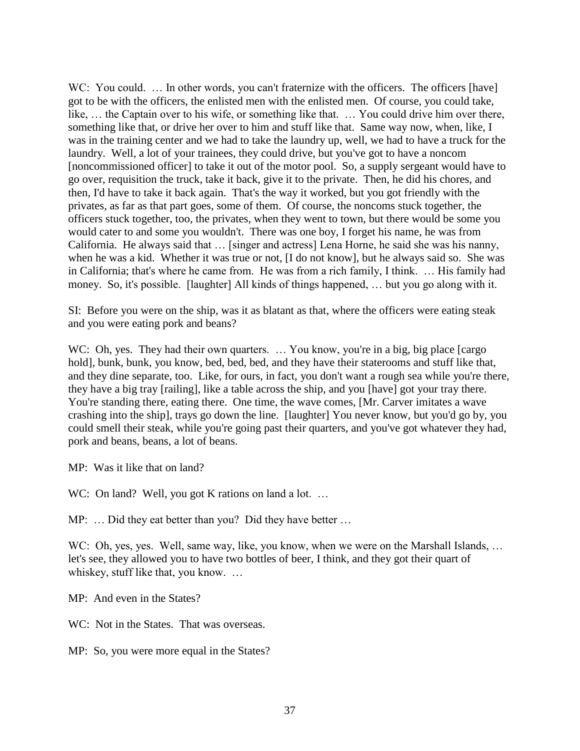WC: You could. … In other words, you can't fraternize with the officers. The officers [have] got to be with the officers, the enlisted men with the enlisted men. Of course, you could take, like, … the Captain over to his wife, or something like that. … You could drive him over there, something like that, or drive her over to him and stuff like that. Same way now, when, like, I was in the training center and we had to take the laundry up, well, we had to have a truck for the laundry. Well, a lot of your trainees, they could drive, but you've got to have a noncom [noncommissioned officer] to take it out of the motor pool. So, a supply sergeant would have to go over, requisition the truck, take it back, give it to the private. Then, he did his chores, and then, I'd have to take it back again. That's the way it worked, but you got friendly with the privates, as far as that part goes, some of them. Of course, the noncoms stuck together, the officers stuck together, too, the privates, when they went to town, but there would be some you would cater to and some you wouldn't. There was one boy, I forget his name, he was from California. He always said that … [singer and actress] Lena Horne, he said she was his nanny, when he was a kid. Whether it was true or not, [I do not know], but he always said so. She was in California; that's where he came from. He was from a rich family, I think. … His family had money. So, it's possible. [laughter] All kinds of things happened, … but you go along with it.

SI: Before you were on the ship, was it as blatant as that, where the officers were eating steak and you were eating pork and beans?

WC: Oh, yes. They had their own quarters. … You know, you're in a big, big place [cargo hold], bunk, bunk, you know, bed, bed, bed, and they have their staterooms and stuff like that, and they dine separate, too. Like, for ours, in fact, you don't want a rough sea while you're there, they have a big tray [railing], like a table across the ship, and you [have] got your tray there. You're standing there, eating there. One time, the wave comes, [Mr. Carver imitates a wave crashing into the ship], trays go down the line. [laughter] You never know, but you'd go by, you could smell their steak, while you're going past their quarters, and you've got whatever they had, pork and beans, beans, a lot of beans.

MP: Was it like that on land?

WC: On land? Well, you got K rations on land a lot. …

MP: … Did they eat better than you? Did they have better …

WC: Oh, yes, yes. Well, same way, like, you know, when we were on the Marshall Islands, … let's see, they allowed you to have two bottles of beer, I think, and they got their quart of whiskey, stuff like that, you know. …

MP: And even in the States?

WC: Not in the States. That was overseas.

MP: So, you were more equal in the States?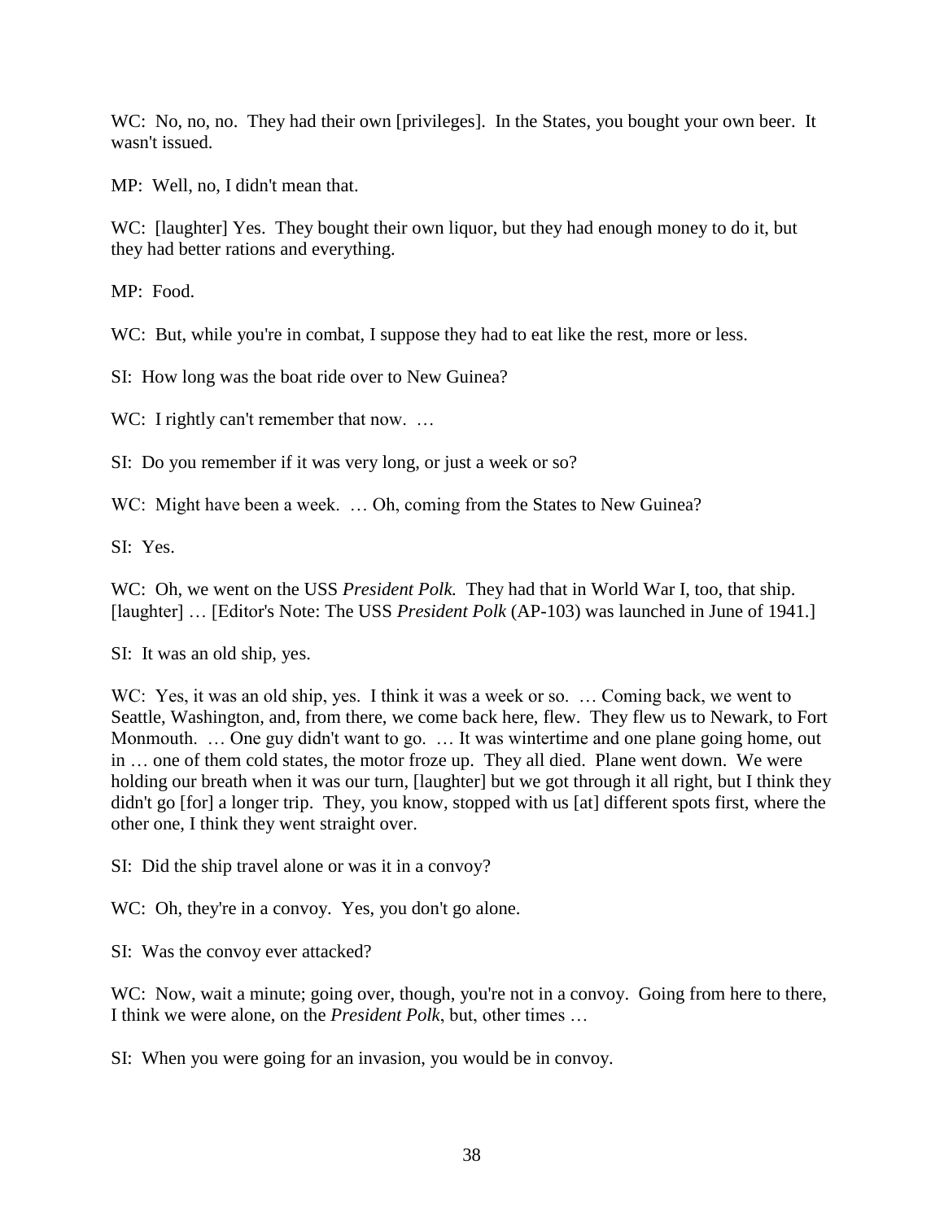WC: No, no, no. They had their own [privileges]. In the States, you bought your own beer. It wasn't issued.

MP: Well, no, I didn't mean that.

WC: [laughter] Yes. They bought their own liquor, but they had enough money to do it, but they had better rations and everything.

MP: Food.

WC: But, while you're in combat, I suppose they had to eat like the rest, more or less.

SI: How long was the boat ride over to New Guinea?

WC: I rightly can't remember that now. …

SI: Do you remember if it was very long, or just a week or so?

WC: Might have been a week. … Oh, coming from the States to New Guinea?

SI: Yes.

WC: Oh, we went on the USS *President Polk.* They had that in World War I, too, that ship. [laughter] … [Editor's Note: The USS *President Polk* (AP-103) was launched in June of 1941.]

SI: It was an old ship, yes.

WC: Yes, it was an old ship, yes. I think it was a week or so. … Coming back, we went to Seattle, Washington, and, from there, we come back here, flew. They flew us to Newark, to Fort Monmouth. … One guy didn't want to go. … It was wintertime and one plane going home, out in … one of them cold states, the motor froze up. They all died. Plane went down. We were holding our breath when it was our turn, [laughter] but we got through it all right, but I think they didn't go [for] a longer trip. They, you know, stopped with us [at] different spots first, where the other one, I think they went straight over.

SI: Did the ship travel alone or was it in a convoy?

WC: Oh, they're in a convoy. Yes, you don't go alone.

SI: Was the convoy ever attacked?

WC: Now, wait a minute; going over, though, you're not in a convoy. Going from here to there, I think we were alone, on the *President Polk*, but, other times …

SI: When you were going for an invasion, you would be in convoy.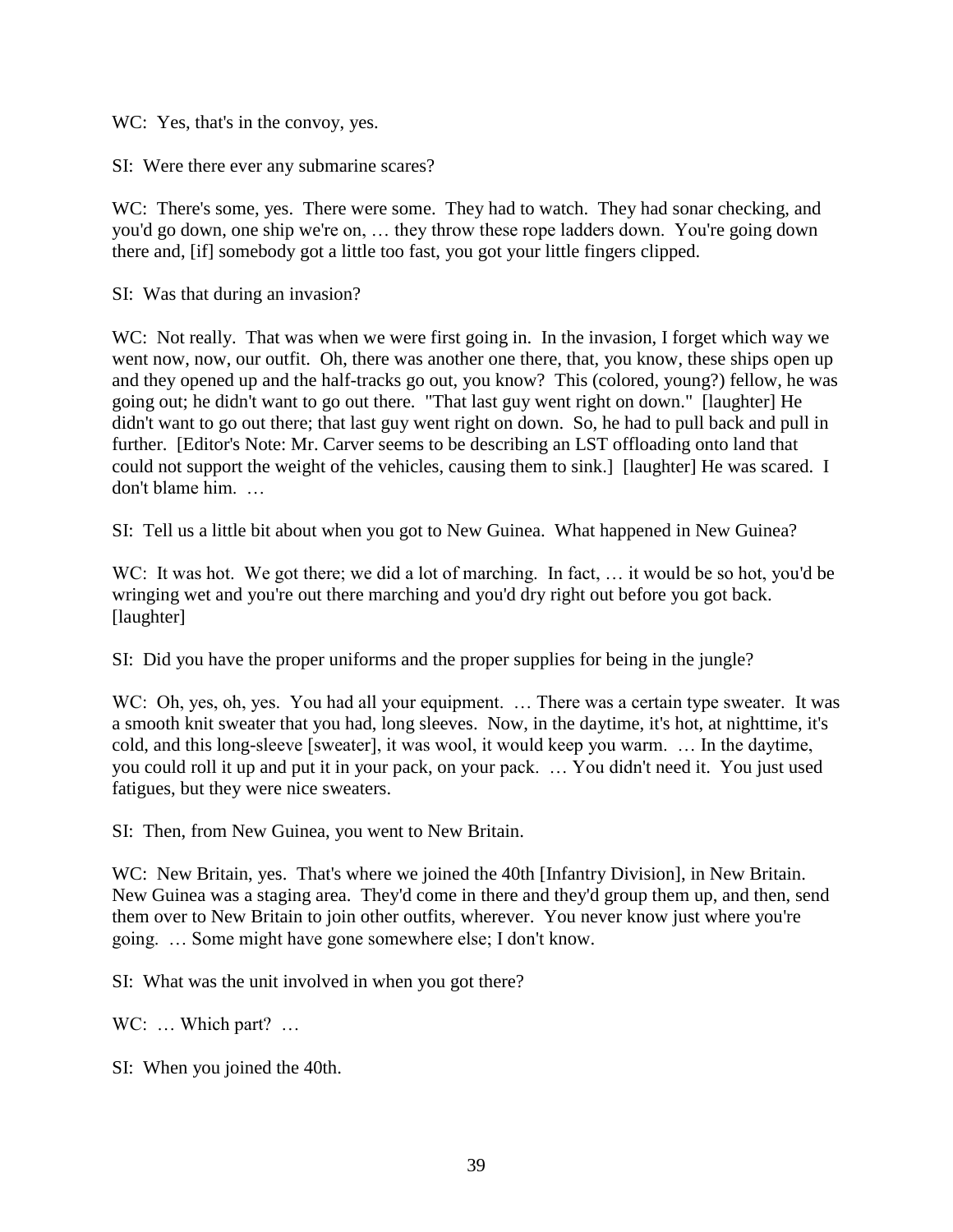WC: Yes, that's in the convoy, yes.

SI: Were there ever any submarine scares?

WC: There's some, yes. There were some. They had to watch. They had sonar checking, and you'd go down, one ship we're on, … they throw these rope ladders down. You're going down there and, [if] somebody got a little too fast, you got your little fingers clipped.

SI: Was that during an invasion?

WC: Not really. That was when we were first going in. In the invasion, I forget which way we went now, now, our outfit. Oh, there was another one there, that, you know, these ships open up and they opened up and the half-tracks go out, you know? This (colored, young?) fellow, he was going out; he didn't want to go out there. "That last guy went right on down." [laughter] He didn't want to go out there; that last guy went right on down. So, he had to pull back and pull in further. [Editor's Note: Mr. Carver seems to be describing an LST offloading onto land that could not support the weight of the vehicles, causing them to sink.] [laughter] He was scared. I don't blame him. …

SI: Tell us a little bit about when you got to New Guinea. What happened in New Guinea?

WC: It was hot. We got there; we did a lot of marching. In fact, … it would be so hot, you'd be wringing wet and you're out there marching and you'd dry right out before you got back. [laughter]

SI: Did you have the proper uniforms and the proper supplies for being in the jungle?

WC: Oh, yes, oh, yes. You had all your equipment. … There was a certain type sweater. It was a smooth knit sweater that you had, long sleeves. Now, in the daytime, it's hot, at nighttime, it's cold, and this long-sleeve [sweater], it was wool, it would keep you warm. … In the daytime, you could roll it up and put it in your pack, on your pack. … You didn't need it. You just used fatigues, but they were nice sweaters.

SI: Then, from New Guinea, you went to New Britain.

WC: New Britain, yes. That's where we joined the 40th [Infantry Division], in New Britain. New Guinea was a staging area. They'd come in there and they'd group them up, and then, send them over to New Britain to join other outfits, wherever. You never know just where you're going. … Some might have gone somewhere else; I don't know.

SI: What was the unit involved in when you got there?

WC: … Which part? …

SI: When you joined the 40th.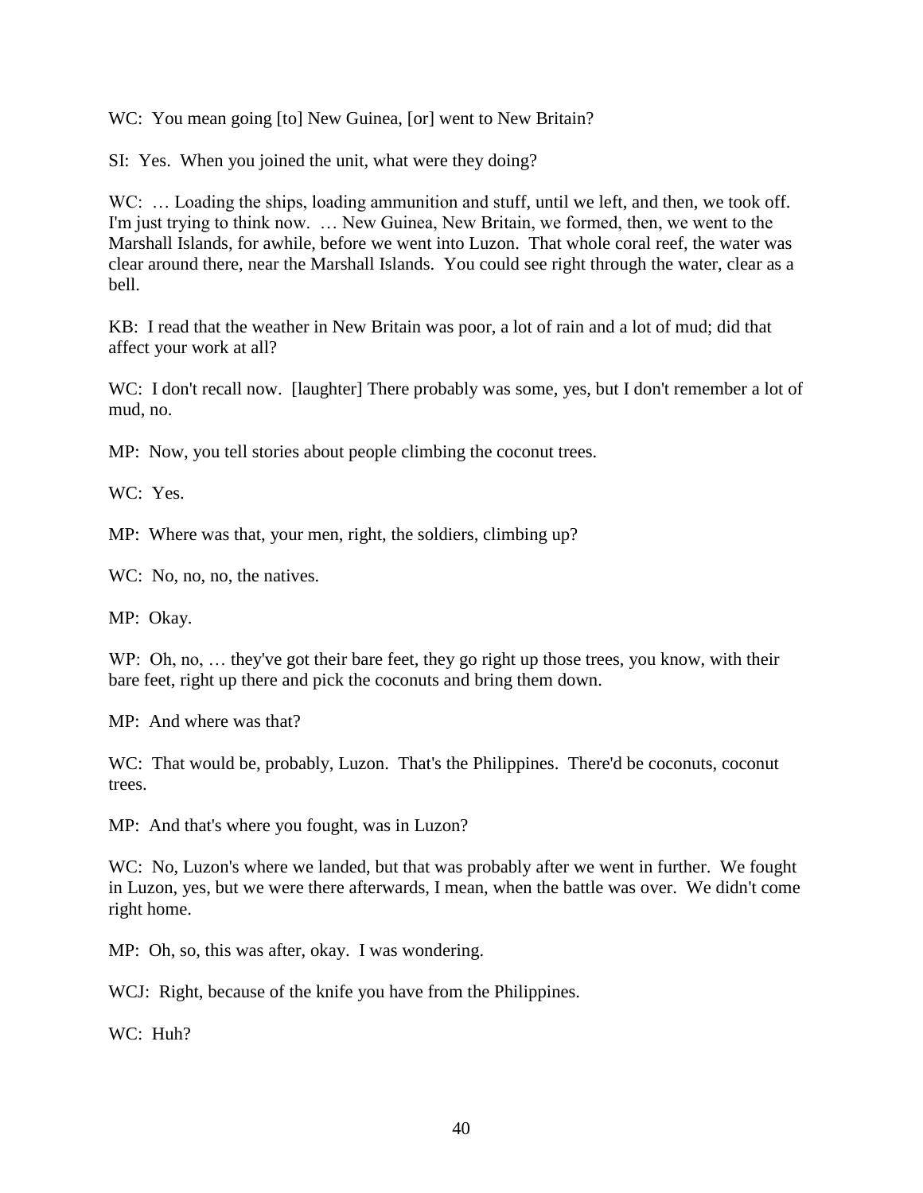WC: You mean going [to] New Guinea, [or] went to New Britain?

SI: Yes. When you joined the unit, what were they doing?

WC: … Loading the ships, loading ammunition and stuff, until we left, and then, we took off. I'm just trying to think now. … New Guinea, New Britain, we formed, then, we went to the Marshall Islands, for awhile, before we went into Luzon. That whole coral reef, the water was clear around there, near the Marshall Islands. You could see right through the water, clear as a bell.

KB: I read that the weather in New Britain was poor, a lot of rain and a lot of mud; did that affect your work at all?

WC: I don't recall now. [laughter] There probably was some, yes, but I don't remember a lot of mud, no.

MP: Now, you tell stories about people climbing the coconut trees.

WC: Yes.

MP: Where was that, your men, right, the soldiers, climbing up?

WC: No, no, no, the natives.

MP: Okay.

WP: Oh, no, … they've got their bare feet, they go right up those trees, you know, with their bare feet, right up there and pick the coconuts and bring them down.

MP: And where was that?

WC: That would be, probably, Luzon. That's the Philippines. There'd be coconuts, coconut trees.

MP: And that's where you fought, was in Luzon?

WC: No, Luzon's where we landed, but that was probably after we went in further. We fought in Luzon, yes, but we were there afterwards, I mean, when the battle was over. We didn't come right home.

MP: Oh, so, this was after, okay. I was wondering.

WCJ: Right, because of the knife you have from the Philippines.

WC: Huh?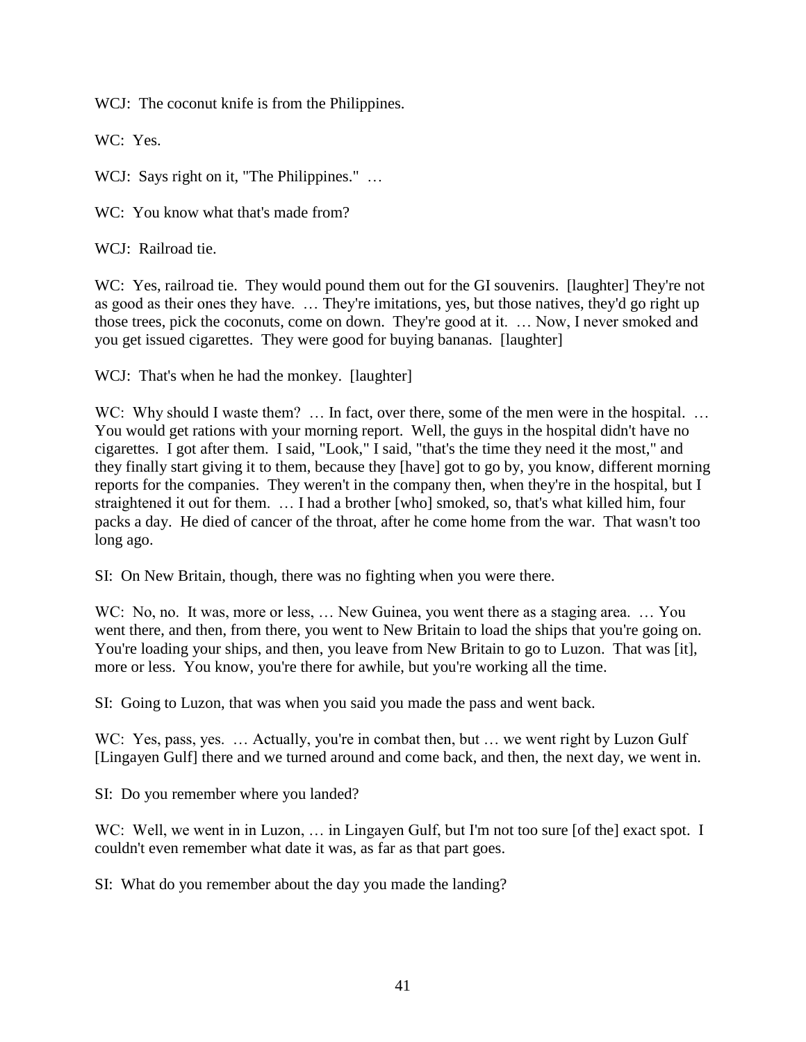WCJ: The coconut knife is from the Philippines.

WC: Yes.

WCJ: Says right on it, "The Philippines." …

WC: You know what that's made from?

WCJ: Railroad tie.

WC: Yes, railroad tie. They would pound them out for the GI souvenirs. [laughter] They're not as good as their ones they have. … They're imitations, yes, but those natives, they'd go right up those trees, pick the coconuts, come on down. They're good at it. … Now, I never smoked and you get issued cigarettes. They were good for buying bananas. [laughter]

WCJ: That's when he had the monkey. [laughter]

WC: Why should I waste them? … In fact, over there, some of the men were in the hospital. … You would get rations with your morning report. Well, the guys in the hospital didn't have no cigarettes. I got after them. I said, "Look," I said, "that's the time they need it the most," and they finally start giving it to them, because they [have] got to go by, you know, different morning reports for the companies. They weren't in the company then, when they're in the hospital, but I straightened it out for them. … I had a brother [who] smoked, so, that's what killed him, four packs a day. He died of cancer of the throat, after he come home from the war. That wasn't too long ago.

SI: On New Britain, though, there was no fighting when you were there.

WC: No, no. It was, more or less, … New Guinea, you went there as a staging area. … You went there, and then, from there, you went to New Britain to load the ships that you're going on. You're loading your ships, and then, you leave from New Britain to go to Luzon. That was [it], more or less. You know, you're there for awhile, but you're working all the time.

SI: Going to Luzon, that was when you said you made the pass and went back.

WC: Yes, pass, yes. … Actually, you're in combat then, but … we went right by Luzon Gulf [Lingayen Gulf] there and we turned around and come back, and then, the next day, we went in.

SI: Do you remember where you landed?

WC: Well, we went in in Luzon, … in Lingayen Gulf, but I'm not too sure [of the] exact spot. I couldn't even remember what date it was, as far as that part goes.

SI: What do you remember about the day you made the landing?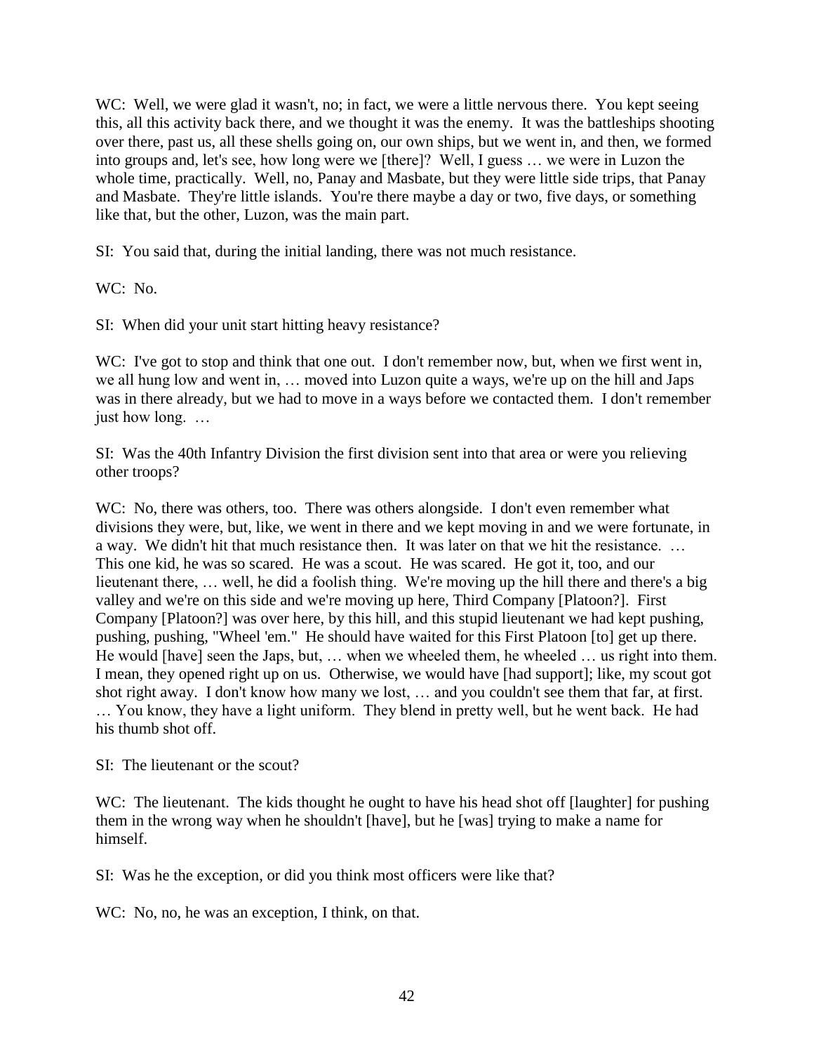WC: Well, we were glad it wasn't, no; in fact, we were a little nervous there. You kept seeing this, all this activity back there, and we thought it was the enemy. It was the battleships shooting over there, past us, all these shells going on, our own ships, but we went in, and then, we formed into groups and, let's see, how long were we [there]? Well, I guess … we were in Luzon the whole time, practically. Well, no, Panay and Masbate, but they were little side trips, that Panay and Masbate. They're little islands. You're there maybe a day or two, five days, or something like that, but the other, Luzon, was the main part.

SI: You said that, during the initial landing, there was not much resistance.

WC: No.

SI: When did your unit start hitting heavy resistance?

WC: I've got to stop and think that one out. I don't remember now, but, when we first went in, we all hung low and went in, … moved into Luzon quite a ways, we're up on the hill and Japs was in there already, but we had to move in a ways before we contacted them. I don't remember just how long. …

SI: Was the 40th Infantry Division the first division sent into that area or were you relieving other troops?

WC: No, there was others, too. There was others alongside. I don't even remember what divisions they were, but, like, we went in there and we kept moving in and we were fortunate, in a way. We didn't hit that much resistance then. It was later on that we hit the resistance. … This one kid, he was so scared. He was a scout. He was scared. He got it, too, and our lieutenant there, … well, he did a foolish thing. We're moving up the hill there and there's a big valley and we're on this side and we're moving up here, Third Company [Platoon?]. First Company [Platoon?] was over here, by this hill, and this stupid lieutenant we had kept pushing, pushing, pushing, "Wheel 'em." He should have waited for this First Platoon [to] get up there. He would [have] seen the Japs, but, … when we wheeled them, he wheeled … us right into them. I mean, they opened right up on us. Otherwise, we would have [had support]; like, my scout got shot right away. I don't know how many we lost, … and you couldn't see them that far, at first. … You know, they have a light uniform. They blend in pretty well, but he went back. He had his thumb shot off.

SI: The lieutenant or the scout?

WC: The lieutenant. The kids thought he ought to have his head shot off [laughter] for pushing them in the wrong way when he shouldn't [have], but he [was] trying to make a name for himself.

SI: Was he the exception, or did you think most officers were like that?

WC: No, no, he was an exception, I think, on that.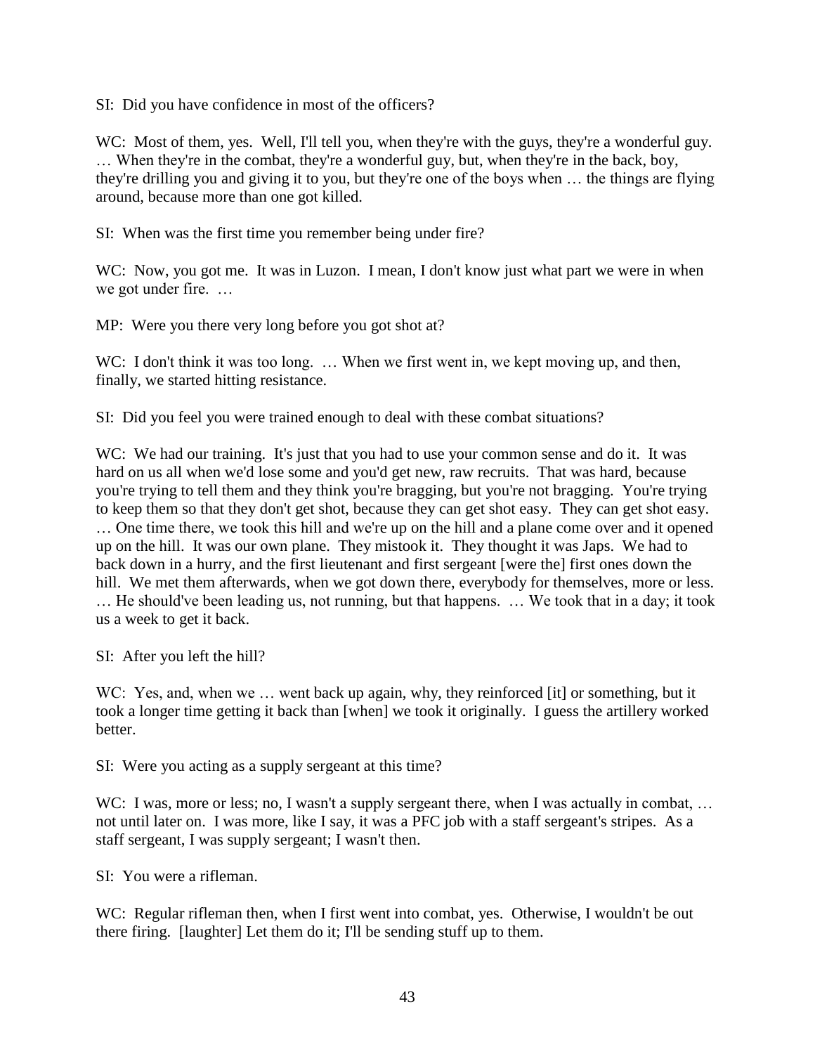SI: Did you have confidence in most of the officers?

WC: Most of them, yes. Well, I'll tell you, when they're with the guys, they're a wonderful guy. … When they're in the combat, they're a wonderful guy, but, when they're in the back, boy, they're drilling you and giving it to you, but they're one of the boys when … the things are flying around, because more than one got killed.

SI: When was the first time you remember being under fire?

WC: Now, you got me. It was in Luzon. I mean, I don't know just what part we were in when we got under fire. …

MP: Were you there very long before you got shot at?

WC: I don't think it was too long. … When we first went in, we kept moving up, and then, finally, we started hitting resistance.

SI: Did you feel you were trained enough to deal with these combat situations?

WC: We had our training. It's just that you had to use your common sense and do it. It was hard on us all when we'd lose some and you'd get new, raw recruits. That was hard, because you're trying to tell them and they think you're bragging, but you're not bragging. You're trying to keep them so that they don't get shot, because they can get shot easy. They can get shot easy. … One time there, we took this hill and we're up on the hill and a plane come over and it opened up on the hill. It was our own plane. They mistook it. They thought it was Japs. We had to back down in a hurry, and the first lieutenant and first sergeant [were the] first ones down the hill. We met them afterwards, when we got down there, everybody for themselves, more or less. … He should've been leading us, not running, but that happens. … We took that in a day; it took us a week to get it back.

SI: After you left the hill?

WC: Yes, and, when we … went back up again, why, they reinforced [it] or something, but it took a longer time getting it back than [when] we took it originally. I guess the artillery worked better.

SI: Were you acting as a supply sergeant at this time?

WC: I was, more or less; no, I wasn't a supply sergeant there, when I was actually in combat, … not until later on. I was more, like I say, it was a PFC job with a staff sergeant's stripes. As a staff sergeant, I was supply sergeant; I wasn't then.

SI: You were a rifleman.

WC: Regular rifleman then, when I first went into combat, yes. Otherwise, I wouldn't be out there firing. [laughter] Let them do it; I'll be sending stuff up to them.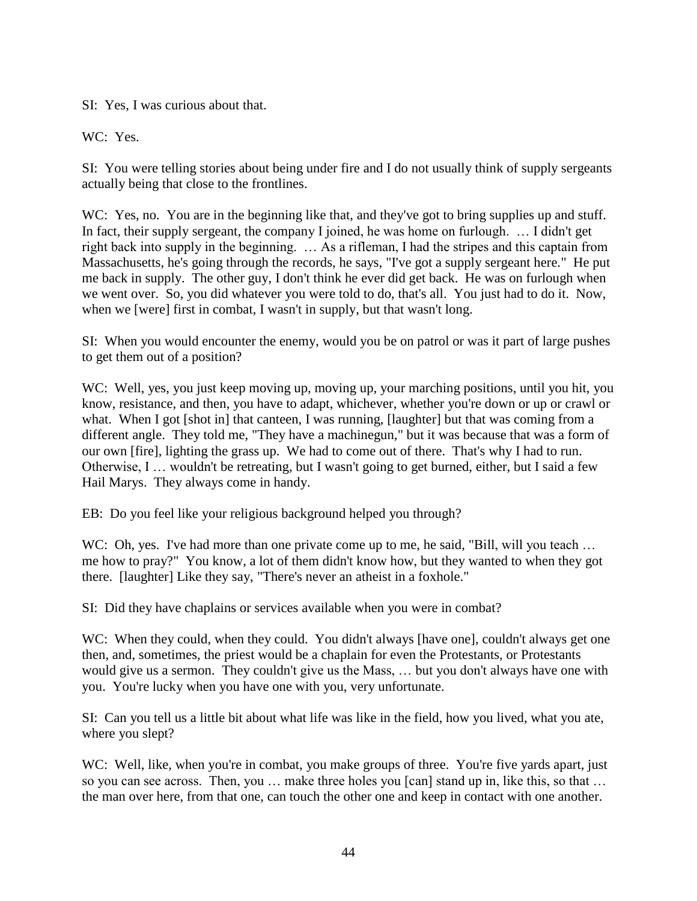SI: Yes, I was curious about that.

WC: Yes.

SI: You were telling stories about being under fire and I do not usually think of supply sergeants actually being that close to the frontlines.

WC: Yes, no. You are in the beginning like that, and they've got to bring supplies up and stuff. In fact, their supply sergeant, the company I joined, he was home on furlough. … I didn't get right back into supply in the beginning. … As a rifleman, I had the stripes and this captain from Massachusetts, he's going through the records, he says, "I've got a supply sergeant here." He put me back in supply. The other guy, I don't think he ever did get back. He was on furlough when we went over. So, you did whatever you were told to do, that's all. You just had to do it. Now, when we [were] first in combat, I wasn't in supply, but that wasn't long.

SI: When you would encounter the enemy, would you be on patrol or was it part of large pushes to get them out of a position?

WC: Well, yes, you just keep moving up, moving up, your marching positions, until you hit, you know, resistance, and then, you have to adapt, whichever, whether you're down or up or crawl or what. When I got [shot in] that canteen, I was running, [laughter] but that was coming from a different angle. They told me, "They have a machinegun," but it was because that was a form of our own [fire], lighting the grass up. We had to come out of there. That's why I had to run. Otherwise, I … wouldn't be retreating, but I wasn't going to get burned, either, but I said a few Hail Marys. They always come in handy.

EB: Do you feel like your religious background helped you through?

WC: Oh, yes. I've had more than one private come up to me, he said, "Bill, will you teach … me how to pray?" You know, a lot of them didn't know how, but they wanted to when they got there. [laughter] Like they say, "There's never an atheist in a foxhole."

SI: Did they have chaplains or services available when you were in combat?

WC: When they could, when they could. You didn't always [have one], couldn't always get one then, and, sometimes, the priest would be a chaplain for even the Protestants, or Protestants would give us a sermon. They couldn't give us the Mass, … but you don't always have one with you. You're lucky when you have one with you, very unfortunate.

SI: Can you tell us a little bit about what life was like in the field, how you lived, what you ate, where you slept?

WC: Well, like, when you're in combat, you make groups of three. You're five yards apart, just so you can see across. Then, you … make three holes you [can] stand up in, like this, so that … the man over here, from that one, can touch the other one and keep in contact with one another.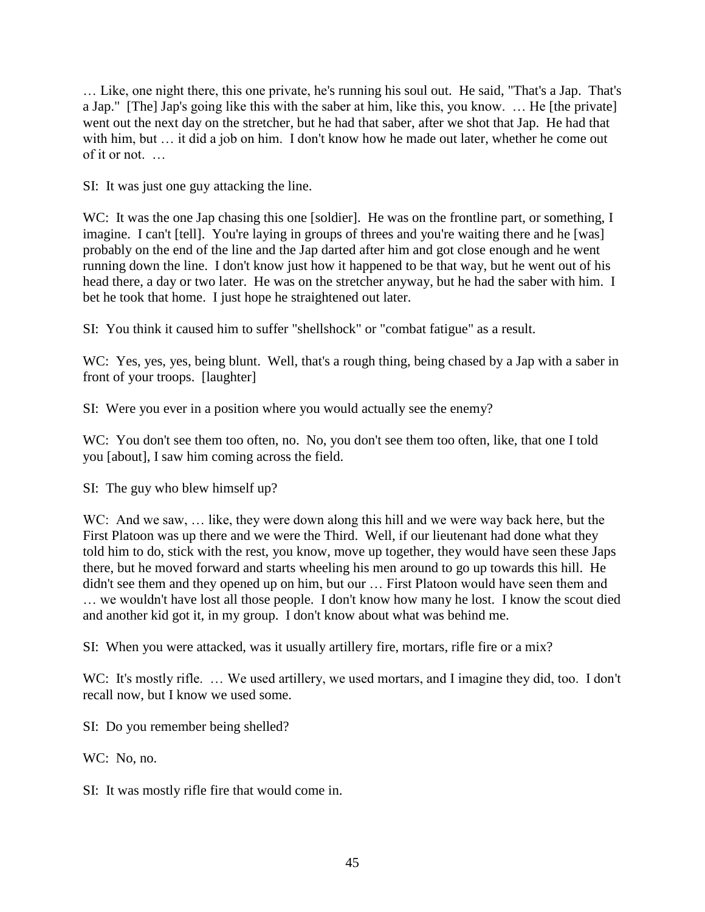… Like, one night there, this one private, he's running his soul out. He said, "That's a Jap. That's a Jap." [The] Jap's going like this with the saber at him, like this, you know. … He [the private] went out the next day on the stretcher, but he had that saber, after we shot that Jap. He had that with him, but … it did a job on him. I don't know how he made out later, whether he come out of it or not. …

SI: It was just one guy attacking the line.

WC: It was the one Jap chasing this one [soldier]. He was on the frontline part, or something, I imagine. I can't [tell]. You're laying in groups of threes and you're waiting there and he [was] probably on the end of the line and the Jap darted after him and got close enough and he went running down the line. I don't know just how it happened to be that way, but he went out of his head there, a day or two later. He was on the stretcher anyway, but he had the saber with him. I bet he took that home. I just hope he straightened out later.

SI: You think it caused him to suffer "shellshock" or "combat fatigue" as a result.

WC: Yes, yes, yes, being blunt. Well, that's a rough thing, being chased by a Jap with a saber in front of your troops. [laughter]

SI: Were you ever in a position where you would actually see the enemy?

WC: You don't see them too often, no. No, you don't see them too often, like, that one I told you [about], I saw him coming across the field.

SI: The guy who blew himself up?

WC: And we saw, … like, they were down along this hill and we were way back here, but the First Platoon was up there and we were the Third. Well, if our lieutenant had done what they told him to do, stick with the rest, you know, move up together, they would have seen these Japs there, but he moved forward and starts wheeling his men around to go up towards this hill. He didn't see them and they opened up on him, but our … First Platoon would have seen them and … we wouldn't have lost all those people. I don't know how many he lost. I know the scout died and another kid got it, in my group. I don't know about what was behind me.

SI: When you were attacked, was it usually artillery fire, mortars, rifle fire or a mix?

WC: It's mostly rifle. … We used artillery, we used mortars, and I imagine they did, too. I don't recall now, but I know we used some.

SI: Do you remember being shelled?

WC: No, no.

SI: It was mostly rifle fire that would come in.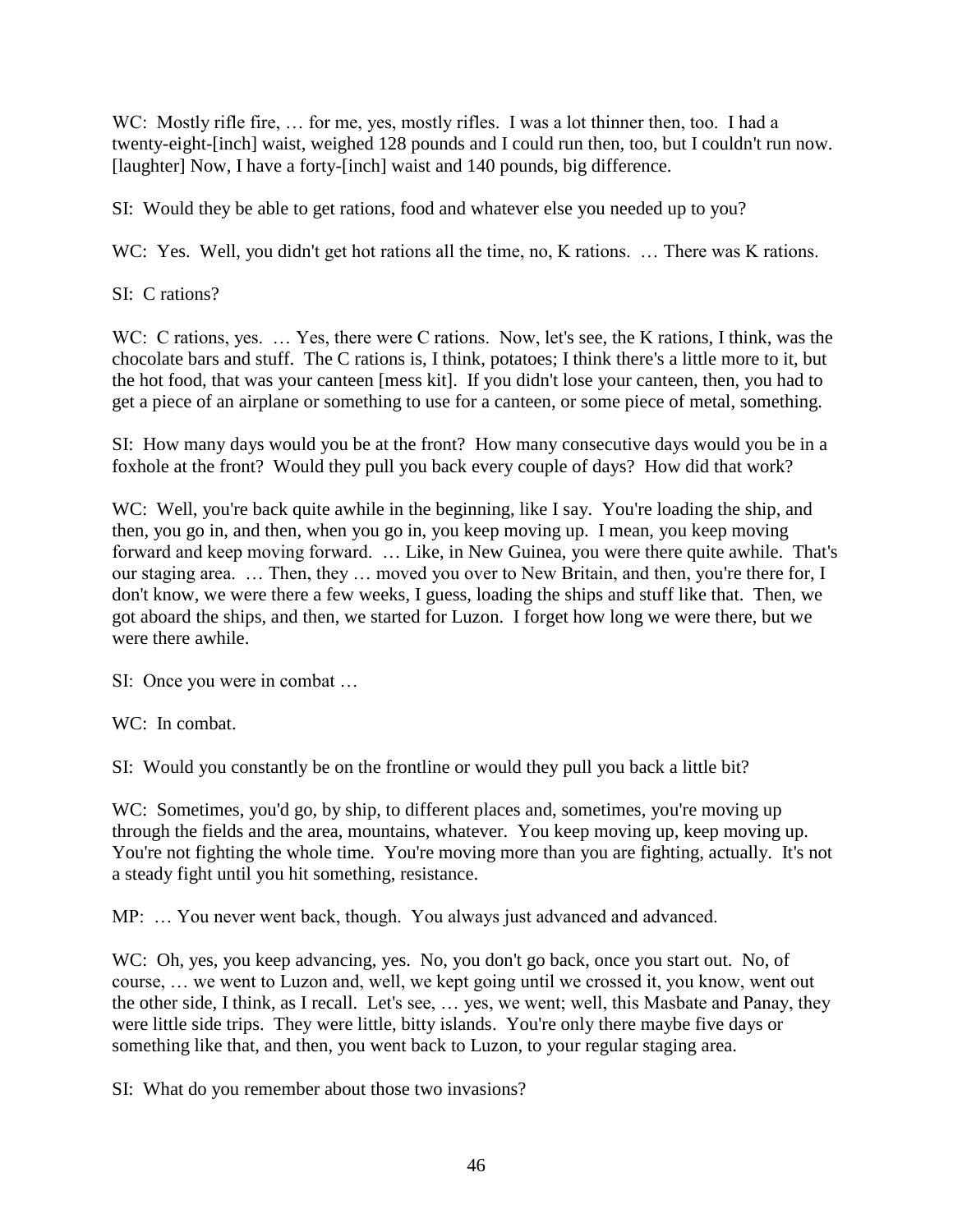WC: Mostly rifle fire, … for me, yes, mostly rifles. I was a lot thinner then, too. I had a twenty-eight-[inch] waist, weighed 128 pounds and I could run then, too, but I couldn't run now. [laughter] Now, I have a forty-[inch] waist and 140 pounds, big difference.

SI: Would they be able to get rations, food and whatever else you needed up to you?

WC: Yes. Well, you didn't get hot rations all the time, no, K rations. … There was K rations.

SI: C rations?

WC: C rations, yes. … Yes, there were C rations. Now, let's see, the K rations, I think, was the chocolate bars and stuff. The C rations is, I think, potatoes; I think there's a little more to it, but the hot food, that was your canteen [mess kit]. If you didn't lose your canteen, then, you had to get a piece of an airplane or something to use for a canteen, or some piece of metal, something.

SI: How many days would you be at the front? How many consecutive days would you be in a foxhole at the front? Would they pull you back every couple of days? How did that work?

WC: Well, you're back quite awhile in the beginning, like I say. You're loading the ship, and then, you go in, and then, when you go in, you keep moving up. I mean, you keep moving forward and keep moving forward. … Like, in New Guinea, you were there quite awhile. That's our staging area. … Then, they … moved you over to New Britain, and then, you're there for, I don't know, we were there a few weeks, I guess, loading the ships and stuff like that. Then, we got aboard the ships, and then, we started for Luzon. I forget how long we were there, but we were there awhile.

SI: Once you were in combat …

WC: In combat.

SI: Would you constantly be on the frontline or would they pull you back a little bit?

WC: Sometimes, you'd go, by ship, to different places and, sometimes, you're moving up through the fields and the area, mountains, whatever. You keep moving up, keep moving up. You're not fighting the whole time. You're moving more than you are fighting, actually. It's not a steady fight until you hit something, resistance.

MP: … You never went back, though. You always just advanced and advanced.

WC: Oh, yes, you keep advancing, yes. No, you don't go back, once you start out. No, of course, … we went to Luzon and, well, we kept going until we crossed it, you know, went out the other side, I think, as I recall. Let's see, … yes, we went; well, this Masbate and Panay, they were little side trips. They were little, bitty islands. You're only there maybe five days or something like that, and then, you went back to Luzon, to your regular staging area.

SI: What do you remember about those two invasions?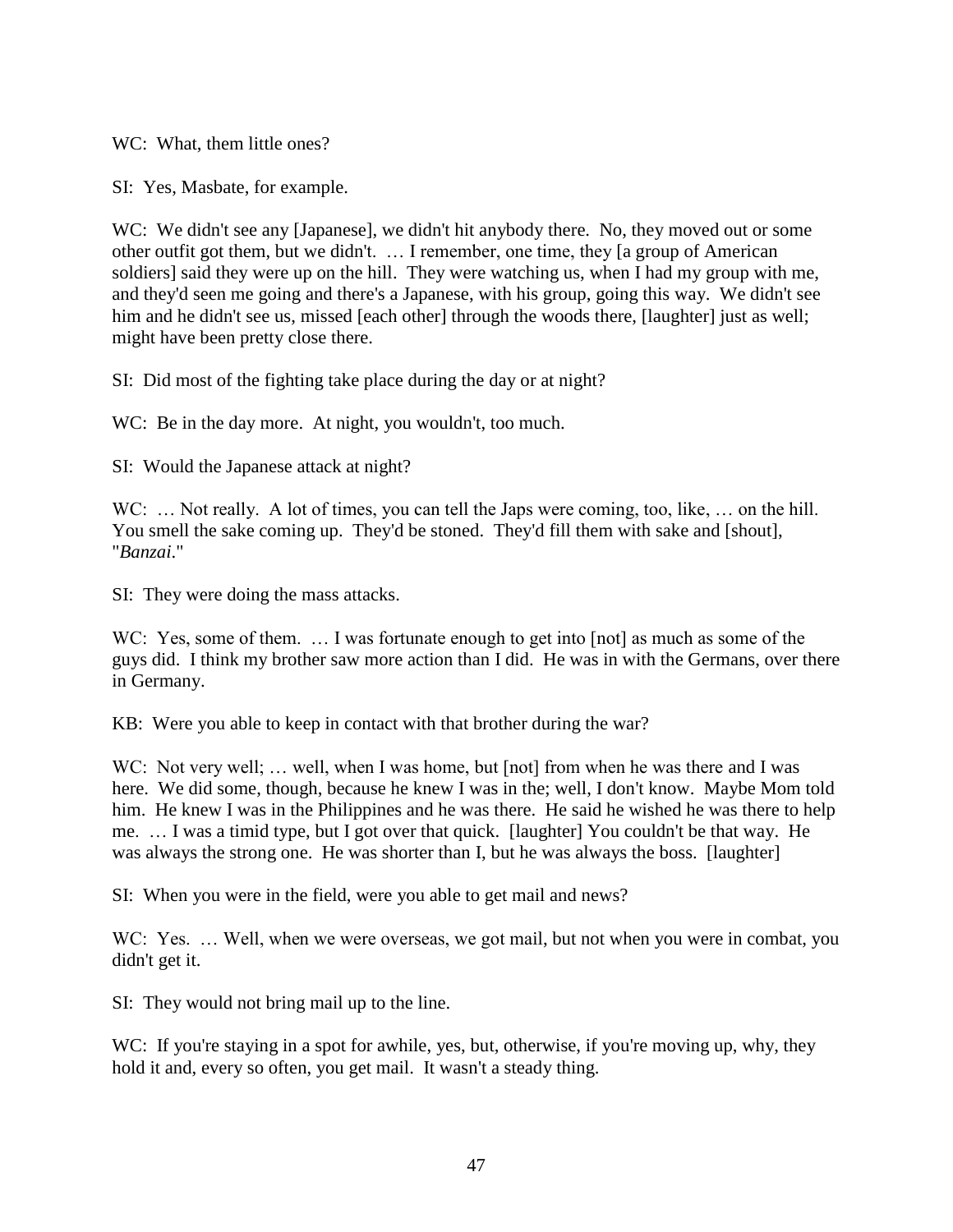WC: What, them little ones?

SI: Yes, Masbate, for example.

WC: We didn't see any [Japanese], we didn't hit anybody there. No, they moved out or some other outfit got them, but we didn't. … I remember, one time, they [a group of American soldiers] said they were up on the hill. They were watching us, when I had my group with me, and they'd seen me going and there's a Japanese, with his group, going this way. We didn't see him and he didn't see us, missed [each other] through the woods there, [laughter] just as well; might have been pretty close there.

SI: Did most of the fighting take place during the day or at night?

WC: Be in the day more. At night, you wouldn't, too much.

SI: Would the Japanese attack at night?

WC: … Not really. A lot of times, you can tell the Japs were coming, too, like, … on the hill. You smell the sake coming up. They'd be stoned. They'd fill them with sake and [shout], "*Banzai*."

SI: They were doing the mass attacks.

WC: Yes, some of them. … I was fortunate enough to get into [not] as much as some of the guys did. I think my brother saw more action than I did. He was in with the Germans, over there in Germany.

KB: Were you able to keep in contact with that brother during the war?

WC: Not very well; … well, when I was home, but [not] from when he was there and I was here. We did some, though, because he knew I was in the; well, I don't know. Maybe Mom told him. He knew I was in the Philippines and he was there. He said he wished he was there to help me. … I was a timid type, but I got over that quick. [laughter] You couldn't be that way. He was always the strong one. He was shorter than I, but he was always the boss. [laughter]

SI: When you were in the field, were you able to get mail and news?

WC: Yes. … Well, when we were overseas, we got mail, but not when you were in combat, you didn't get it.

SI: They would not bring mail up to the line.

WC: If you're staying in a spot for awhile, yes, but, otherwise, if you're moving up, why, they hold it and, every so often, you get mail. It wasn't a steady thing.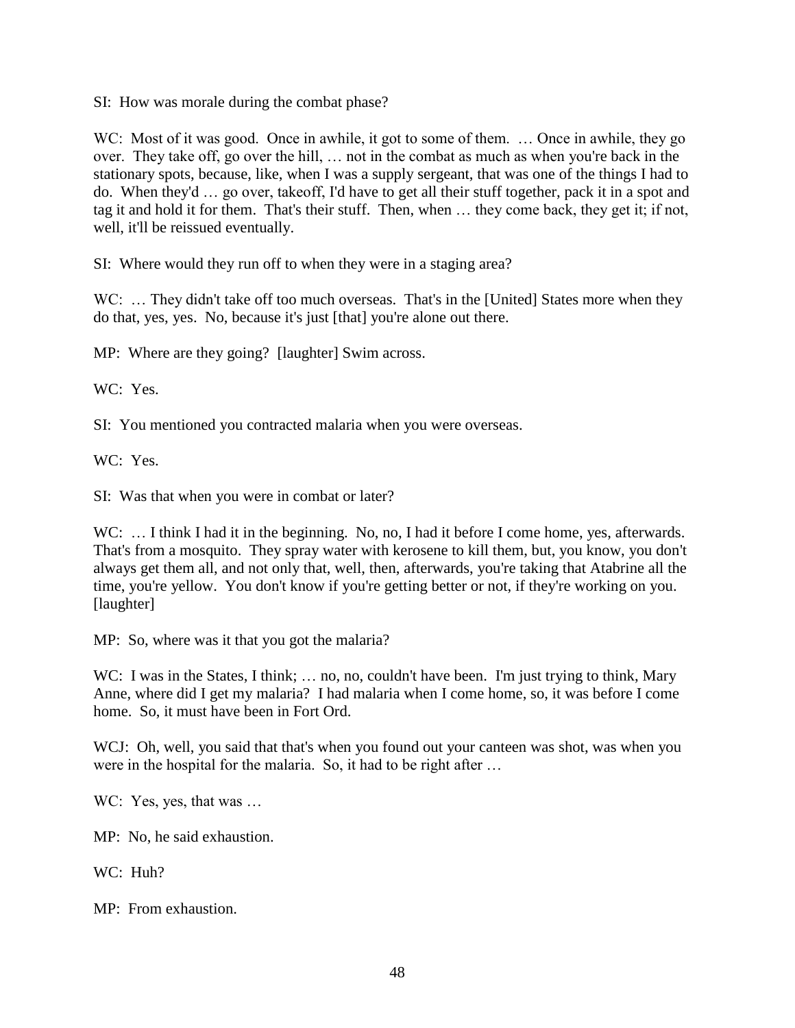SI: How was morale during the combat phase?

WC: Most of it was good. Once in awhile, it got to some of them. … Once in awhile, they go over. They take off, go over the hill, … not in the combat as much as when you're back in the stationary spots, because, like, when I was a supply sergeant, that was one of the things I had to do. When they'd … go over, takeoff, I'd have to get all their stuff together, pack it in a spot and tag it and hold it for them. That's their stuff. Then, when … they come back, they get it; if not, well, it'll be reissued eventually.

SI: Where would they run off to when they were in a staging area?

WC: … They didn't take off too much overseas. That's in the [United] States more when they do that, yes, yes. No, because it's just [that] you're alone out there.

MP: Where are they going? [laughter] Swim across.

WC: Yes.

SI: You mentioned you contracted malaria when you were overseas.

WC: Yes.

SI: Was that when you were in combat or later?

WC: … I think I had it in the beginning. No, no, I had it before I come home, yes, afterwards. That's from a mosquito. They spray water with kerosene to kill them, but, you know, you don't always get them all, and not only that, well, then, afterwards, you're taking that Atabrine all the time, you're yellow. You don't know if you're getting better or not, if they're working on you. [laughter]

MP: So, where was it that you got the malaria?

WC: I was in the States, I think; … no, no, couldn't have been. I'm just trying to think, Mary Anne, where did I get my malaria? I had malaria when I come home, so, it was before I come home. So, it must have been in Fort Ord.

WCJ: Oh, well, you said that that's when you found out your canteen was shot, was when you were in the hospital for the malaria. So, it had to be right after …

WC: Yes, yes, that was …

MP: No, he said exhaustion.

WC: Huh?

MP: From exhaustion.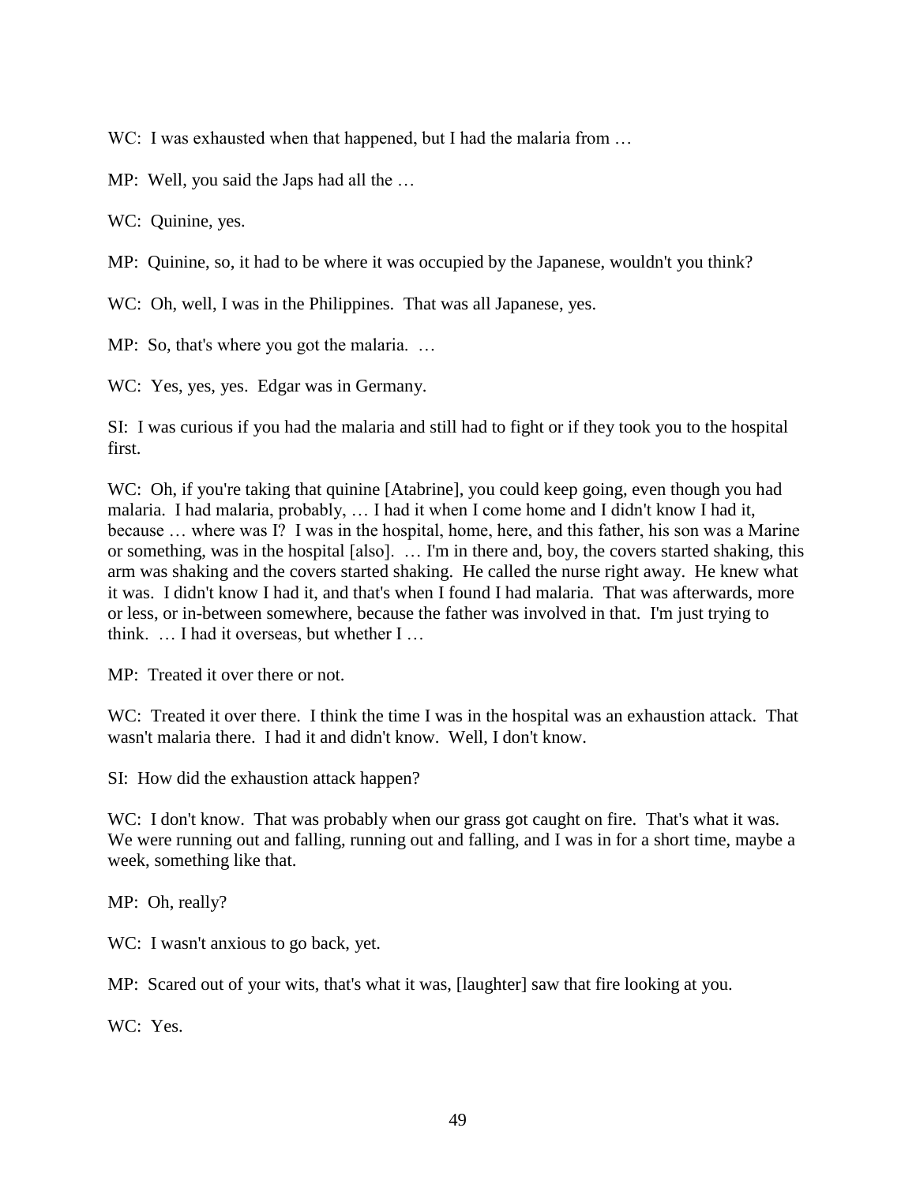WC: I was exhausted when that happened, but I had the malaria from …

MP: Well, you said the Japs had all the …

WC: Quinine, yes.

MP: Quinine, so, it had to be where it was occupied by the Japanese, wouldn't you think?

WC: Oh, well, I was in the Philippines. That was all Japanese, yes.

MP: So, that's where you got the malaria. …

WC: Yes, yes, yes. Edgar was in Germany.

SI: I was curious if you had the malaria and still had to fight or if they took you to the hospital first.

WC: Oh, if you're taking that quinine [Atabrine], you could keep going, even though you had malaria. I had malaria, probably, … I had it when I come home and I didn't know I had it, because … where was I? I was in the hospital, home, here, and this father, his son was a Marine or something, was in the hospital [also]. … I'm in there and, boy, the covers started shaking, this arm was shaking and the covers started shaking. He called the nurse right away. He knew what it was. I didn't know I had it, and that's when I found I had malaria. That was afterwards, more or less, or in-between somewhere, because the father was involved in that. I'm just trying to think. … I had it overseas, but whether I …

MP: Treated it over there or not.

WC: Treated it over there. I think the time I was in the hospital was an exhaustion attack. That wasn't malaria there. I had it and didn't know. Well, I don't know.

SI: How did the exhaustion attack happen?

WC: I don't know. That was probably when our grass got caught on fire. That's what it was. We were running out and falling, running out and falling, and I was in for a short time, maybe a week, something like that.

MP: Oh, really?

WC: I wasn't anxious to go back, yet.

MP: Scared out of your wits, that's what it was, [laughter] saw that fire looking at you.

WC: Yes.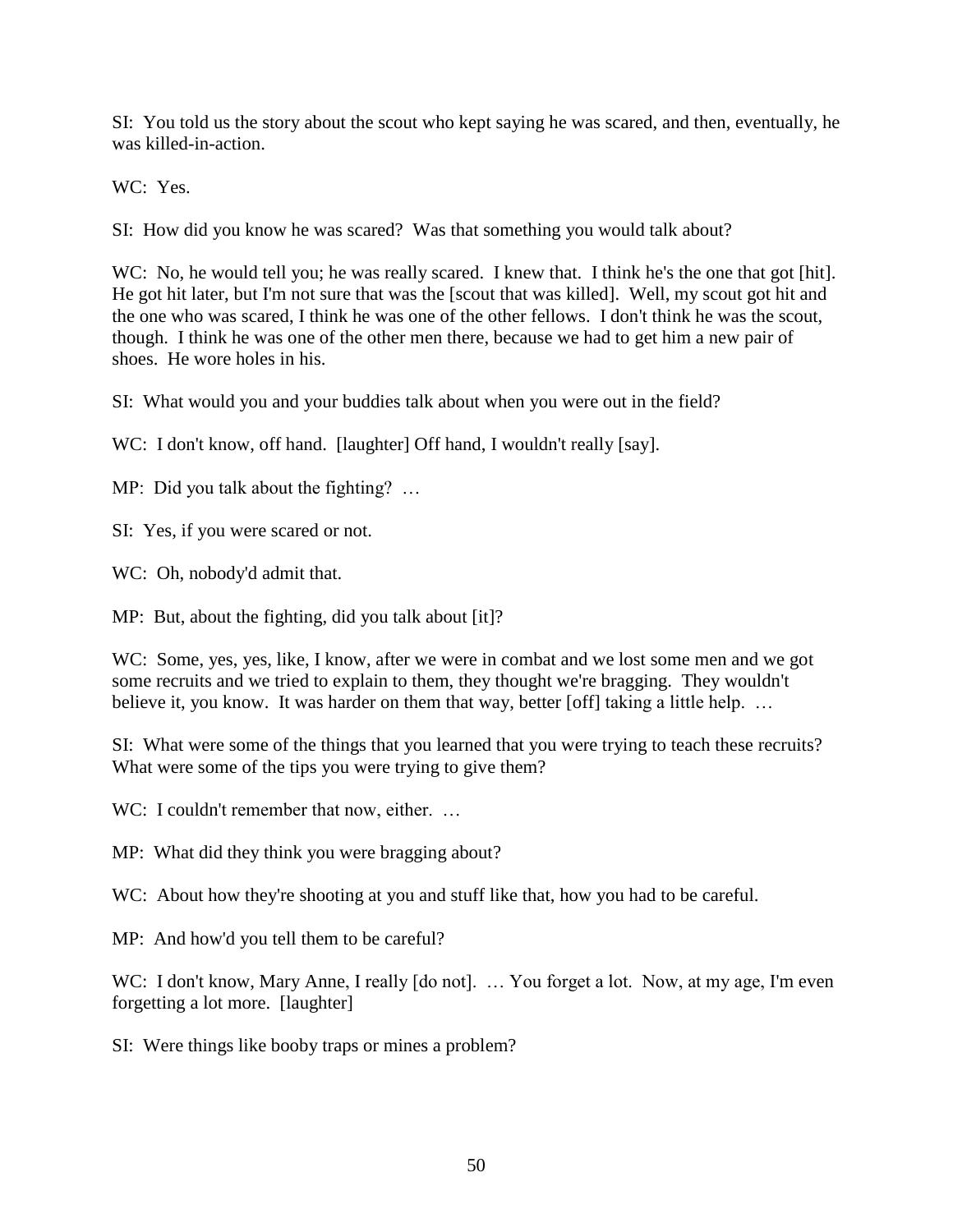SI: You told us the story about the scout who kept saying he was scared, and then, eventually, he was killed-in-action.

WC: Yes.

SI: How did you know he was scared? Was that something you would talk about?

WC: No, he would tell you; he was really scared. I knew that. I think he's the one that got [hit]. He got hit later, but I'm not sure that was the [scout that was killed]. Well, my scout got hit and the one who was scared, I think he was one of the other fellows. I don't think he was the scout, though. I think he was one of the other men there, because we had to get him a new pair of shoes. He wore holes in his.

SI: What would you and your buddies talk about when you were out in the field?

WC: I don't know, off hand. [laughter] Off hand, I wouldn't really [say].

MP: Did you talk about the fighting? …

SI: Yes, if you were scared or not.

WC: Oh, nobody'd admit that.

MP: But, about the fighting, did you talk about [it]?

WC: Some, yes, yes, like, I know, after we were in combat and we lost some men and we got some recruits and we tried to explain to them, they thought we're bragging. They wouldn't believe it, you know. It was harder on them that way, better [off] taking a little help. …

SI: What were some of the things that you learned that you were trying to teach these recruits? What were some of the tips you were trying to give them?

WC: I couldn't remember that now, either. …

MP: What did they think you were bragging about?

WC: About how they're shooting at you and stuff like that, how you had to be careful.

MP: And how'd you tell them to be careful?

WC: I don't know, Mary Anne, I really [do not]. … You forget a lot. Now, at my age, I'm even forgetting a lot more. [laughter]

SI: Were things like booby traps or mines a problem?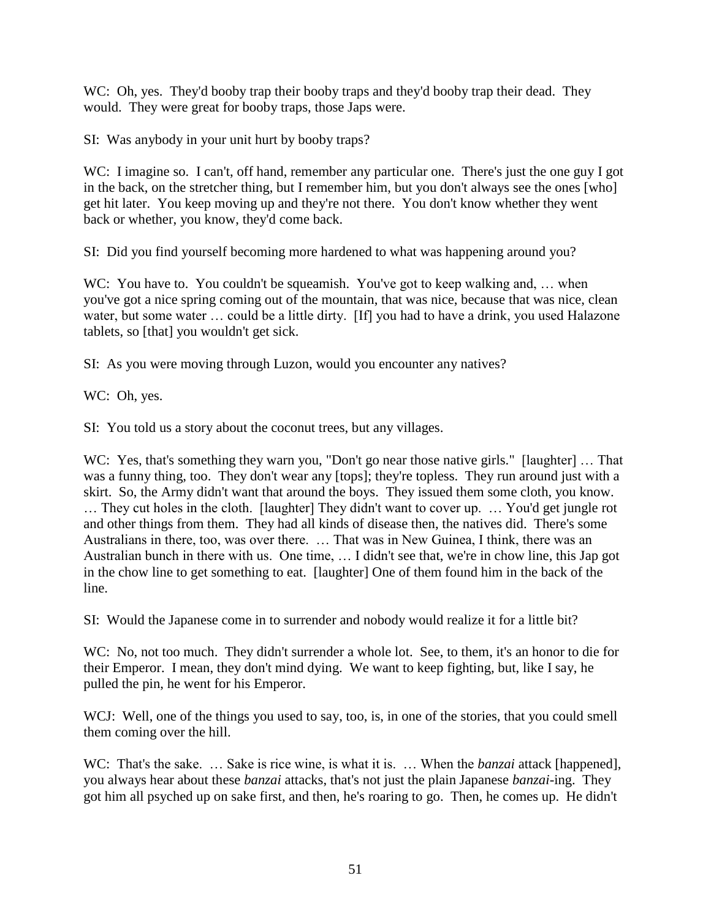WC: Oh, yes. They'd booby trap their booby traps and they'd booby trap their dead. They would. They were great for booby traps, those Japs were.

SI: Was anybody in your unit hurt by booby traps?

WC: I imagine so. I can't, off hand, remember any particular one. There's just the one guy I got in the back, on the stretcher thing, but I remember him, but you don't always see the ones [who] get hit later. You keep moving up and they're not there. You don't know whether they went back or whether, you know, they'd come back.

SI: Did you find yourself becoming more hardened to what was happening around you?

WC: You have to. You couldn't be squeamish. You've got to keep walking and, … when you've got a nice spring coming out of the mountain, that was nice, because that was nice, clean water, but some water … could be a little dirty. [If] you had to have a drink, you used Halazone tablets, so [that] you wouldn't get sick.

SI: As you were moving through Luzon, would you encounter any natives?

WC: Oh, yes.

SI: You told us a story about the coconut trees, but any villages.

WC: Yes, that's something they warn you, "Don't go near those native girls." [laughter] … That was a funny thing, too. They don't wear any [tops]; they're topless. They run around just with a skirt. So, the Army didn't want that around the boys. They issued them some cloth, you know. … They cut holes in the cloth. [laughter] They didn't want to cover up. … You'd get jungle rot and other things from them. They had all kinds of disease then, the natives did. There's some Australians in there, too, was over there. … That was in New Guinea, I think, there was an Australian bunch in there with us. One time, … I didn't see that, we're in chow line, this Jap got in the chow line to get something to eat. [laughter] One of them found him in the back of the line.

SI: Would the Japanese come in to surrender and nobody would realize it for a little bit?

WC: No, not too much. They didn't surrender a whole lot. See, to them, it's an honor to die for their Emperor. I mean, they don't mind dying. We want to keep fighting, but, like I say, he pulled the pin, he went for his Emperor.

WCJ: Well, one of the things you used to say, too, is, in one of the stories, that you could smell them coming over the hill.

WC: That's the sake. … Sake is rice wine, is what it is. … When the *banzai* attack [happened], you always hear about these *banzai* attacks, that's not just the plain Japanese *banzai*-ing. They got him all psyched up on sake first, and then, he's roaring to go. Then, he comes up. He didn't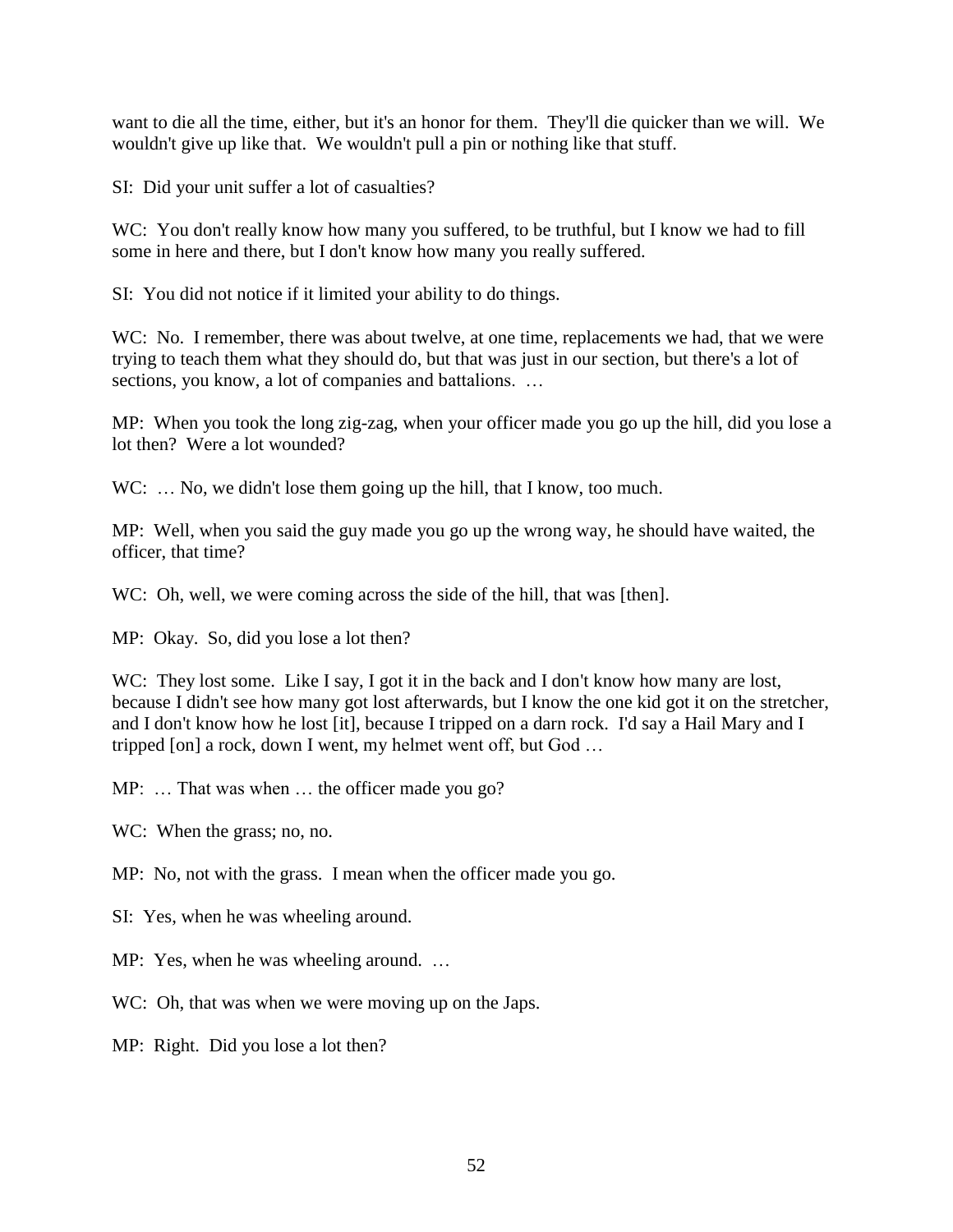want to die all the time, either, but it's an honor for them. They'll die quicker than we will. We wouldn't give up like that. We wouldn't pull a pin or nothing like that stuff.

SI: Did your unit suffer a lot of casualties?

WC: You don't really know how many you suffered, to be truthful, but I know we had to fill some in here and there, but I don't know how many you really suffered.

SI: You did not notice if it limited your ability to do things.

WC: No. I remember, there was about twelve, at one time, replacements we had, that we were trying to teach them what they should do, but that was just in our section, but there's a lot of sections, you know, a lot of companies and battalions. …

MP: When you took the long zig-zag, when your officer made you go up the hill, did you lose a lot then? Were a lot wounded?

WC: … No, we didn't lose them going up the hill, that I know, too much.

MP: Well, when you said the guy made you go up the wrong way, he should have waited, the officer, that time?

WC: Oh, well, we were coming across the side of the hill, that was [then].

MP: Okay. So, did you lose a lot then?

WC: They lost some. Like I say, I got it in the back and I don't know how many are lost, because I didn't see how many got lost afterwards, but I know the one kid got it on the stretcher, and I don't know how he lost [it], because I tripped on a darn rock. I'd say a Hail Mary and I tripped [on] a rock, down I went, my helmet went off, but God …

MP: … That was when … the officer made you go?

WC: When the grass; no, no.

MP: No, not with the grass. I mean when the officer made you go.

SI: Yes, when he was wheeling around.

MP: Yes, when he was wheeling around. …

WC: Oh, that was when we were moving up on the Japs.

MP: Right. Did you lose a lot then?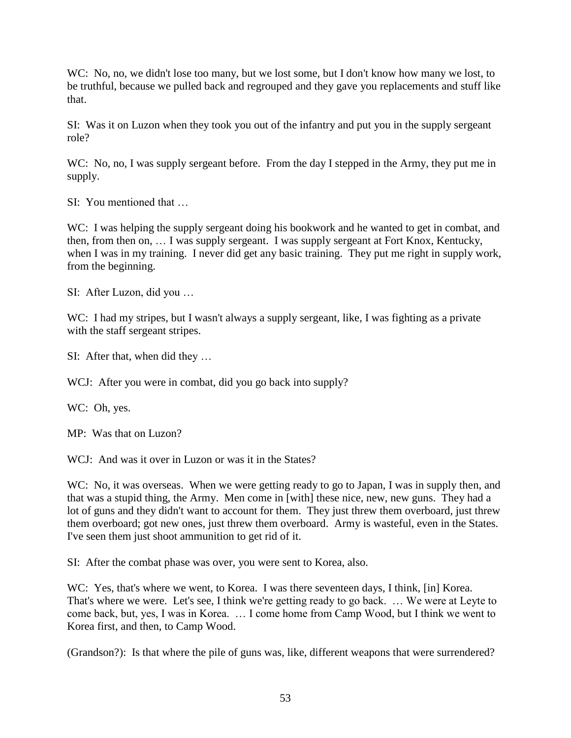WC: No, no, we didn't lose too many, but we lost some, but I don't know how many we lost, to be truthful, because we pulled back and regrouped and they gave you replacements and stuff like that.

SI: Was it on Luzon when they took you out of the infantry and put you in the supply sergeant role?

WC: No, no, I was supply sergeant before. From the day I stepped in the Army, they put me in supply.

SI: You mentioned that …

WC: I was helping the supply sergeant doing his bookwork and he wanted to get in combat, and then, from then on, … I was supply sergeant. I was supply sergeant at Fort Knox, Kentucky, when I was in my training. I never did get any basic training. They put me right in supply work, from the beginning.

SI: After Luzon, did you …

WC: I had my stripes, but I wasn't always a supply sergeant, like, I was fighting as a private with the staff sergeant stripes.

SI: After that, when did they …

WCJ: After you were in combat, did you go back into supply?

WC: Oh, yes.

MP: Was that on Luzon?

WCJ: And was it over in Luzon or was it in the States?

WC: No, it was overseas. When we were getting ready to go to Japan, I was in supply then, and that was a stupid thing, the Army. Men come in [with] these nice, new, new guns. They had a lot of guns and they didn't want to account for them. They just threw them overboard, just threw them overboard; got new ones, just threw them overboard. Army is wasteful, even in the States. I've seen them just shoot ammunition to get rid of it.

SI: After the combat phase was over, you were sent to Korea, also.

WC: Yes, that's where we went, to Korea. I was there seventeen days, I think, [in] Korea. That's where we were. Let's see, I think we're getting ready to go back. … We were at Leyte to come back, but, yes, I was in Korea. … I come home from Camp Wood, but I think we went to Korea first, and then, to Camp Wood.

(Grandson?): Is that where the pile of guns was, like, different weapons that were surrendered?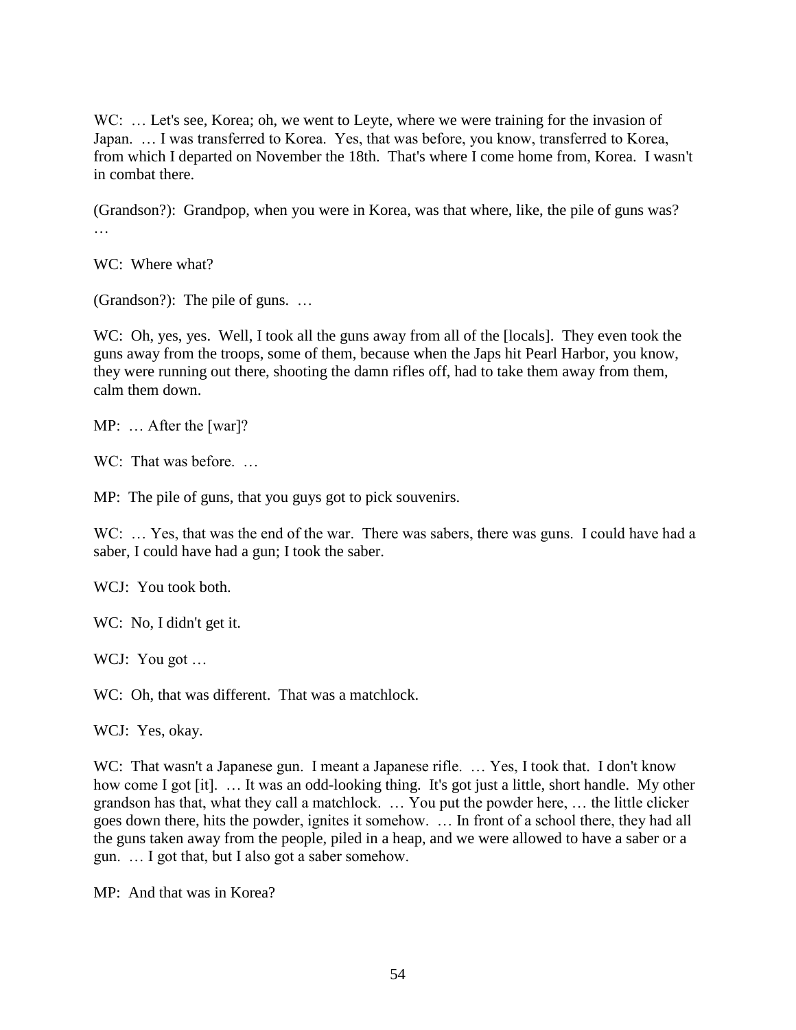WC: … Let's see, Korea; oh, we went to Leyte, where we were training for the invasion of Japan. … I was transferred to Korea. Yes, that was before, you know, transferred to Korea, from which I departed on November the 18th. That's where I come home from, Korea. I wasn't in combat there.

(Grandson?): Grandpop, when you were in Korea, was that where, like, the pile of guns was? …

WC: Where what?

(Grandson?): The pile of guns. …

WC: Oh, yes, yes. Well, I took all the guns away from all of the [locals]. They even took the guns away from the troops, some of them, because when the Japs hit Pearl Harbor, you know, they were running out there, shooting the damn rifles off, had to take them away from them, calm them down.

MP: … After the [war]?

WC: That was before. …

MP: The pile of guns, that you guys got to pick souvenirs.

WC: … Yes, that was the end of the war. There was sabers, there was guns. I could have had a saber, I could have had a gun; I took the saber.

WCJ: You took both.

WC: No, I didn't get it.

WCJ: You got …

WC: Oh, that was different. That was a matchlock.

WCJ: Yes, okay.

WC: That wasn't a Japanese gun. I meant a Japanese rifle. … Yes, I took that. I don't know how come I got [it]. … It was an odd-looking thing. It's got just a little, short handle. My other grandson has that, what they call a matchlock. … You put the powder here, … the little clicker goes down there, hits the powder, ignites it somehow. … In front of a school there, they had all the guns taken away from the people, piled in a heap, and we were allowed to have a saber or a gun. … I got that, but I also got a saber somehow.

MP: And that was in Korea?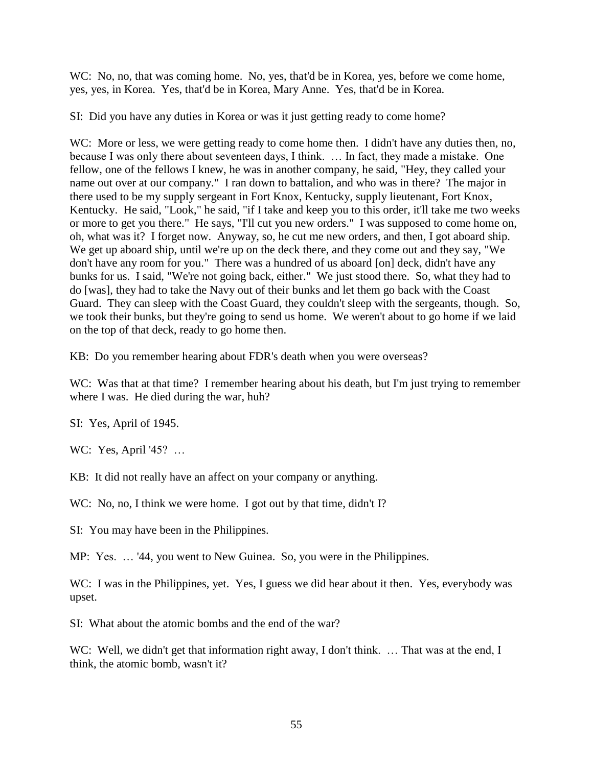WC: No, no, that was coming home. No, yes, that'd be in Korea, yes, before we come home, yes, yes, in Korea. Yes, that'd be in Korea, Mary Anne. Yes, that'd be in Korea.

SI: Did you have any duties in Korea or was it just getting ready to come home?

WC: More or less, we were getting ready to come home then. I didn't have any duties then, no, because I was only there about seventeen days, I think. … In fact, they made a mistake. One fellow, one of the fellows I knew, he was in another company, he said, "Hey, they called your name out over at our company." I ran down to battalion, and who was in there? The major in there used to be my supply sergeant in Fort Knox, Kentucky, supply lieutenant, Fort Knox, Kentucky. He said, "Look," he said, "if I take and keep you to this order, it'll take me two weeks or more to get you there." He says, "I'll cut you new orders." I was supposed to come home on, oh, what was it? I forget now. Anyway, so, he cut me new orders, and then, I got aboard ship. We get up aboard ship, until we're up on the deck there, and they come out and they say, "We don't have any room for you." There was a hundred of us aboard [on] deck, didn't have any bunks for us. I said, "We're not going back, either." We just stood there. So, what they had to do [was], they had to take the Navy out of their bunks and let them go back with the Coast Guard. They can sleep with the Coast Guard, they couldn't sleep with the sergeants, though. So, we took their bunks, but they're going to send us home. We weren't about to go home if we laid on the top of that deck, ready to go home then.

KB: Do you remember hearing about FDR's death when you were overseas?

WC: Was that at that time? I remember hearing about his death, but I'm just trying to remember where I was. He died during the war, huh?

SI: Yes, April of 1945.

WC: Yes, April '45? …

KB: It did not really have an affect on your company or anything.

WC: No, no, I think we were home. I got out by that time, didn't I?

SI: You may have been in the Philippines.

MP: Yes. … '44, you went to New Guinea. So, you were in the Philippines.

WC: I was in the Philippines, yet. Yes, I guess we did hear about it then. Yes, everybody was upset.

SI: What about the atomic bombs and the end of the war?

WC: Well, we didn't get that information right away, I don't think. … That was at the end, I think, the atomic bomb, wasn't it?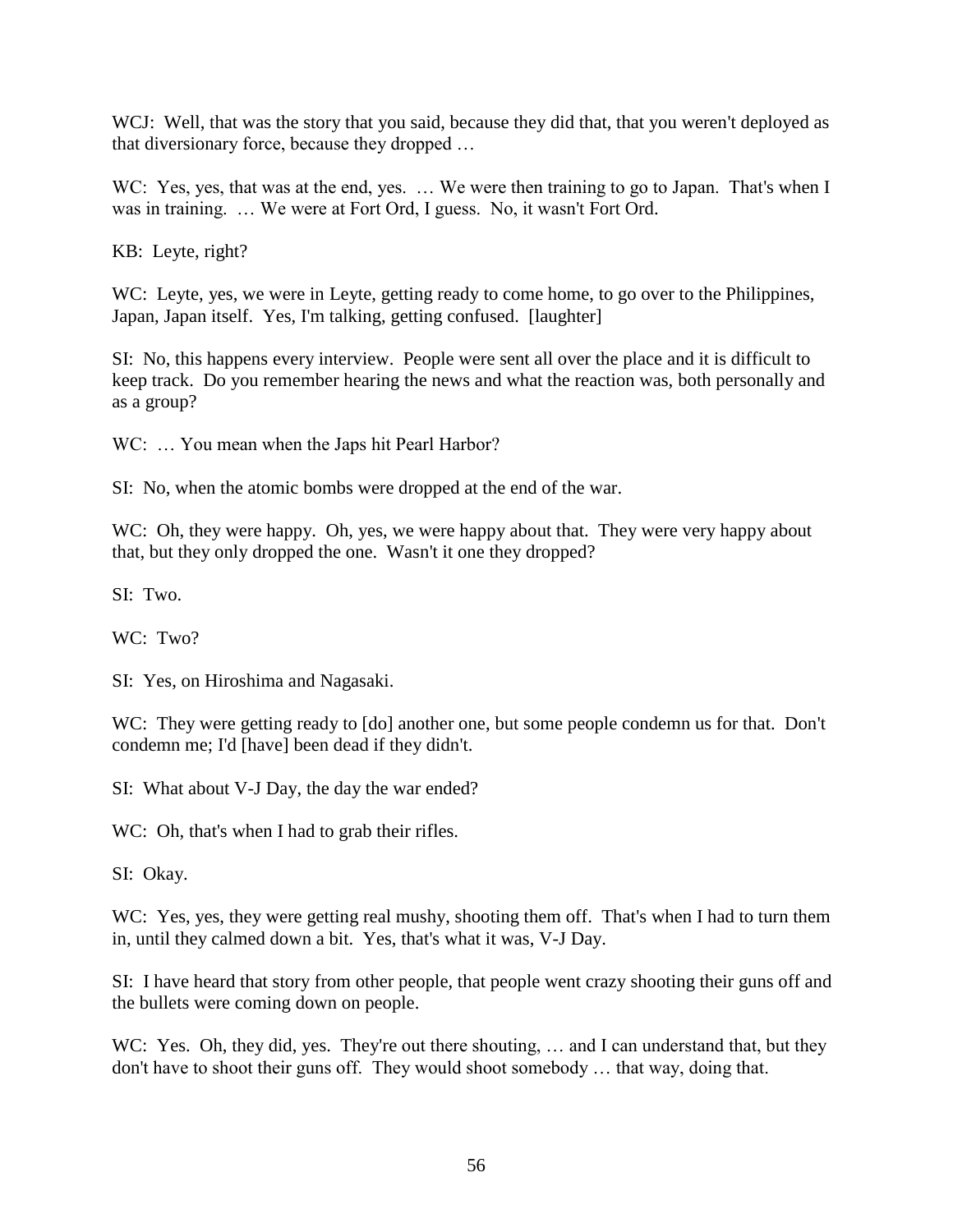WCJ: Well, that was the story that you said, because they did that, that you weren't deployed as that diversionary force, because they dropped …

WC: Yes, yes, that was at the end, yes. … We were then training to go to Japan. That's when I was in training. … We were at Fort Ord, I guess. No, it wasn't Fort Ord.

KB: Leyte, right?

WC: Leyte, yes, we were in Leyte, getting ready to come home, to go over to the Philippines, Japan, Japan itself. Yes, I'm talking, getting confused. [laughter]

SI: No, this happens every interview. People were sent all over the place and it is difficult to keep track. Do you remember hearing the news and what the reaction was, both personally and as a group?

WC: … You mean when the Japs hit Pearl Harbor?

SI: No, when the atomic bombs were dropped at the end of the war.

WC: Oh, they were happy. Oh, yes, we were happy about that. They were very happy about that, but they only dropped the one. Wasn't it one they dropped?

SI: Two.

WC: Two?

SI: Yes, on Hiroshima and Nagasaki.

WC: They were getting ready to [do] another one, but some people condemn us for that. Don't condemn me; I'd [have] been dead if they didn't.

SI: What about V-J Day, the day the war ended?

WC: Oh, that's when I had to grab their rifles.

SI: Okay.

WC: Yes, yes, they were getting real mushy, shooting them off. That's when I had to turn them in, until they calmed down a bit. Yes, that's what it was, V-J Day.

SI: I have heard that story from other people, that people went crazy shooting their guns off and the bullets were coming down on people.

WC: Yes. Oh, they did, yes. They're out there shouting, … and I can understand that, but they don't have to shoot their guns off. They would shoot somebody … that way, doing that.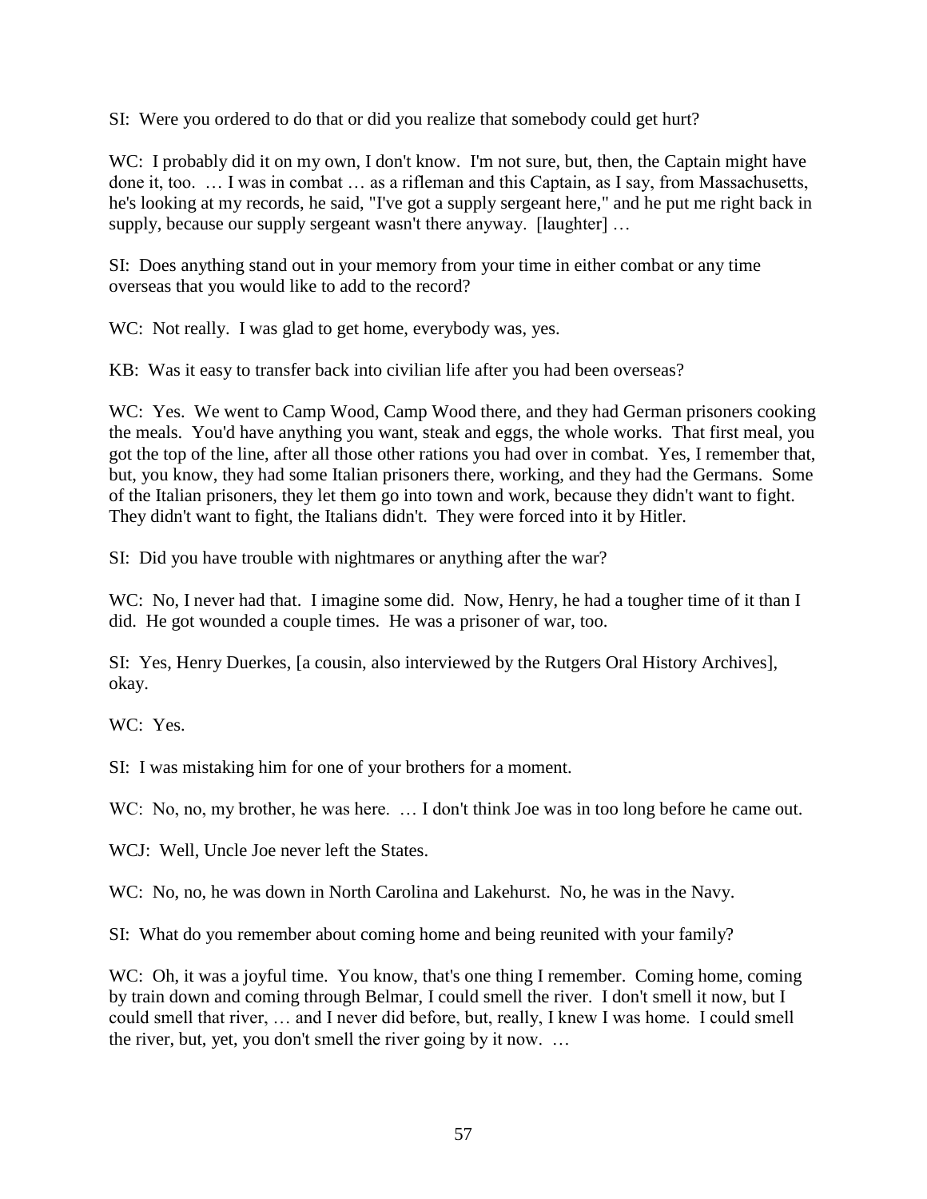SI: Were you ordered to do that or did you realize that somebody could get hurt?

WC: I probably did it on my own, I don't know. I'm not sure, but, then, the Captain might have done it, too. … I was in combat … as a rifleman and this Captain, as I say, from Massachusetts, he's looking at my records, he said, "I've got a supply sergeant here," and he put me right back in supply, because our supply sergeant wasn't there anyway. [laughter] …

SI: Does anything stand out in your memory from your time in either combat or any time overseas that you would like to add to the record?

WC: Not really. I was glad to get home, everybody was, yes.

KB: Was it easy to transfer back into civilian life after you had been overseas?

WC: Yes. We went to Camp Wood, Camp Wood there, and they had German prisoners cooking the meals. You'd have anything you want, steak and eggs, the whole works. That first meal, you got the top of the line, after all those other rations you had over in combat. Yes, I remember that, but, you know, they had some Italian prisoners there, working, and they had the Germans. Some of the Italian prisoners, they let them go into town and work, because they didn't want to fight. They didn't want to fight, the Italians didn't. They were forced into it by Hitler.

SI: Did you have trouble with nightmares or anything after the war?

WC: No, I never had that. I imagine some did. Now, Henry, he had a tougher time of it than I did. He got wounded a couple times. He was a prisoner of war, too.

SI: Yes, Henry Duerkes, [a cousin, also interviewed by the Rutgers Oral History Archives], okay.

WC: Yes.

SI: I was mistaking him for one of your brothers for a moment.

WC: No, no, my brother, he was here. … I don't think Joe was in too long before he came out.

WCJ: Well, Uncle Joe never left the States.

WC: No, no, he was down in North Carolina and Lakehurst. No, he was in the Navy.

SI: What do you remember about coming home and being reunited with your family?

WC: Oh, it was a joyful time. You know, that's one thing I remember. Coming home, coming by train down and coming through Belmar, I could smell the river. I don't smell it now, but I could smell that river, … and I never did before, but, really, I knew I was home. I could smell the river, but, yet, you don't smell the river going by it now. …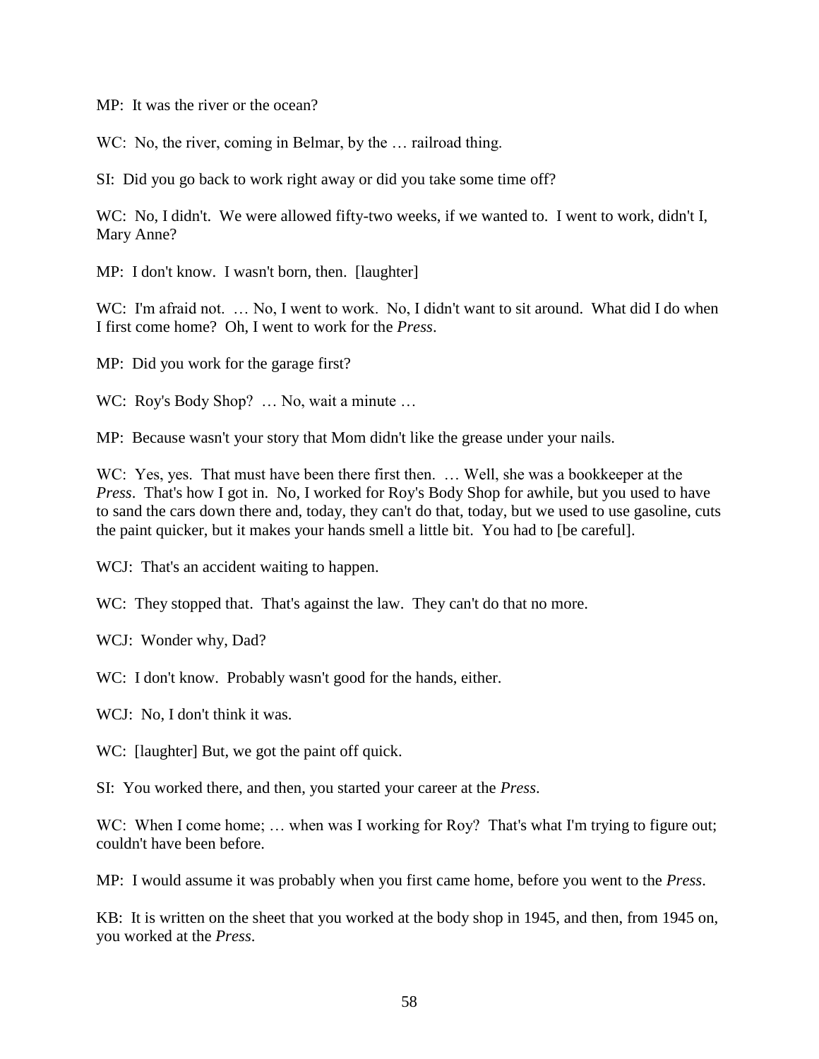MP: It was the river or the ocean?

WC: No, the river, coming in Belmar, by the … railroad thing.

SI: Did you go back to work right away or did you take some time off?

WC: No, I didn't. We were allowed fifty-two weeks, if we wanted to. I went to work, didn't I, Mary Anne?

MP: I don't know. I wasn't born, then. [laughter]

WC: I'm afraid not. … No, I went to work. No, I didn't want to sit around. What did I do when I first come home? Oh, I went to work for the *Press*.

MP: Did you work for the garage first?

WC: Roy's Body Shop? … No, wait a minute …

MP: Because wasn't your story that Mom didn't like the grease under your nails.

WC: Yes, yes. That must have been there first then. … Well, she was a bookkeeper at the *Press*. That's how I got in. No, I worked for Roy's Body Shop for awhile, but you used to have to sand the cars down there and, today, they can't do that, today, but we used to use gasoline, cuts the paint quicker, but it makes your hands smell a little bit. You had to [be careful].

WCJ: That's an accident waiting to happen.

WC: They stopped that. That's against the law. They can't do that no more.

WCJ: Wonder why, Dad?

WC: I don't know. Probably wasn't good for the hands, either.

WCJ: No, I don't think it was.

WC: [laughter] But, we got the paint off quick.

SI: You worked there, and then, you started your career at the *Press*.

WC: When I come home; … when was I working for Roy? That's what I'm trying to figure out; couldn't have been before.

MP: I would assume it was probably when you first came home, before you went to the *Press*.

KB: It is written on the sheet that you worked at the body shop in 1945, and then, from 1945 on, you worked at the *Press*.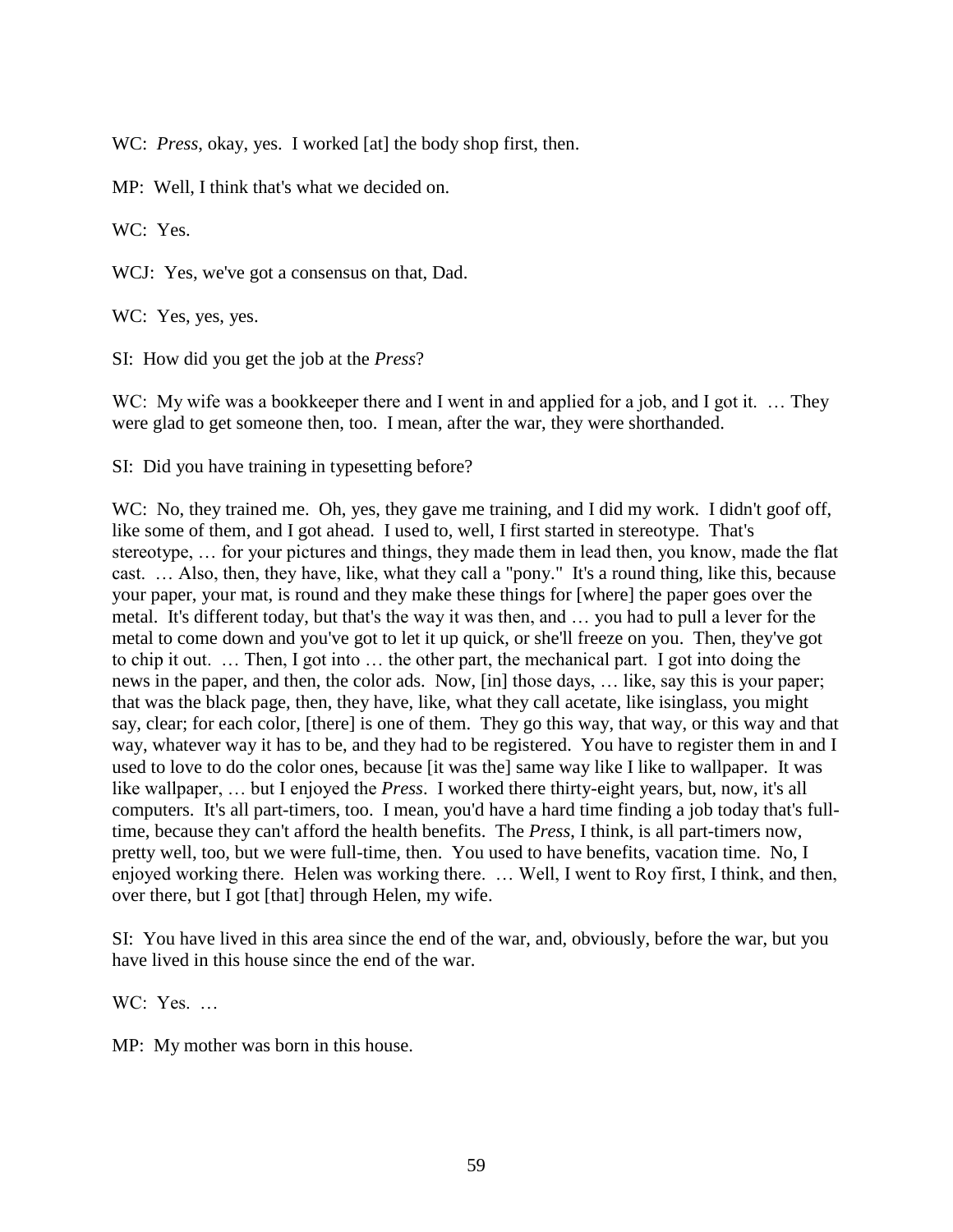WC: *Press*, okay, yes. I worked [at] the body shop first, then.

MP: Well, I think that's what we decided on.

WC: Yes.

WCJ: Yes, we've got a consensus on that, Dad.

WC: Yes, yes, yes.

SI: How did you get the job at the *Press*?

WC: My wife was a bookkeeper there and I went in and applied for a job, and I got it. … They were glad to get someone then, too. I mean, after the war, they were shorthanded.

SI: Did you have training in typesetting before?

WC: No, they trained me. Oh, yes, they gave me training, and I did my work. I didn't goof off, like some of them, and I got ahead. I used to, well, I first started in stereotype. That's stereotype, … for your pictures and things, they made them in lead then, you know, made the flat cast. … Also, then, they have, like, what they call a "pony." It's a round thing, like this, because your paper, your mat, is round and they make these things for [where] the paper goes over the metal. It's different today, but that's the way it was then, and … you had to pull a lever for the metal to come down and you've got to let it up quick, or she'll freeze on you. Then, they've got to chip it out. … Then, I got into … the other part, the mechanical part. I got into doing the news in the paper, and then, the color ads. Now, [in] those days, … like, say this is your paper; that was the black page, then, they have, like, what they call acetate, like isinglass, you might say, clear; for each color, [there] is one of them. They go this way, that way, or this way and that way, whatever way it has to be, and they had to be registered. You have to register them in and I used to love to do the color ones, because [it was the] same way like I like to wallpaper. It was like wallpaper, … but I enjoyed the *Press*. I worked there thirty-eight years, but, now, it's all computers. It's all part-timers, too. I mean, you'd have a hard time finding a job today that's full-time, because they can't afford the health benefits. The *Press*, I think, is all part-timers now, pretty well, too, but we were full-time, then. You used to have benefits, vacation time. No, I enjoyed working there. Helen was working there. … Well, I went to Roy first, I think, and then, over there, but I got [that] through Helen, my wife.

SI: You have lived in this area since the end of the war, and, obviously, before the war, but you have lived in this house since the end of the war.

WC: Yes. …

MP: My mother was born in this house.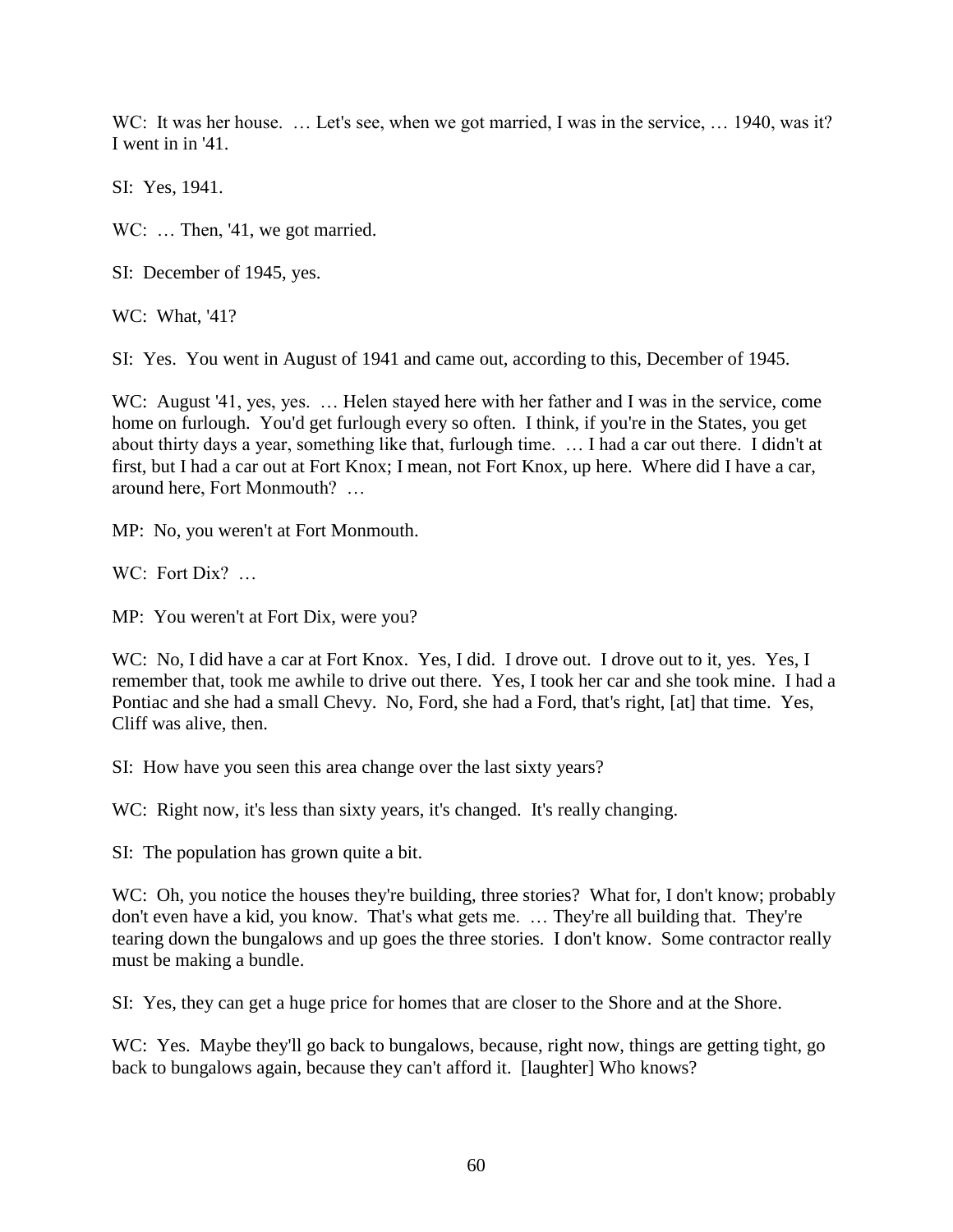WC: It was her house. … Let's see, when we got married, I was in the service, … 1940, was it? I went in in '41.

SI: Yes, 1941.

WC: … Then, '41, we got married.

SI: December of 1945, yes.

WC: What, '41?

SI: Yes. You went in August of 1941 and came out, according to this, December of 1945.

WC: August '41, yes, yes. … Helen stayed here with her father and I was in the service, come home on furlough. You'd get furlough every so often. I think, if you're in the States, you get about thirty days a year, something like that, furlough time. … I had a car out there. I didn't at first, but I had a car out at Fort Knox; I mean, not Fort Knox, up here. Where did I have a car, around here, Fort Monmouth? …

MP: No, you weren't at Fort Monmouth.

WC: Fort Dix? …

MP: You weren't at Fort Dix, were you?

WC: No, I did have a car at Fort Knox. Yes, I did. I drove out. I drove out to it, yes. Yes, I remember that, took me awhile to drive out there. Yes, I took her car and she took mine. I had a Pontiac and she had a small Chevy. No, Ford, she had a Ford, that's right, [at] that time. Yes, Cliff was alive, then.

SI: How have you seen this area change over the last sixty years?

WC: Right now, it's less than sixty years, it's changed. It's really changing.

SI: The population has grown quite a bit.

WC: Oh, you notice the houses they're building, three stories? What for, I don't know; probably don't even have a kid, you know. That's what gets me. … They're all building that. They're tearing down the bungalows and up goes the three stories. I don't know. Some contractor really must be making a bundle.

SI: Yes, they can get a huge price for homes that are closer to the Shore and at the Shore.

WC: Yes. Maybe they'll go back to bungalows, because, right now, things are getting tight, go back to bungalows again, because they can't afford it. [laughter] Who knows?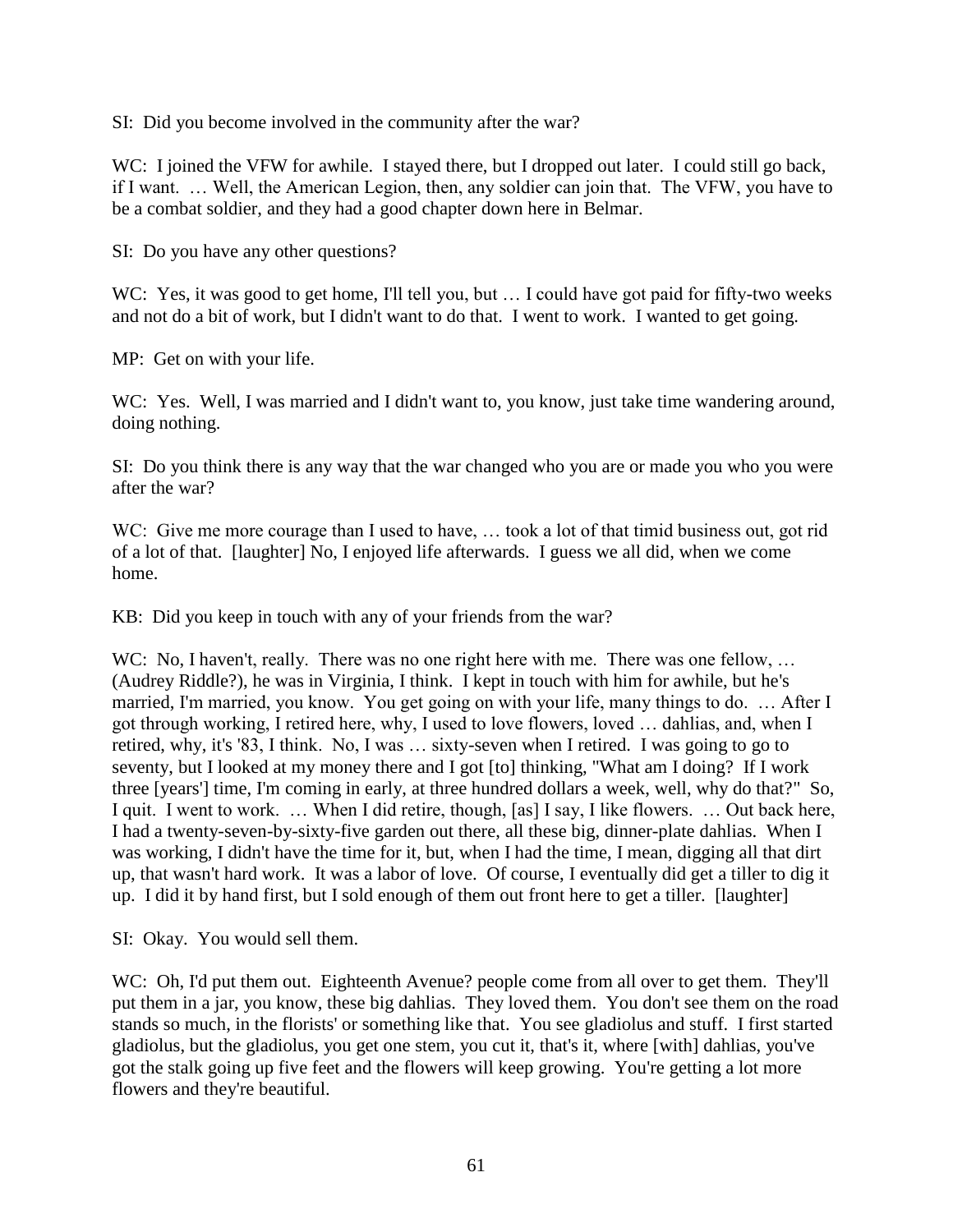SI: Did you become involved in the community after the war?

WC: I joined the VFW for awhile. I stayed there, but I dropped out later. I could still go back, if I want. … Well, the American Legion, then, any soldier can join that. The VFW, you have to be a combat soldier, and they had a good chapter down here in Belmar.

SI: Do you have any other questions?

WC: Yes, it was good to get home, I'll tell you, but … I could have got paid for fifty-two weeks and not do a bit of work, but I didn't want to do that. I went to work. I wanted to get going.

MP: Get on with your life.

WC: Yes. Well, I was married and I didn't want to, you know, just take time wandering around, doing nothing.

SI: Do you think there is any way that the war changed who you are or made you who you were after the war?

WC: Give me more courage than I used to have, … took a lot of that timid business out, got rid of a lot of that. [laughter] No, I enjoyed life afterwards. I guess we all did, when we come home.

KB: Did you keep in touch with any of your friends from the war?

WC: No, I haven't, really. There was no one right here with me. There was one fellow, … (Audrey Riddle?), he was in Virginia, I think. I kept in touch with him for awhile, but he's married, I'm married, you know. You get going on with your life, many things to do. … After I got through working, I retired here, why, I used to love flowers, loved … dahlias, and, when I retired, why, it's '83, I think. No, I was … sixty-seven when I retired. I was going to go to seventy, but I looked at my money there and I got [to] thinking, "What am I doing? If I work three [years'] time, I'm coming in early, at three hundred dollars a week, well, why do that?" So, I quit. I went to work. … When I did retire, though, [as] I say, I like flowers. … Out back here, I had a twenty-seven-by-sixty-five garden out there, all these big, dinner-plate dahlias. When I was working, I didn't have the time for it, but, when I had the time, I mean, digging all that dirt up, that wasn't hard work. It was a labor of love. Of course, I eventually did get a tiller to dig it up. I did it by hand first, but I sold enough of them out front here to get a tiller. [laughter]

SI: Okay. You would sell them.

WC: Oh, I'd put them out. Eighteenth Avenue? people come from all over to get them. They'll put them in a jar, you know, these big dahlias. They loved them. You don't see them on the road stands so much, in the florists' or something like that. You see gladiolus and stuff. I first started gladiolus, but the gladiolus, you get one stem, you cut it, that's it, where [with] dahlias, you've got the stalk going up five feet and the flowers will keep growing. You're getting a lot more flowers and they're beautiful.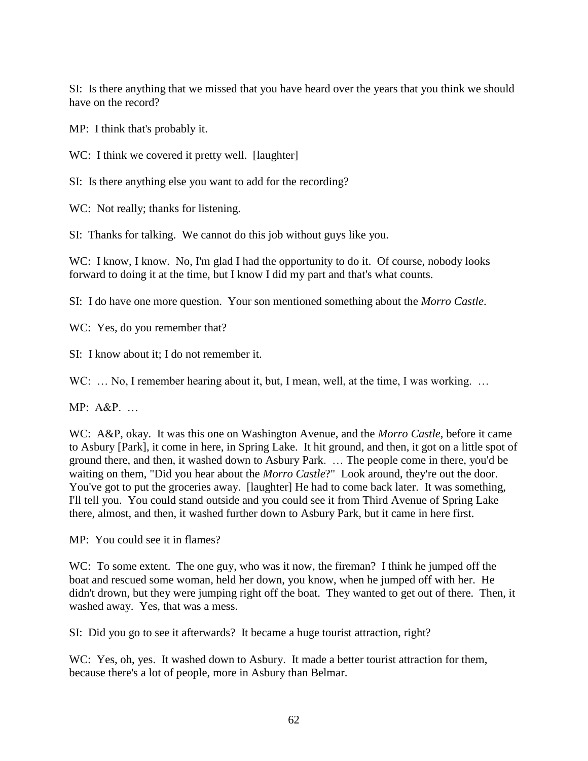SI: Is there anything that we missed that you have heard over the years that you think we should have on the record?

MP: I think that's probably it.

WC: I think we covered it pretty well. [laughter]

SI: Is there anything else you want to add for the recording?

WC: Not really; thanks for listening.

SI: Thanks for talking. We cannot do this job without guys like you.

WC: I know, I know. No, I'm glad I had the opportunity to do it. Of course, nobody looks forward to doing it at the time, but I know I did my part and that's what counts.

SI: I do have one more question. Your son mentioned something about the *Morro Castle*.

WC: Yes, do you remember that?

SI: I know about it; I do not remember it.

WC: … No, I remember hearing about it, but, I mean, well, at the time, I was working. …

MP: A&P. …

WC: A&P, okay. It was this one on Washington Avenue, and the *Morro Castle*, before it came to Asbury [Park], it come in here, in Spring Lake. It hit ground, and then, it got on a little spot of ground there, and then, it washed down to Asbury Park. … The people come in there, you'd be waiting on them, "Did you hear about the *Morro Castle*?" Look around, they're out the door. You've got to put the groceries away. [laughter] He had to come back later. It was something, I'll tell you. You could stand outside and you could see it from Third Avenue of Spring Lake there, almost, and then, it washed further down to Asbury Park, but it came in here first.

MP: You could see it in flames?

WC: To some extent. The one guy, who was it now, the fireman? I think he jumped off the boat and rescued some woman, held her down, you know, when he jumped off with her. He didn't drown, but they were jumping right off the boat. They wanted to get out of there. Then, it washed away. Yes, that was a mess.

SI: Did you go to see it afterwards? It became a huge tourist attraction, right?

WC: Yes, oh, yes. It washed down to Asbury. It made a better tourist attraction for them, because there's a lot of people, more in Asbury than Belmar.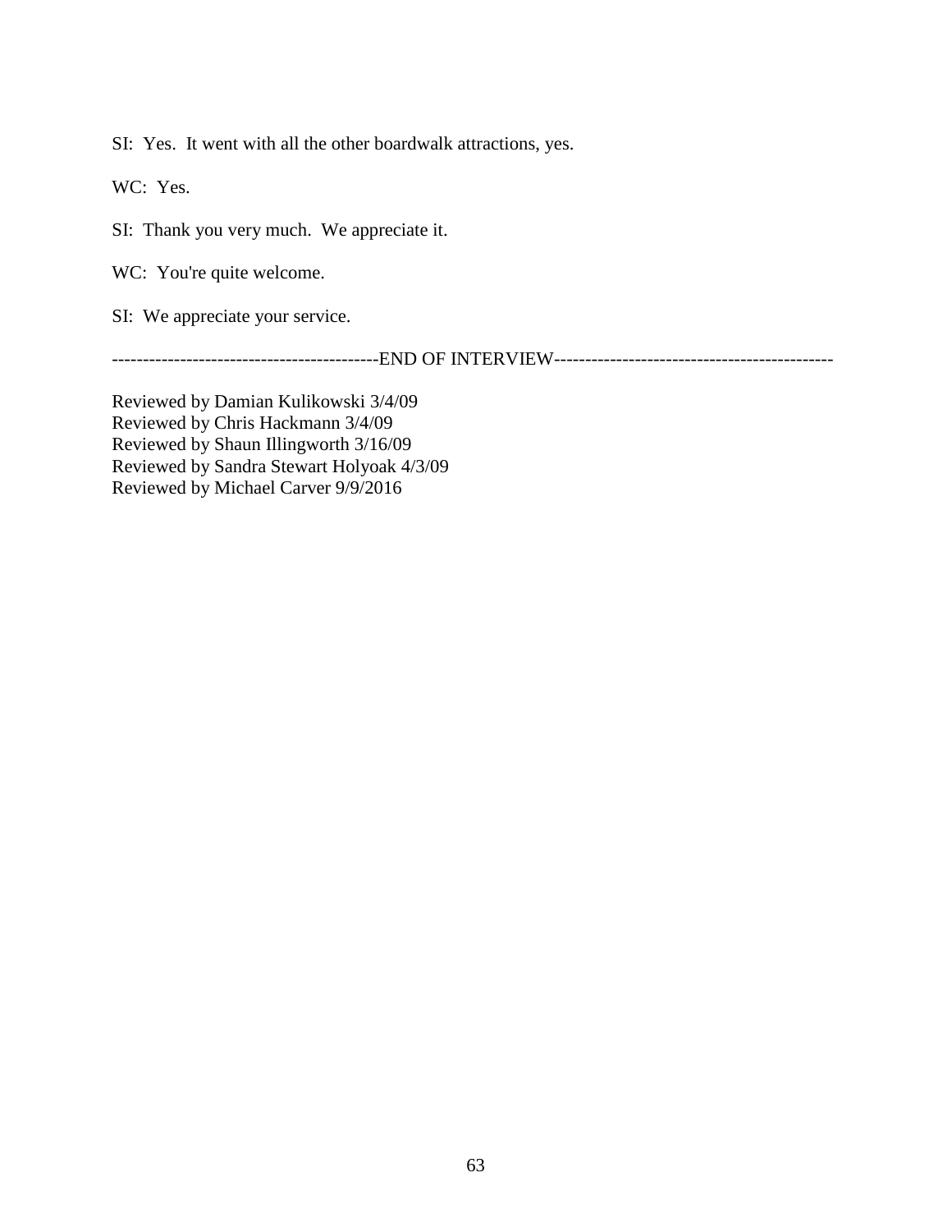SI: Yes. It went with all the other boardwalk attractions, yes.

WC: Yes.

SI: Thank you very much. We appreciate it.

WC: You're quite welcome.

SI: We appreciate your service.

-------------------------------------------END OF INTERVIEW--------------------------------------------

Reviewed by Damian Kulikowski 3/4/09
Reviewed by Chris Hackmann 3/4/09
Reviewed by Shaun Illingworth 3/16/09
Reviewed by Sandra Stewart Holyoak 4/3/09
Reviewed by Michael Carver 9/9/2016